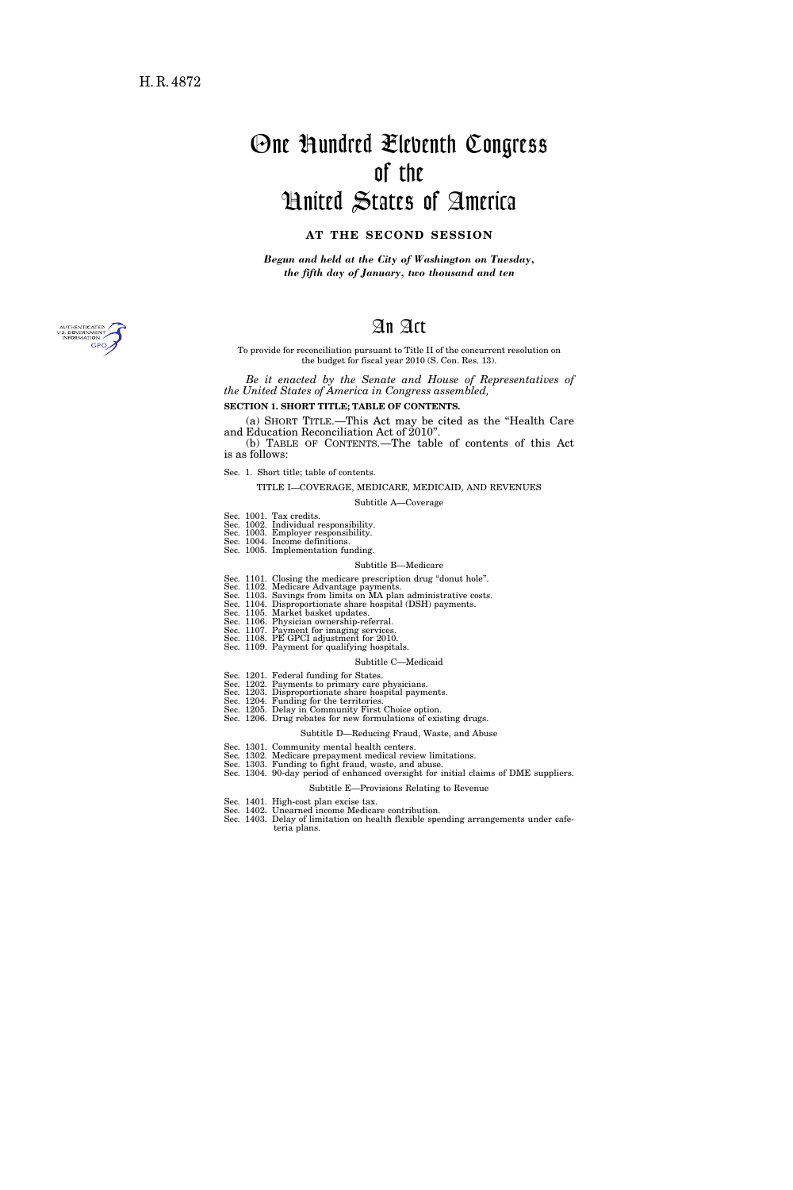H. R. 4872

# One Hundred Eleventh Congress of the United States of America

**AT THE SECOND SESSION**

***Begun and held at the City of Washington on Tuesday, the fifth day of January, two thousand and ten***

# An Act

To provide for reconciliation pursuant to Title II of the concurrent resolution on the budget for fiscal year 2010 (S. Con. Res. 13).

*Be it enacted by the Senate and House of Representatives of the United States of America in Congress assembled,*

**SECTION 1. SHORT TITLE; TABLE OF CONTENTS.**

(a) SHORT TITLE.—This Act may be cited as the "Health Care and Education Reconciliation Act of 2010".

(b) TABLE OF CONTENTS.—The table of contents of this Act is as follows:

Sec. 1. Short title; table of contents.

TITLE I—COVERAGE, MEDICARE, MEDICAID, AND REVENUES

Subtitle A—Coverage

Sec. 1001. Tax credits.
Sec. 1002. Individual responsibility.
Sec. 1003. Employer responsibility.
Sec. 1004. Income definitions.
Sec. 1005. Implementation funding.

Subtitle B—Medicare

Sec. 1101. Closing the medicare prescription drug "donut hole".
Sec. 1102. Medicare Advantage payments.
Sec. 1103. Savings from limits on MA plan administrative costs.
Sec. 1104. Disproportionate share hospital (DSH) payments.
Sec. 1105. Market basket updates.
Sec. 1106. Physician ownership-referral.
Sec. 1107. Payment for imaging services.
Sec. 1108. PE GPCI adjustment for 2010.
Sec. 1109. Payment for qualifying hospitals.

Subtitle C—Medicaid

Sec. 1201. Federal funding for States.
Sec. 1202. Payments to primary care physicians.
Sec. 1203. Disproportionate share hospital payments.
Sec. 1204. Funding for the territories.
Sec. 1205. Delay in Community First Choice option.
Sec. 1206. Drug rebates for new formulations of existing drugs.

Subtitle D—Reducing Fraud, Waste, and Abuse

Sec. 1301. Community mental health centers.
Sec. 1302. Medicare prepayment medical review limitations.
Sec. 1303. Funding to fight fraud, waste, and abuse.
Sec. 1304. 90-day period of enhanced oversight for initial claims of DME suppliers.

Subtitle E—Provisions Relating to Revenue

Sec. 1401. High-cost plan excise tax.
Sec. 1402. Unearned income Medicare contribution.
Sec. 1403. Delay of limitation on health flexible spending arrangements under cafeteria plans.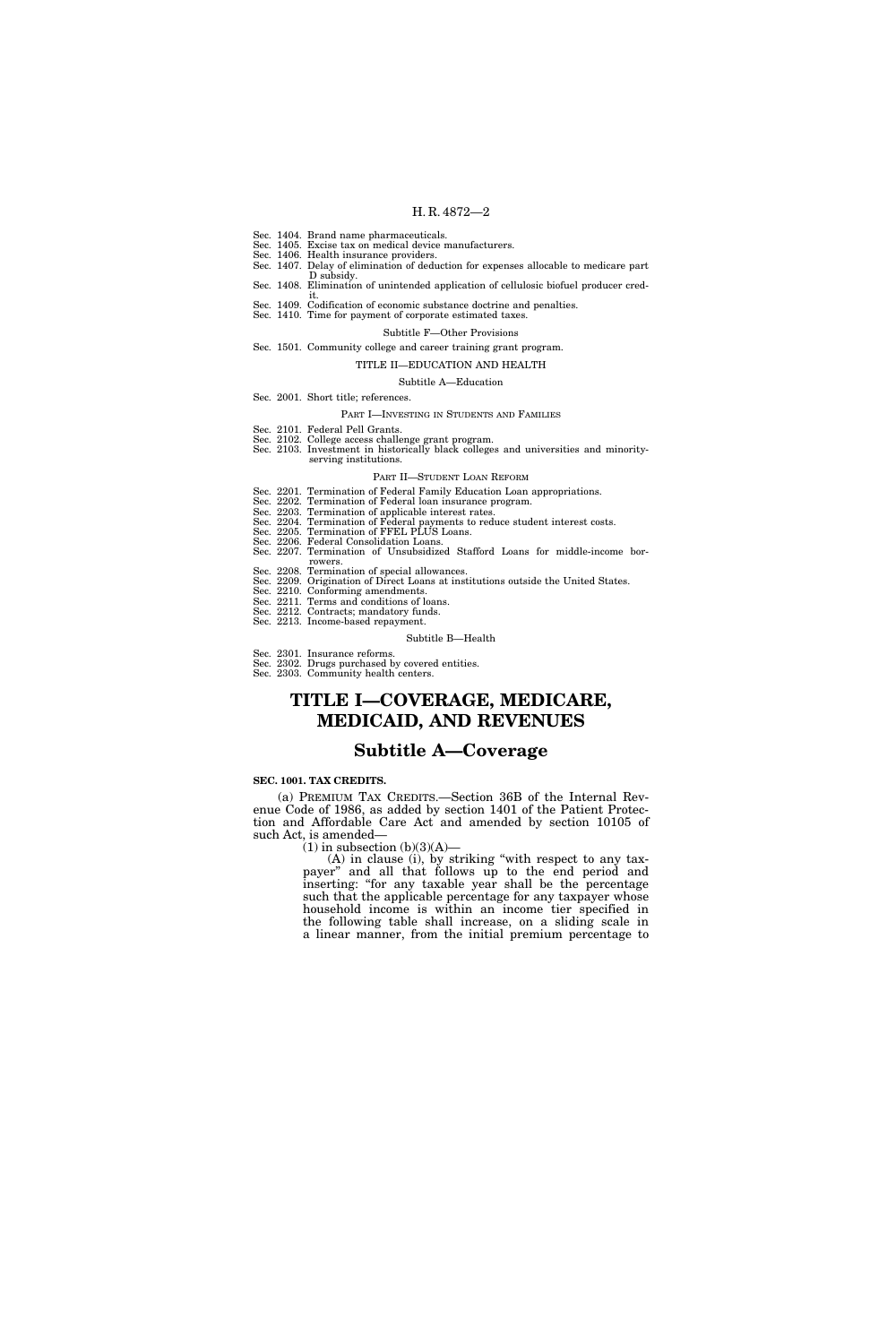Sec. 1404. Brand name pharmaceuticals.
Sec. 1405. Excise tax on medical device manufacturers.
Sec. 1406. Health insurance providers.
Sec. 1407. Delay of elimination of deduction for expenses allocable to medicare part D subsidy.
Sec. 1408. Elimination of unintended application of cellulosic biofuel producer credit.
Sec. 1409. Codification of economic substance doctrine and penalties.
Sec. 1410. Time for payment of corporate estimated taxes.

Subtitle F—Other Provisions

Sec. 1501. Community college and career training grant program.

TITLE II—EDUCATION AND HEALTH

Subtitle A—Education

Sec. 2001. Short title; references.

PART I—INVESTING IN STUDENTS AND FAMILIES

Sec. 2101. Federal Pell Grants.
Sec. 2102. College access challenge grant program.
Sec. 2103. Investment in historically black colleges and universities and minority-serving institutions.

PART II—STUDENT LOAN REFORM

Sec. 2201. Termination of Federal Family Education Loan appropriations.
Sec. 2202. Termination of Federal loan insurance program.
Sec. 2203. Termination of applicable interest rates.
Sec. 2204. Termination of Federal payments to reduce student interest costs.
Sec. 2205. Termination of FFEL PLUS Loans.
Sec. 2206. Federal Consolidation Loans.
Sec. 2207. Termination of Unsubsidized Stafford Loans for middle-income borrowers.
Sec. 2208. Termination of special allowances.
Sec. 2209. Origination of Direct Loans at institutions outside the United States.
Sec. 2210. Conforming amendments.
Sec. 2211. Terms and conditions of loans.
Sec. 2212. Contracts; mandatory funds.
Sec. 2213. Income-based repayment.

Subtitle B—Health

Sec. 2301. Insurance reforms.
Sec. 2302. Drugs purchased by covered entities.
Sec. 2303. Community health centers.

# TITLE I—COVERAGE, MEDICARE, MEDICAID, AND REVENUES

## Subtitle A—Coverage

### SEC. 1001. TAX CREDITS.

(a) PREMIUM TAX CREDITS.—Section 36B of the Internal Revenue Code of 1986, as added by section 1401 of the Patient Protection and Affordable Care Act and amended by section 10105 of such Act, is amended—

(1) in subsection (b)(3)(A)—

(A) in clause (i), by striking "with respect to any taxpayer" and all that follows up to the end period and inserting: "for any taxable year shall be the percentage such that the applicable percentage for any taxpayer whose household income is within an income tier specified in the following table shall increase, on a sliding scale in a linear manner, from the initial premium percentage to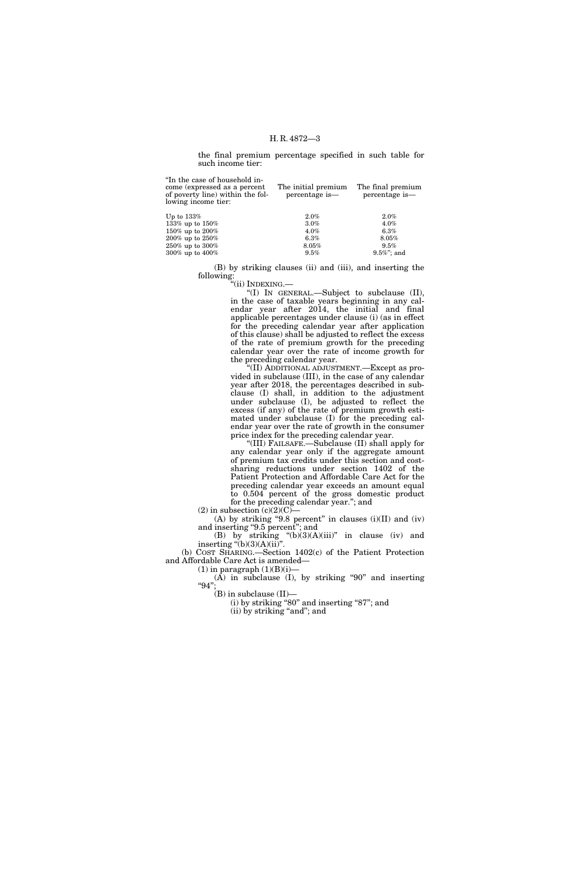the final premium percentage specified in such table for such income tier:

| "In the case of household income (expressed as a percent of poverty line) within the following income tier: | The initial premium percentage is— | The final premium percentage is— |
|---|---|---|
| Up to 133% | 2.0% | 2.0% |
| 133% up to 150% | 3.0% | 4.0% |
| 150% up to 200% | 4.0% | 6.3% |
| 200% up to 250% | 6.3% | 8.05% |
| 250% up to 300% | 8.05% | 9.5% |
| 300% up to 400% | 9.5% | 9.5%"; and |

(B) by striking clauses (ii) and (iii), and inserting the following:

"(ii) INDEXING.—

"(I) IN GENERAL.—Subject to subclause (II), in the case of taxable years beginning in any calendar year after 2014, the initial and final applicable percentages under clause (i) (as in effect for the preceding calendar year after application of this clause) shall be adjusted to reflect the excess of the rate of premium growth for the preceding calendar year over the rate of income growth for the preceding calendar year.

"(II) ADDITIONAL ADJUSTMENT.—Except as provided in subclause (III), in the case of any calendar year after 2018, the percentages described in subclause (I) shall, in addition to the adjustment under subclause (I), be adjusted to reflect the excess (if any) of the rate of premium growth estimated under subclause (I) for the preceding calendar year over the rate of growth in the consumer price index for the preceding calendar year.

"(III) FAILSAFE.—Subclause (II) shall apply for any calendar year only if the aggregate amount of premium tax credits under this section and cost-sharing reductions under section 1402 of the Patient Protection and Affordable Care Act for the preceding calendar year exceeds an amount equal to 0.504 percent of the gross domestic product for the preceding calendar year."; and

(2) in subsection (c)(2)(C)—

(A) by striking "9.8 percent" in clauses (i)(II) and (iv) and inserting "9.5 percent"; and

(B) by striking "(b)(3)(A)(iii)" in clause (iv) and inserting "(b)(3)(A)(ii)".

(b) COST SHARING.—Section 1402(c) of the Patient Protection and Affordable Care Act is amended—

(1) in paragraph (1)(B)(i)—

(A) in subclause (I), by striking "90" and inserting "94";

(B) in subclause (II)—

(i) by striking "80" and inserting "87"; and

(ii) by striking "and"; and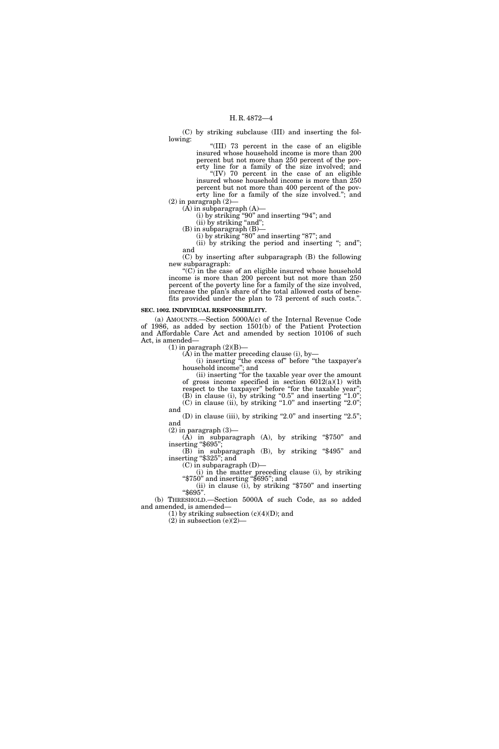(C) by striking subclause (III) and inserting the following:

"(III) 73 percent in the case of an eligible insured whose household income is more than 200 percent but not more than 250 percent of the poverty line for a family of the size involved; and

"(IV) 70 percent in the case of an eligible insured whose household income is more than 250 percent but not more than 400 percent of the poverty line for a family of the size involved."; and

(2) in paragraph (2)—

(A) in subparagraph (A)—

(i) by striking "90" and inserting "94"; and

(ii) by striking "and";

(B) in subparagraph (B)—

(i) by striking "80" and inserting "87"; and

(ii) by striking the period and inserting "; and"; and

(C) by inserting after subparagraph (B) the following new subparagraph:

"(C) in the case of an eligible insured whose household income is more than 200 percent but not more than 250 percent of the poverty line for a family of the size involved, increase the plan's share of the total allowed costs of benefits provided under the plan to 73 percent of such costs.".

**SEC. 1002. INDIVIDUAL RESPONSIBILITY.**

(a) AMOUNTS.—Section 5000A(c) of the Internal Revenue Code of 1986, as added by section 1501(b) of the Patient Protection and Affordable Care Act and amended by section 10106 of such Act, is amended—

(1) in paragraph (2)(B)—

(A) in the matter preceding clause (i), by—

(i) inserting "the excess of" before "the taxpayer's household income"; and

(ii) inserting "for the taxable year over the amount of gross income specified in section 6012(a)(1) with respect to the taxpayer" before "for the taxable year";

(B) in clause (i), by striking "0.5" and inserting "1.0";

(C) in clause (ii), by striking "1.0" and inserting "2.0"; and

(D) in clause (iii), by striking "2.0" and inserting "2.5"; and

(2) in paragraph (3)—

(A) in subparagraph (A), by striking "$750" and inserting "$695";

(B) in subparagraph (B), by striking "$495" and inserting "$325"; and

(C) in subparagraph (D)—

(i) in the matter preceding clause (i), by striking "$750" and inserting "$695"; and

(ii) in clause (i), by striking "$750" and inserting "$695".

(b) THRESHOLD.—Section 5000A of such Code, as so added and amended, is amended—

(1) by striking subsection (c)(4)(D); and

(2) in subsection (e)(2)—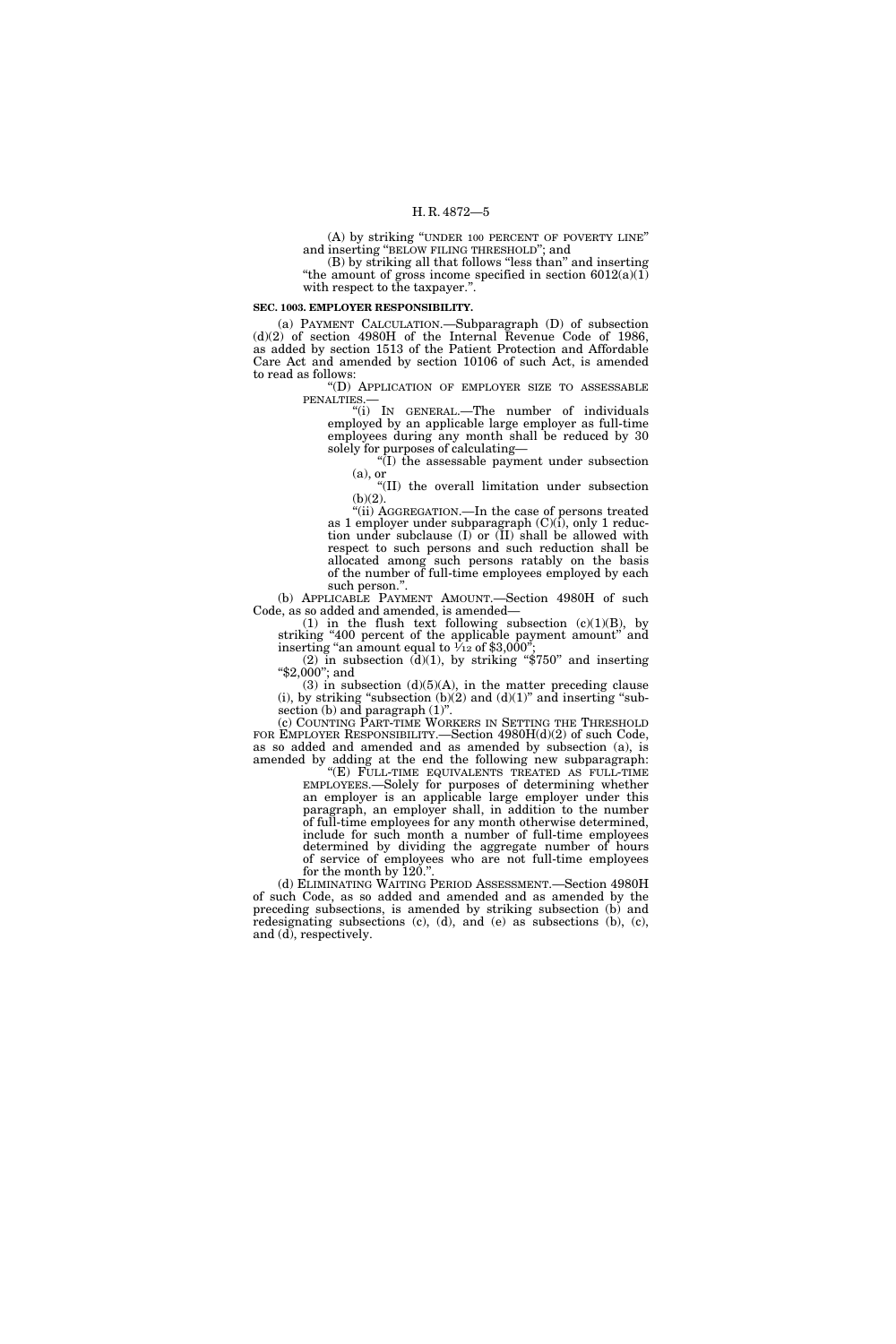(A) by striking "UNDER 100 PERCENT OF POVERTY LINE" and inserting "BELOW FILING THRESHOLD"; and

(B) by striking all that follows "less than" and inserting "the amount of gross income specified in section 6012(a)(1) with respect to the taxpayer.".

**SEC. 1003. EMPLOYER RESPONSIBILITY.**

(a) PAYMENT CALCULATION.—Subparagraph (D) of subsection (d)(2) of section 4980H of the Internal Revenue Code of 1986, as added by section 1513 of the Patient Protection and Affordable Care Act and amended by section 10106 of such Act, is amended to read as follows:

"(D) APPLICATION OF EMPLOYER SIZE TO ASSESSABLE PENALTIES.—

"(i) IN GENERAL.—The number of individuals employed by an applicable large employer as full-time employees during any month shall be reduced by 30 solely for purposes of calculating—

"(I) the assessable payment under subsection (a), or

"(II) the overall limitation under subsection (b)(2).

"(ii) AGGREGATION.—In the case of persons treated as 1 employer under subparagraph (C)(i), only 1 reduction under subclause (I) or (II) shall be allowed with respect to such persons and such reduction shall be allocated among such persons ratably on the basis of the number of full-time employees employed by each such person.".

(b) APPLICABLE PAYMENT AMOUNT.—Section 4980H of such Code, as so added and amended, is amended—

(1) in the flush text following subsection (c)(1)(B), by striking "400 percent of the applicable payment amount" and inserting "an amount equal to 1/12 of $3,000";

(2) in subsection (d)(1), by striking "$750" and inserting "$2,000"; and

(3) in subsection (d)(5)(A), in the matter preceding clause (i), by striking "subsection (b)(2) and (d)(1)" and inserting "subsection (b) and paragraph (1)".

(c) COUNTING PART-TIME WORKERS IN SETTING THE THRESHOLD FOR EMPLOYER RESPONSIBILITY.—Section 4980H(d)(2) of such Code, as so added and amended and as amended by subsection (a), is amended by adding at the end the following new subparagraph:

"(E) FULL-TIME EQUIVALENTS TREATED AS FULL-TIME EMPLOYEES.—Solely for purposes of determining whether an employer is an applicable large employer under this paragraph, an employer shall, in addition to the number of full-time employees for any month otherwise determined, include for such month a number of full-time employees determined by dividing the aggregate number of hours of service of employees who are not full-time employees for the month by 120.".

(d) ELIMINATING WAITING PERIOD ASSESSMENT.—Section 4980H of such Code, as so added and amended and as amended by the preceding subsections, is amended by striking subsection (b) and redesignating subsections (c), (d), and (e) as subsections (b), (c), and (d), respectively.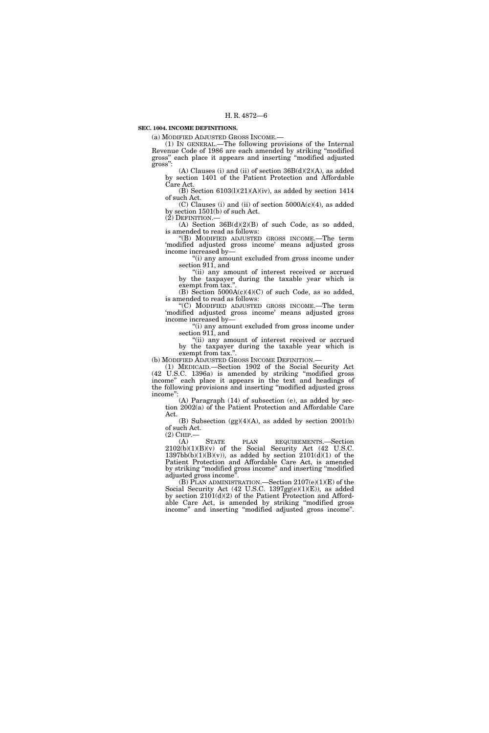**SEC. 1004. INCOME DEFINITIONS.**

(a) MODIFIED ADJUSTED GROSS INCOME.—

(1) IN GENERAL.—The following provisions of the Internal Revenue Code of 1986 are each amended by striking "modified gross" each place it appears and inserting "modified adjusted gross":

(A) Clauses (i) and (ii) of section 36B(d)(2)(A), as added by section 1401 of the Patient Protection and Affordable Care Act.

(B) Section 6103(l)(21)(A)(iv), as added by section 1414 of such Act.

(C) Clauses (i) and (ii) of section 5000A(c)(4), as added by section 1501(b) of such Act.

(2) DEFINITION.—

(A) Section 36B(d)(2)(B) of such Code, as so added, is amended to read as follows:

"(B) MODIFIED ADJUSTED GROSS INCOME.—The term 'modified adjusted gross income' means adjusted gross income increased by—

"(i) any amount excluded from gross income under section 911, and

"(ii) any amount of interest received or accrued by the taxpayer during the taxable year which is exempt from tax.".

(B) Section 5000A(c)(4)(C) of such Code, as so added, is amended to read as follows:

"(C) MODIFIED ADJUSTED GROSS INCOME.—The term 'modified adjusted gross income' means adjusted gross income increased by—

"(i) any amount excluded from gross income under section 911, and

"(ii) any amount of interest received or accrued by the taxpayer during the taxable year which is exempt from tax.".

(b) MODIFIED ADJUSTED GROSS INCOME DEFINITION.—

(1) MEDICAID.—Section 1902 of the Social Security Act (42 U.S.C. 1396a) is amended by striking "modified gross income" each place it appears in the text and headings of the following provisions and inserting "modified adjusted gross income":

(A) Paragraph (14) of subsection (e), as added by section 2002(a) of the Patient Protection and Affordable Care Act.

(B) Subsection (gg)(4)(A), as added by section 2001(b) of such Act.

(2) CHIP.—

(A) STATE PLAN REQUIREMENTS.—Section 2102(b)(1)(B)(v) of the Social Security Act (42 U.S.C. 1397bb(b)(1)(B)(v)), as added by section 2101(d)(1) of the Patient Protection and Affordable Care Act, is amended by striking "modified gross income" and inserting "modified adjusted gross income".

(B) PLAN ADMINISTRATION.—Section 2107(e)(1)(E) of the Social Security Act (42 U.S.C. 1397gg(e)(1)(E)), as added by section 2101(d)(2) of the Patient Protection and Affordable Care Act, is amended by striking "modified gross income" and inserting "modified adjusted gross income".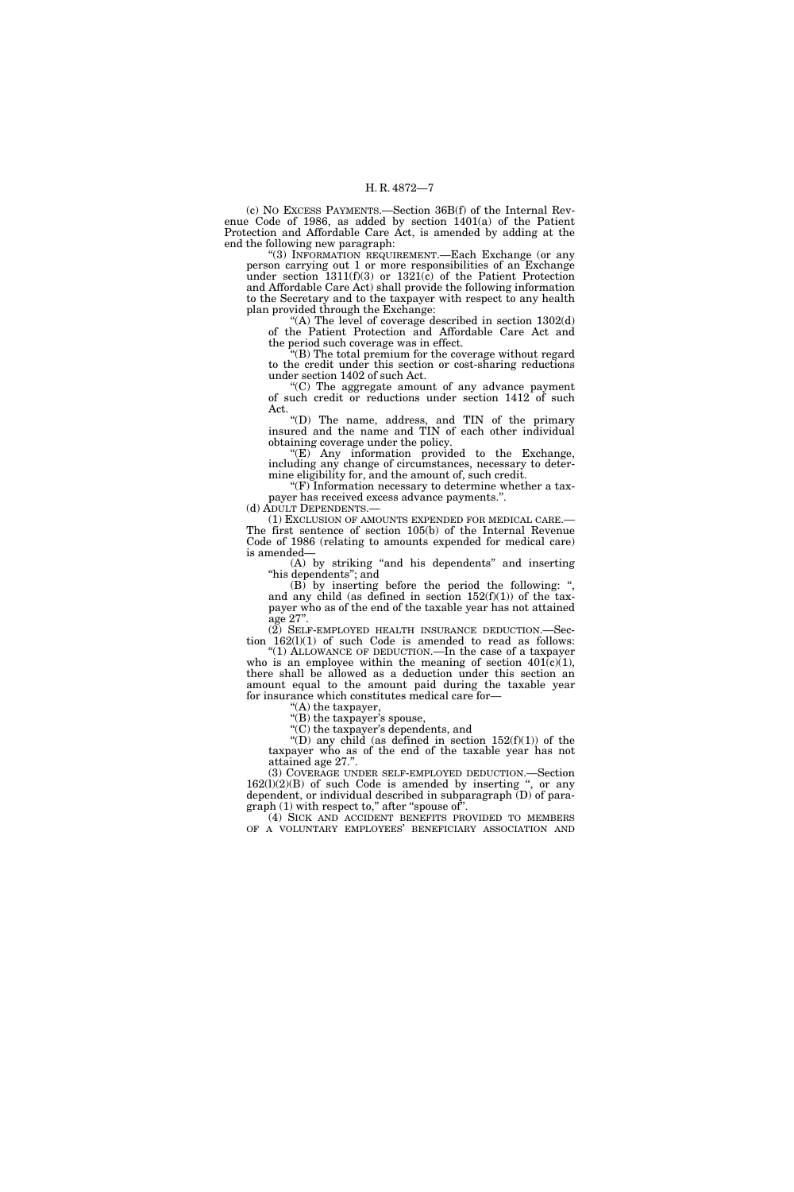(c) NO EXCESS PAYMENTS.—Section 36B(f) of the Internal Revenue Code of 1986, as added by section 1401(a) of the Patient Protection and Affordable Care Act, is amended by adding at the end the following new paragraph:

"(3) INFORMATION REQUIREMENT.—Each Exchange (or any person carrying out 1 or more responsibilities of an Exchange under section 1311(f)(3) or 1321(c) of the Patient Protection and Affordable Care Act) shall provide the following information to the Secretary and to the taxpayer with respect to any health plan provided through the Exchange:

"(A) The level of coverage described in section 1302(d) of the Patient Protection and Affordable Care Act and the period such coverage was in effect.

"(B) The total premium for the coverage without regard to the credit under this section or cost-sharing reductions under section 1402 of such Act.

"(C) The aggregate amount of any advance payment of such credit or reductions under section 1412 of such Act.

"(D) The name, address, and TIN of the primary insured and the name and TIN of each other individual obtaining coverage under the policy.

"(E) Any information provided to the Exchange, including any change of circumstances, necessary to determine eligibility for, and the amount of, such credit.

"(F) Information necessary to determine whether a taxpayer has received excess advance payments.".

(d) ADULT DEPENDENTS.—

(1) EXCLUSION OF AMOUNTS EXPENDED FOR MEDICAL CARE.—The first sentence of section 105(b) of the Internal Revenue Code of 1986 (relating to amounts expended for medical care) is amended—

(A) by striking "and his dependents" and inserting "his dependents"; and

(B) by inserting before the period the following: ", and any child (as defined in section 152(f)(1)) of the taxpayer who as of the end of the taxable year has not attained age 27".

(2) SELF-EMPLOYED HEALTH INSURANCE DEDUCTION.—Section 162(l)(1) of such Code is amended to read as follows:

"(1) ALLOWANCE OF DEDUCTION.—In the case of a taxpayer who is an employee within the meaning of section 401(c)(1), there shall be allowed as a deduction under this section an amount equal to the amount paid during the taxable year for insurance which constitutes medical care for—

"(A) the taxpayer,

"(B) the taxpayer's spouse,

"(C) the taxpayer's dependents, and

"(D) any child (as defined in section 152(f)(1)) of the taxpayer who as of the end of the taxable year has not attained age 27.".

(3) COVERAGE UNDER SELF-EMPLOYED DEDUCTION.—Section 162(l)(2)(B) of such Code is amended by inserting ", or any dependent, or individual described in subparagraph (D) of paragraph (1) with respect to," after "spouse of".

(4) SICK AND ACCIDENT BENEFITS PROVIDED TO MEMBERS OF A VOLUNTARY EMPLOYEES' BENEFICIARY ASSOCIATION AND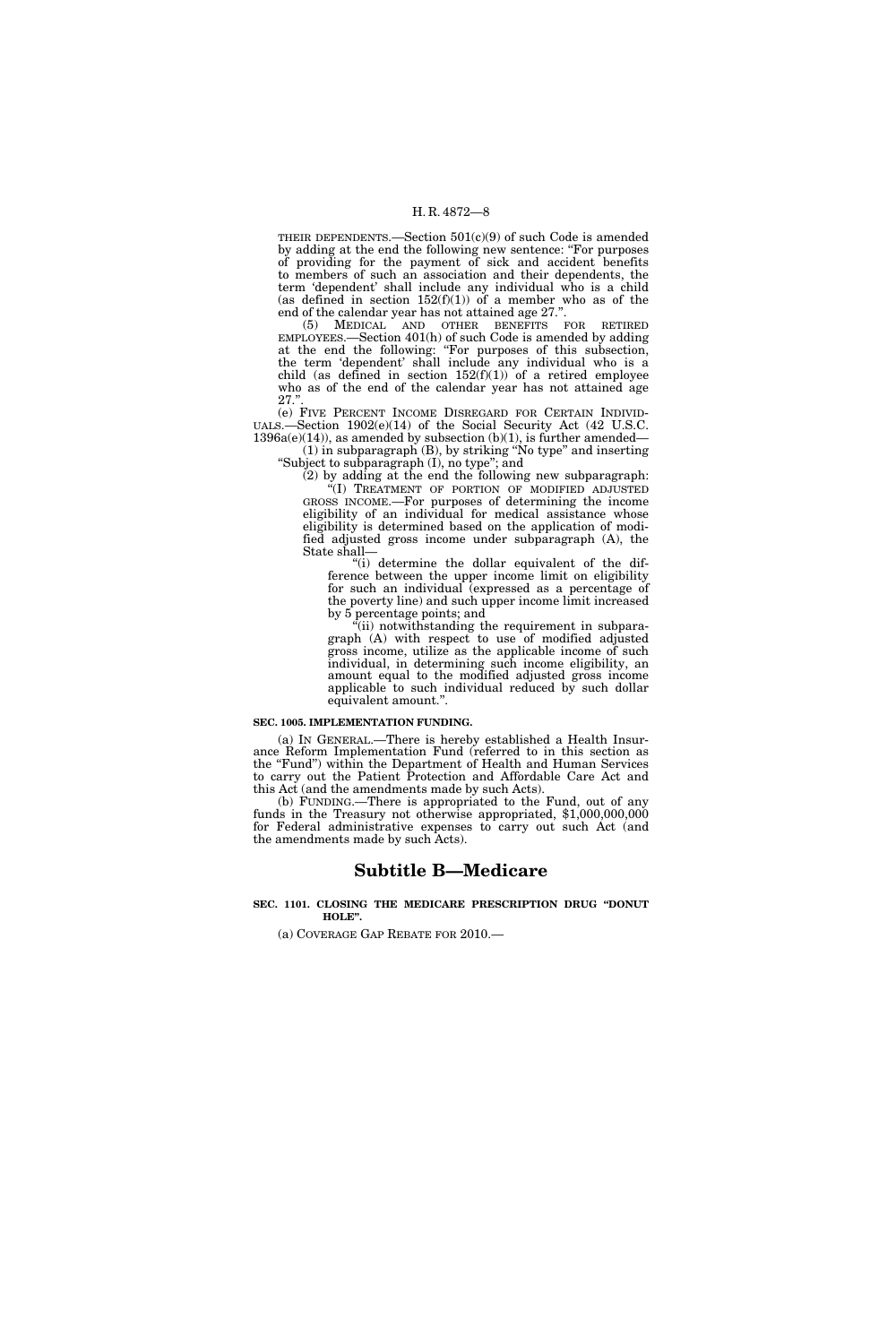THEIR DEPENDENTS.—Section 501(c)(9) of such Code is amended by adding at the end the following new sentence: "For purposes of providing for the payment of sick and accident benefits to members of such an association and their dependents, the term 'dependent' shall include any individual who is a child (as defined in section 152(f)(1)) of a member who as of the end of the calendar year has not attained age 27.".

(5) MEDICAL AND OTHER BENEFITS FOR RETIRED EMPLOYEES.—Section 401(h) of such Code is amended by adding at the end the following: "For purposes of this subsection, the term 'dependent' shall include any individual who is a child (as defined in section 152(f)(1)) of a retired employee who as of the end of the calendar year has not attained age 27.".

(e) FIVE PERCENT INCOME DISREGARD FOR CERTAIN INDIVIDUALS.—Section 1902(e)(14) of the Social Security Act (42 U.S.C. 1396a(e)(14)), as amended by subsection (b)(1), is further amended—

(1) in subparagraph (B), by striking "No type" and inserting "Subject to subparagraph (I), no type"; and

(2) by adding at the end the following new subparagraph:

"(I) TREATMENT OF PORTION OF MODIFIED ADJUSTED GROSS INCOME.—For purposes of determining the income eligibility of an individual for medical assistance whose eligibility is determined based on the application of modified adjusted gross income under subparagraph (A), the State shall—

"(i) determine the dollar equivalent of the difference between the upper income limit on eligibility for such an individual (expressed as a percentage of the poverty line) and such upper income limit increased by 5 percentage points; and

"(ii) notwithstanding the requirement in subparagraph (A) with respect to use of modified adjusted gross income, utilize as the applicable income of such individual, in determining such income eligibility, an amount equal to the modified adjusted gross income applicable to such individual reduced by such dollar equivalent amount.".

**SEC. 1005. IMPLEMENTATION FUNDING.**

(a) IN GENERAL.—There is hereby established a Health Insurance Reform Implementation Fund (referred to in this section as the "Fund") within the Department of Health and Human Services to carry out the Patient Protection and Affordable Care Act and this Act (and the amendments made by such Acts).

(b) FUNDING.—There is appropriated to the Fund, out of any funds in the Treasury not otherwise appropriated, $1,000,000,000 for Federal administrative expenses to carry out such Act (and the amendments made by such Acts).

## Subtitle B—Medicare

**SEC. 1101. CLOSING THE MEDICARE PRESCRIPTION DRUG "DONUT HOLE".**

(a) COVERAGE GAP REBATE FOR 2010.—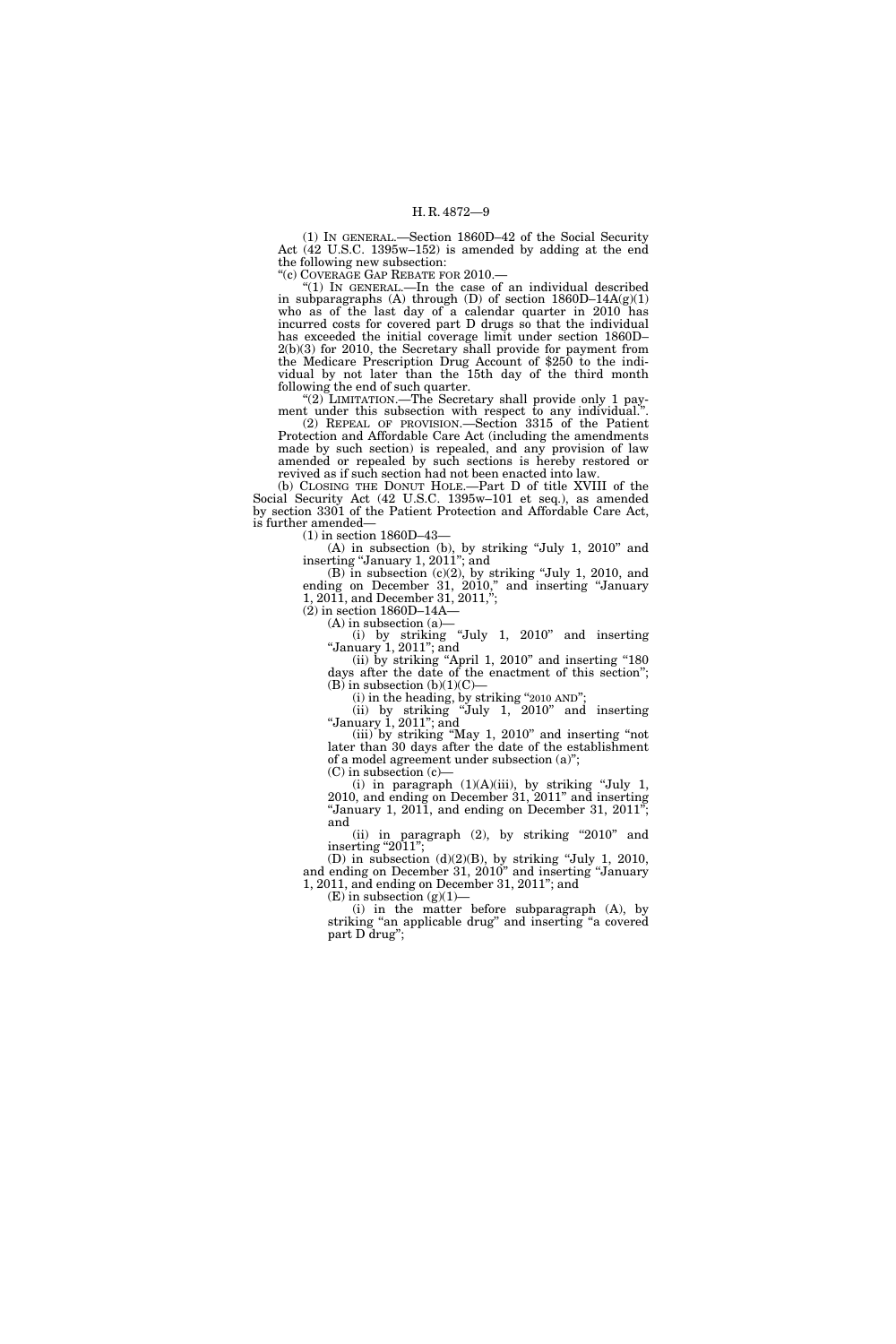(1) IN GENERAL.—Section 1860D–42 of the Social Security Act (42 U.S.C. 1395w–152) is amended by adding at the end the following new subsection:

"(c) COVERAGE GAP REBATE FOR 2010.—

"(1) IN GENERAL.—In the case of an individual described in subparagraphs (A) through (D) of section 1860D–14A(g)(1) who as of the last day of a calendar quarter in 2010 has incurred costs for covered part D drugs so that the individual has exceeded the initial coverage limit under section 1860D–2(b)(3) for 2010, the Secretary shall provide for payment from the Medicare Prescription Drug Account of $250 to the individual by not later than the 15th day of the third month following the end of such quarter.

"(2) LIMITATION.—The Secretary shall provide only 1 payment under this subsection with respect to any individual.".

(2) REPEAL OF PROVISION.—Section 3315 of the Patient Protection and Affordable Care Act (including the amendments made by such section) is repealed, and any provision of law amended or repealed by such sections is hereby restored or revived as if such section had not been enacted into law.

(b) CLOSING THE DONUT HOLE.—Part D of title XVIII of the Social Security Act (42 U.S.C. 1395w–101 et seq.), as amended by section 3301 of the Patient Protection and Affordable Care Act, is further amended—

(1) in section 1860D–43—

(A) in subsection (b), by striking "July 1, 2010" and inserting "January 1, 2011"; and

(B) in subsection (c)(2), by striking "July 1, 2010, and ending on December 31, 2010," and inserting "January 1, 2011, and December 31, 2011,";

(2) in section 1860D–14A—

(A) in subsection (a)—

(i) by striking "July 1, 2010" and inserting "January 1, 2011"; and

(ii) by striking "April 1, 2010" and inserting "180 days after the date of the enactment of this section";

(B) in subsection (b)(1)(C)—

(i) in the heading, by striking "2010 AND";

(ii) by striking "July 1, 2010" and inserting "January 1, 2011"; and

(iii) by striking "May 1, 2010" and inserting "not later than 30 days after the date of the establishment of a model agreement under subsection (a)";

(C) in subsection (c)—

(i) in paragraph (1)(A)(iii), by striking "July 1, 2010, and ending on December 31, 2011" and inserting "January 1, 2011, and ending on December 31, 2011"; and

(ii) in paragraph (2), by striking "2010" and inserting "2011";

(D) in subsection (d)(2)(B), by striking "July 1, 2010, and ending on December 31, 2010" and inserting "January 1, 2011, and ending on December 31, 2011"; and

(E) in subsection (g)(1)—

(i) in the matter before subparagraph (A), by striking "an applicable drug" and inserting "a covered part D drug";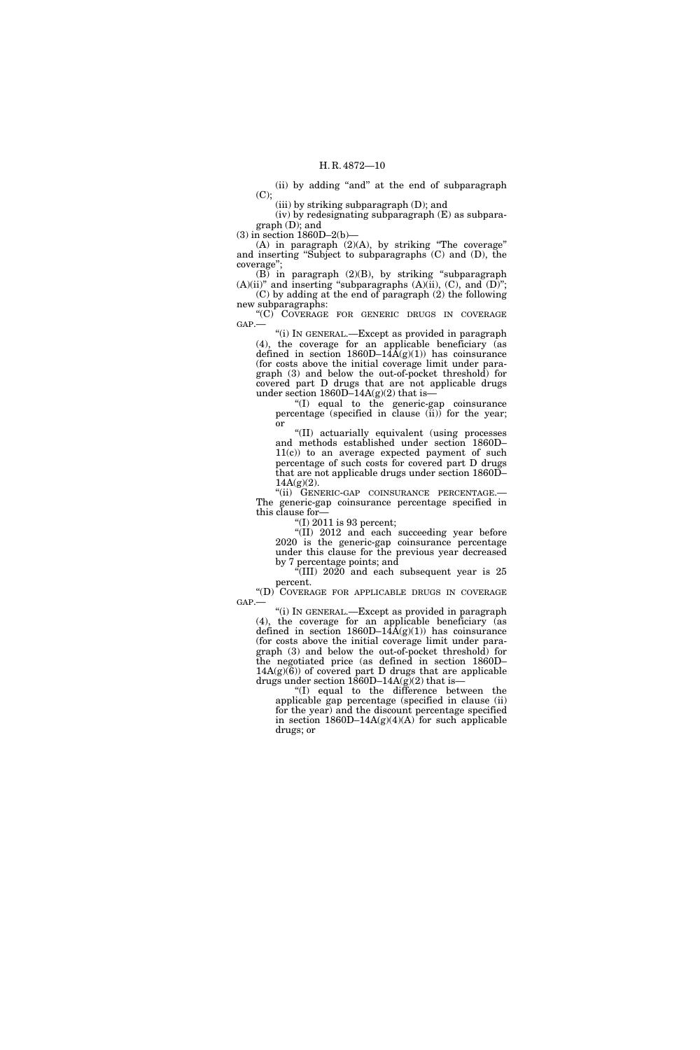(ii) by adding "and" at the end of subparagraph (C);

(iii) by striking subparagraph (D); and

(iv) by redesignating subparagraph (E) as subparagraph (D); and

(3) in section 1860D–2(b)—

(A) in paragraph (2)(A), by striking "The coverage" and inserting "Subject to subparagraphs (C) and (D), the coverage";

(B) in paragraph (2)(B), by striking "subparagraph (A)(ii)" and inserting "subparagraphs (A)(ii), (C), and (D)";

(C) by adding at the end of paragraph (2) the following new subparagraphs:

"(C) COVERAGE FOR GENERIC DRUGS IN COVERAGE GAP.—

"(i) IN GENERAL.—Except as provided in paragraph (4), the coverage for an applicable beneficiary (as defined in section 1860D–14A(g)(1)) has coinsurance (for costs above the initial coverage limit under paragraph (3) and below the out-of-pocket threshold) for covered part D drugs that are not applicable drugs under section 1860D–14A(g)(2) that is—

"(I) equal to the generic-gap coinsurance percentage (specified in clause (ii)) for the year; or

"(II) actuarially equivalent (using processes and methods established under section 1860D–11(c)) to an average expected payment of such percentage of such costs for covered part D drugs that are not applicable drugs under section 1860D–14A(g)(2).

"(ii) GENERIC-GAP COINSURANCE PERCENTAGE.—The generic-gap coinsurance percentage specified in this clause for—

"(I) 2011 is 93 percent;

"(II) 2012 and each succeeding year before 2020 is the generic-gap coinsurance percentage under this clause for the previous year decreased by 7 percentage points; and

"(III) 2020 and each subsequent year is 25 percent.

"(D) COVERAGE FOR APPLICABLE DRUGS IN COVERAGE GAP.—

"(i) IN GENERAL.—Except as provided in paragraph (4), the coverage for an applicable beneficiary (as defined in section 1860D–14A(g)(1)) has coinsurance (for costs above the initial coverage limit under paragraph (3) and below the out-of-pocket threshold) for the negotiated price (as defined in section 1860D–14A(g)(6)) of covered part D drugs that are applicable drugs under section 1860D–14A(g)(2) that is—

"(I) equal to the difference between the applicable gap percentage (specified in clause (ii) for the year) and the discount percentage specified in section 1860D–14A(g)(4)(A) for such applicable drugs; or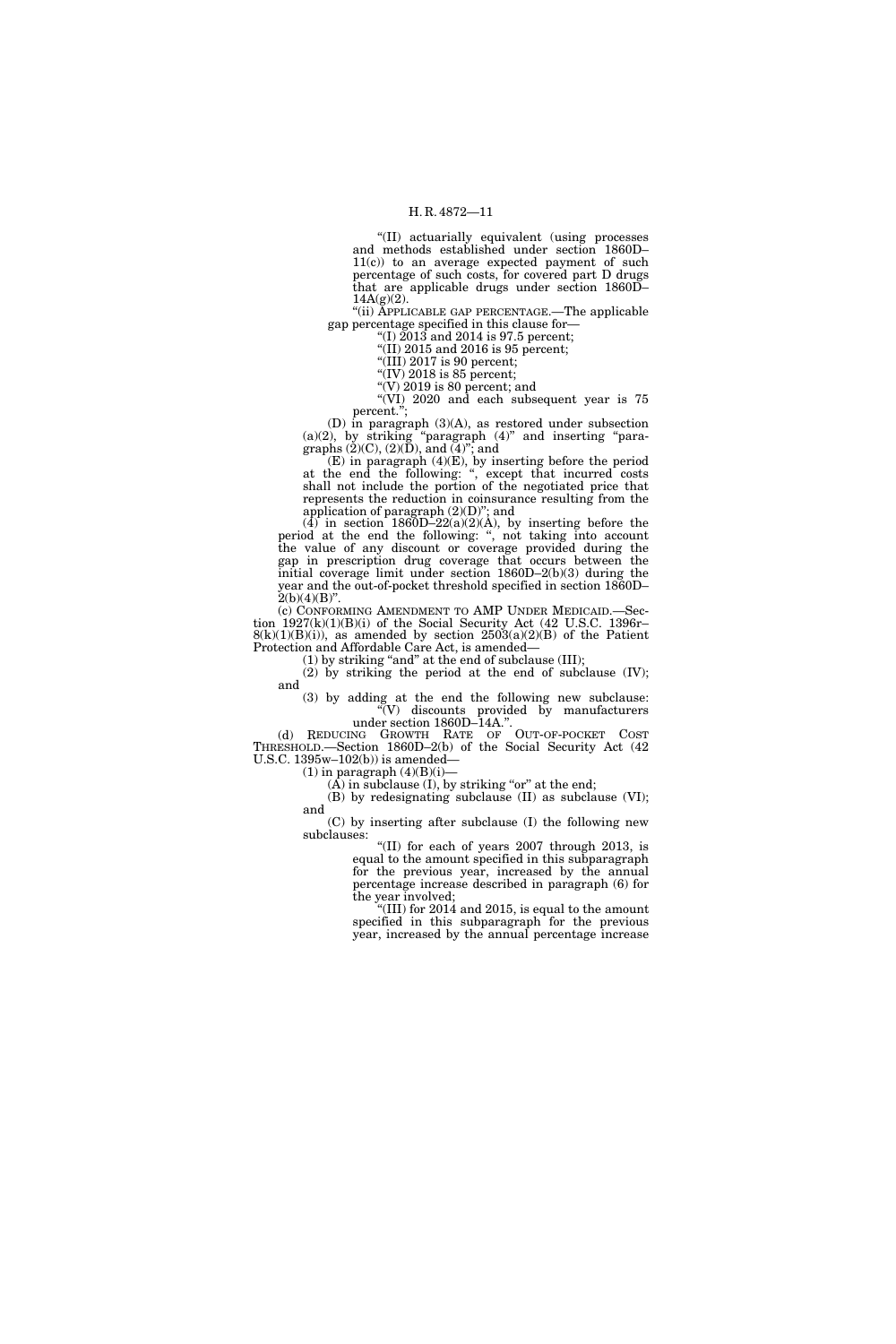"(II) actuarially equivalent (using processes and methods established under section 1860D–11(c)) to an average expected payment of such percentage of such costs, for covered part D drugs that are applicable drugs under section 1860D–14A(g)(2).

"(ii) APPLICABLE GAP PERCENTAGE.—The applicable gap percentage specified in this clause for—

"(I) 2013 and 2014 is 97.5 percent;

"(II) 2015 and 2016 is 95 percent;

"(III) 2017 is 90 percent;

"(IV) 2018 is 85 percent;

"(V) 2019 is 80 percent; and

"(VI) 2020 and each subsequent year is 75 percent.";

(D) in paragraph (3)(A), as restored under subsection (a)(2), by striking "paragraph (4)" and inserting "paragraphs (2)(C), (2)(D), and (4)"; and

(E) in paragraph (4)(E), by inserting before the period at the end the following: ", except that incurred costs shall not include the portion of the negotiated price that represents the reduction in coinsurance resulting from the application of paragraph (2)(D)"; and

(4) in section 1860D–22(a)(2)(A), by inserting before the period at the end the following: ", not taking into account the value of any discount or coverage provided during the gap in prescription drug coverage that occurs between the initial coverage limit under section 1860D–2(b)(3) during the year and the out-of-pocket threshold specified in section 1860D–2(b)(4)(B)".

(c) CONFORMING AMENDMENT TO AMP UNDER MEDICAID.—Section 1927(k)(1)(B)(i) of the Social Security Act (42 U.S.C. 1396r–8(k)(1)(B)(i)), as amended by section 2503(a)(2)(B) of the Patient Protection and Affordable Care Act, is amended—

(1) by striking "and" at the end of subclause (III);

(2) by striking the period at the end of subclause (IV); and

(3) by adding at the end the following new subclause:

"(V) discounts provided by manufacturers under section 1860D–14A.".

(d) REDUCING GROWTH RATE OF OUT-OF-POCKET COST THRESHOLD.—Section 1860D–2(b) of the Social Security Act (42 U.S.C. 1395w–102(b)) is amended—

(1) in paragraph (4)(B)(i)—

(A) in subclause (I), by striking "or" at the end;

(B) by redesignating subclause (II) as subclause (VI); and

(C) by inserting after subclause (I) the following new subclauses:

"(II) for each of years 2007 through 2013, is equal to the amount specified in this subparagraph for the previous year, increased by the annual percentage increase described in paragraph (6) for the year involved;

"(III) for 2014 and 2015, is equal to the amount specified in this subparagraph for the previous year, increased by the annual percentage increase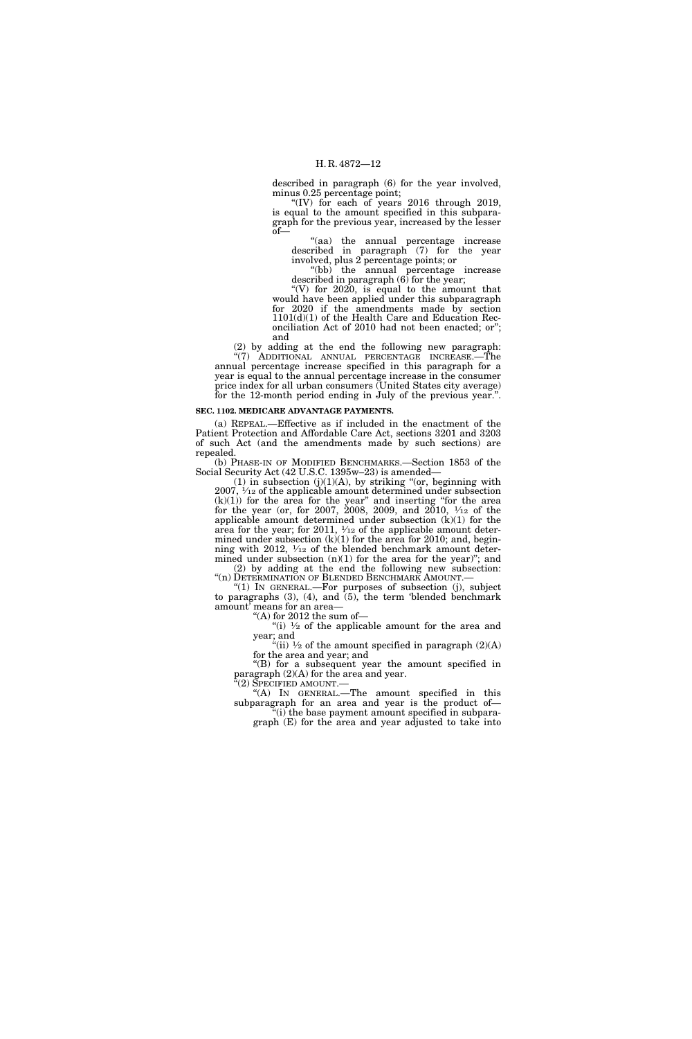described in paragraph (6) for the year involved, minus 0.25 percentage point;

"(IV) for each of years 2016 through 2019, is equal to the amount specified in this subparagraph for the previous year, increased by the lesser of—

"(aa) the annual percentage increase described in paragraph (7) for the year involved, plus 2 percentage points; or

"(bb) the annual percentage increase described in paragraph (6) for the year;

"(V) for 2020, is equal to the amount that would have been applied under this subparagraph for 2020 if the amendments made by section 1101(d)(1) of the Health Care and Education Reconciliation Act of 2010 had not been enacted; or"; and

(2) by adding at the end the following new paragraph:

"(7) ADDITIONAL ANNUAL PERCENTAGE INCREASE.—The annual percentage increase specified in this paragraph for a year is equal to the annual percentage increase in the consumer price index for all urban consumers (United States city average) for the 12-month period ending in July of the previous year.".

**SEC. 1102. MEDICARE ADVANTAGE PAYMENTS.**

(a) REPEAL.—Effective as if included in the enactment of the Patient Protection and Affordable Care Act, sections 3201 and 3203 of such Act (and the amendments made by such sections) are repealed.

(b) PHASE-IN OF MODIFIED BENCHMARKS.—Section 1853 of the Social Security Act (42 U.S.C. 1395w–23) is amended—

(1) in subsection (j)(1)(A), by striking "(or, beginning with 2007, 1/12 of the applicable amount determined under subsection (k)(1)) for the area for the year" and inserting "for the area for the year (or, for 2007, 2008, 2009, and 2010, 1/12 of the applicable amount determined under subsection (k)(1) for the area for the year; for 2011, 1/12 of the applicable amount determined under subsection (k)(1) for the area for 2010; and, beginning with 2012, 1/12 of the blended benchmark amount determined under subsection (n)(1) for the area for the year)"; and

(2) by adding at the end the following new subsection:

"(n) DETERMINATION OF BLENDED BENCHMARK AMOUNT.—

"(1) IN GENERAL.—For purposes of subsection (j), subject to paragraphs (3), (4), and (5), the term 'blended benchmark amount' means for an area—

"(A) for 2012 the sum of—

"(i) 1/2 of the applicable amount for the area and year; and

"(ii) 1/2 of the amount specified in paragraph (2)(A) for the area and year; and

"(B) for a subsequent year the amount specified in paragraph (2)(A) for the area and year.

"(2) SPECIFIED AMOUNT.—

"(A) IN GENERAL.—The amount specified in this subparagraph for an area and year is the product of—

"(i) the base payment amount specified in subparagraph (E) for the area and year adjusted to take into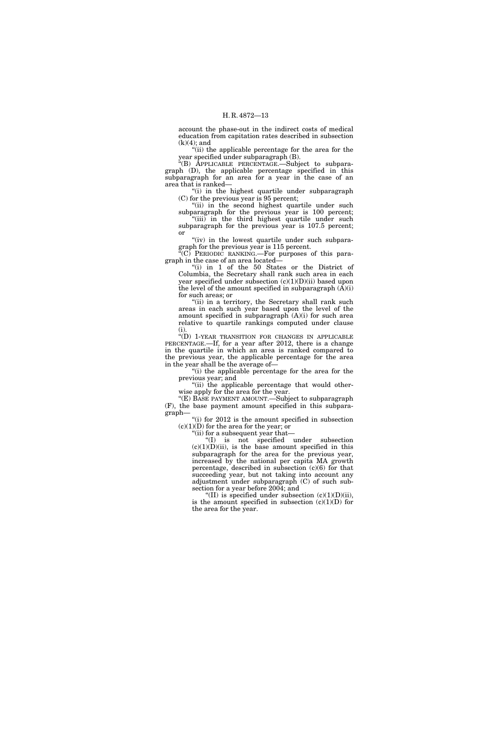account the phase-out in the indirect costs of medical education from capitation rates described in subsection (k)(4); and

"(ii) the applicable percentage for the area for the year specified under subparagraph (B).

"(B) APPLICABLE PERCENTAGE.—Subject to subparagraph (D), the applicable percentage specified in this subparagraph for an area for a year in the case of an area that is ranked—

"(i) in the highest quartile under subparagraph (C) for the previous year is 95 percent;

"(ii) in the second highest quartile under such subparagraph for the previous year is 100 percent;

"(iii) in the third highest quartile under such subparagraph for the previous year is 107.5 percent; or

"(iv) in the lowest quartile under such subparagraph for the previous year is 115 percent.

"(C) PERIODIC RANKING.—For purposes of this paragraph in the case of an area located—

"(i) in 1 of the 50 States or the District of Columbia, the Secretary shall rank such area in each year specified under subsection (c)(1)(D)(ii) based upon the level of the amount specified in subparagraph (A)(i) for such areas; or

"(ii) in a territory, the Secretary shall rank such areas in each such year based upon the level of the amount specified in subparagraph (A)(i) for such area relative to quartile rankings computed under clause (i).

"(D) 1-YEAR TRANSITION FOR CHANGES IN APPLICABLE PERCENTAGE.—If, for a year after 2012, there is a change in the quartile in which an area is ranked compared to the previous year, the applicable percentage for the area in the year shall be the average of—

"(i) the applicable percentage for the area for the previous year; and

"(ii) the applicable percentage that would otherwise apply for the area for the year.

"(E) BASE PAYMENT AMOUNT.—Subject to subparagraph (F), the base payment amount specified in this subparagraph—

"(i) for 2012 is the amount specified in subsection (c)(1)(D) for the area for the year; or

"(ii) for a subsequent year that—

"(I) is not specified under subsection (c)(1)(D)(ii), is the base amount specified in this subparagraph for the area for the previous year, increased by the national per capita MA growth percentage, described in subsection (c)(6) for that succeeding year, but not taking into account any adjustment under subparagraph (C) of such subsection for a year before 2004; and

"(II) is specified under subsection (c)(1)(D)(ii), is the amount specified in subsection (c)(1)(D) for the area for the year.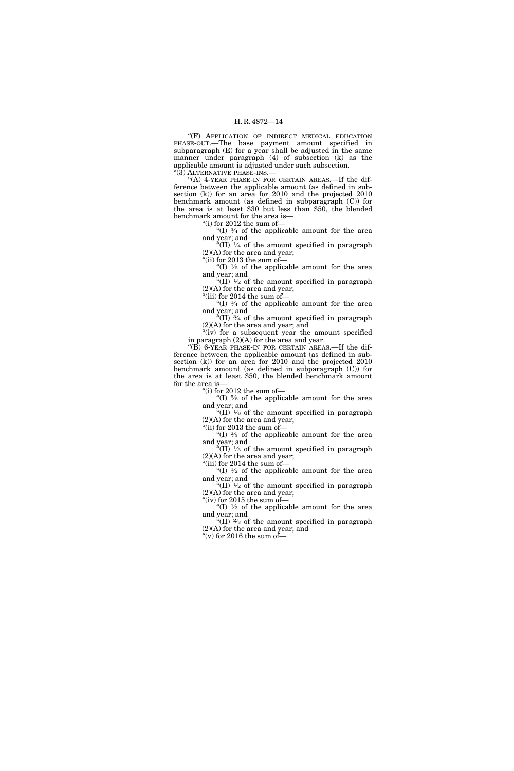"(F) APPLICATION OF INDIRECT MEDICAL EDUCATION PHASE-OUT.—The base payment amount specified in subparagraph (E) for a year shall be adjusted in the same manner under paragraph (4) of subsection (k) as the applicable amount is adjusted under such subsection.

"(3) ALTERNATIVE PHASE-INS.—

"(A) 4-YEAR PHASE-IN FOR CERTAIN AREAS.—If the difference between the applicable amount (as defined in subsection (k)) for an area for 2010 and the projected 2010 benchmark amount (as defined in subparagraph (C)) for the area is at least $30 but less than $50, the blended benchmark amount for the area is—

"(i) for 2012 the sum of—

"(I) ¾ of the applicable amount for the area and year; and

"(II) ¼ of the amount specified in paragraph (2)(A) for the area and year;

"(ii) for 2013 the sum of—

"(I) ½ of the applicable amount for the area and year; and

"(II) ½ of the amount specified in paragraph (2)(A) for the area and year;

"(iii) for 2014 the sum of—

"(I) ¼ of the applicable amount for the area and year; and

"(II) ¾ of the amount specified in paragraph (2)(A) for the area and year; and

"(iv) for a subsequent year the amount specified in paragraph (2)(A) for the area and year.

"(B) 6-YEAR PHASE-IN FOR CERTAIN AREAS.—If the difference between the applicable amount (as defined in subsection (k)) for an area for 2010 and the projected 2010 benchmark amount (as defined in subparagraph (C)) for the area is at least $50, the blended benchmark amount for the area is—

"(i) for 2012 the sum of—

"(I) ⅚ of the applicable amount for the area and year; and

"(II) ⅙ of the amount specified in paragraph (2)(A) for the area and year;

"(ii) for 2013 the sum of—

"(I) ⅔ of the applicable amount for the area and year; and

"(II) ⅓ of the amount specified in paragraph (2)(A) for the area and year;

"(iii) for 2014 the sum of—

"(I) ½ of the applicable amount for the area and year; and

"(II) ½ of the amount specified in paragraph (2)(A) for the area and year;

"(iv) for 2015 the sum of—

"(I) ⅓ of the applicable amount for the area and year; and

"(II) ⅔ of the amount specified in paragraph (2)(A) for the area and year; and

"(v) for 2016 the sum of—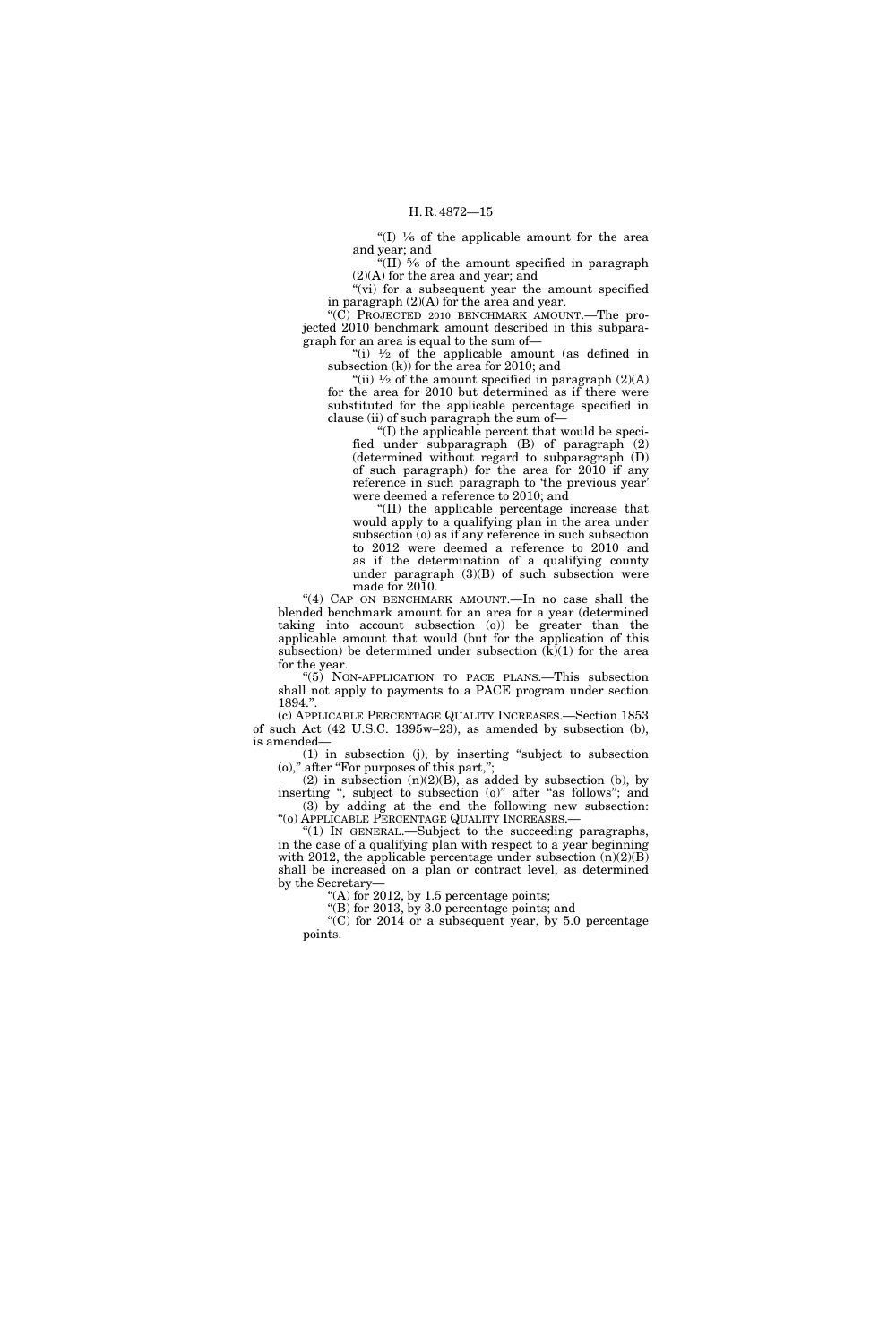"(I) $1/6$ of the applicable amount for the area and year; and

"(II) $5/6$ of the amount specified in paragraph (2)(A) for the area and year; and

"(vi) for a subsequent year the amount specified in paragraph (2)(A) for the area and year.

"(C) PROJECTED 2010 BENCHMARK AMOUNT.—The projected 2010 benchmark amount described in this subparagraph for an area is equal to the sum of—

"(i) $1/2$ of the applicable amount (as defined in subsection (k)) for the area for 2010; and

"(ii) $1/2$ of the amount specified in paragraph (2)(A) for the area for 2010 but determined as if there were substituted for the applicable percentage specified in clause (ii) of such paragraph the sum of—

"(I) the applicable percent that would be specified under subparagraph (B) of paragraph (2) (determined without regard to subparagraph (D) of such paragraph) for the area for 2010 if any reference in such paragraph to 'the previous year' were deemed a reference to 2010; and

"(II) the applicable percentage increase that would apply to a qualifying plan in the area under subsection (o) as if any reference in such subsection to 2012 were deemed a reference to 2010 and as if the determination of a qualifying county under paragraph (3)(B) of such subsection were made for 2010.

"(4) CAP ON BENCHMARK AMOUNT.—In no case shall the blended benchmark amount for an area for a year (determined taking into account subsection (o)) be greater than the applicable amount that would (but for the application of this subsection) be determined under subsection (k)(1) for the area for the year.

"(5) NON-APPLICATION TO PACE PLANS.—This subsection shall not apply to payments to a PACE program under section 1894.".

(c) APPLICABLE PERCENTAGE QUALITY INCREASES.—Section 1853 of such Act (42 U.S.C. 1395w–23), as amended by subsection (b), is amended—

(1) in subsection (j), by inserting "subject to subsection (o)," after "For purposes of this part,";

(2) in subsection (n)(2)(B), as added by subsection (b), by inserting ", subject to subsection (o)" after "as follows"; and

(3) by adding at the end the following new subsection:

"(o) APPLICABLE PERCENTAGE QUALITY INCREASES.—

"(1) IN GENERAL.—Subject to the succeeding paragraphs, in the case of a qualifying plan with respect to a year beginning with 2012, the applicable percentage under subsection (n)(2)(B) shall be increased on a plan or contract level, as determined by the Secretary—

"(A) for 2012, by 1.5 percentage points;

"(B) for 2013, by 3.0 percentage points; and

"(C) for 2014 or a subsequent year, by 5.0 percentage points.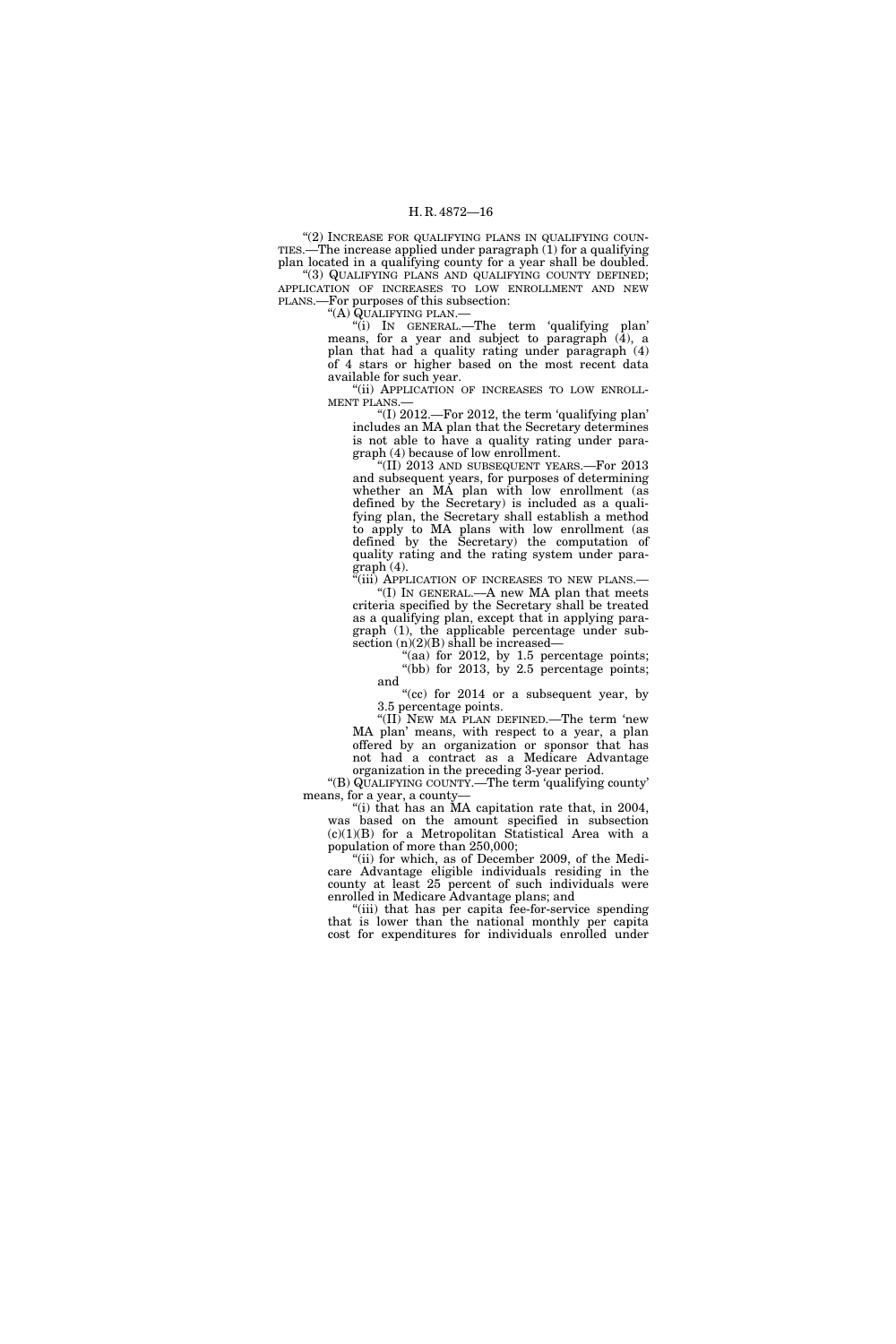"(2) INCREASE FOR QUALIFYING PLANS IN QUALIFYING COUNTIES.—The increase applied under paragraph (1) for a qualifying plan located in a qualifying county for a year shall be doubled.

"(3) QUALIFYING PLANS AND QUALIFYING COUNTY DEFINED; APPLICATION OF INCREASES TO LOW ENROLLMENT AND NEW PLANS.—For purposes of this subsection:

"(A) QUALIFYING PLAN.—

"(i) IN GENERAL.—The term 'qualifying plan' means, for a year and subject to paragraph (4), a plan that had a quality rating under paragraph (4) of 4 stars or higher based on the most recent data available for such year.

"(ii) APPLICATION OF INCREASES TO LOW ENROLLMENT PLANS.—

"(I) 2012.—For 2012, the term 'qualifying plan' includes an MA plan that the Secretary determines is not able to have a quality rating under paragraph (4) because of low enrollment.

"(II) 2013 AND SUBSEQUENT YEARS.—For 2013 and subsequent years, for purposes of determining whether an MA plan with low enrollment (as defined by the Secretary) is included as a qualifying plan, the Secretary shall establish a method to apply to MA plans with low enrollment (as defined by the Secretary) the computation of quality rating and the rating system under paragraph (4).

"(iii) APPLICATION OF INCREASES TO NEW PLANS.—

"(I) IN GENERAL.—A new MA plan that meets criteria specified by the Secretary shall be treated as a qualifying plan, except that in applying paragraph (1), the applicable percentage under subsection (n)(2)(B) shall be increased—

"(aa) for 2012, by 1.5 percentage points;

"(bb) for 2013, by 2.5 percentage points; and

"(cc) for 2014 or a subsequent year, by 3.5 percentage points.

"(II) NEW MA PLAN DEFINED.—The term 'new MA plan' means, with respect to a year, a plan offered by an organization or sponsor that has not had a contract as a Medicare Advantage organization in the preceding 3-year period.

"(B) QUALIFYING COUNTY.—The term 'qualifying county' means, for a year, a county—

"(i) that has an MA capitation rate that, in 2004, was based on the amount specified in subsection (c)(1)(B) for a Metropolitan Statistical Area with a population of more than 250,000;

"(ii) for which, as of December 2009, of the Medicare Advantage eligible individuals residing in the county at least 25 percent of such individuals were enrolled in Medicare Advantage plans; and

"(iii) that has per capita fee-for-service spending that is lower than the national monthly per capita cost for expenditures for individuals enrolled under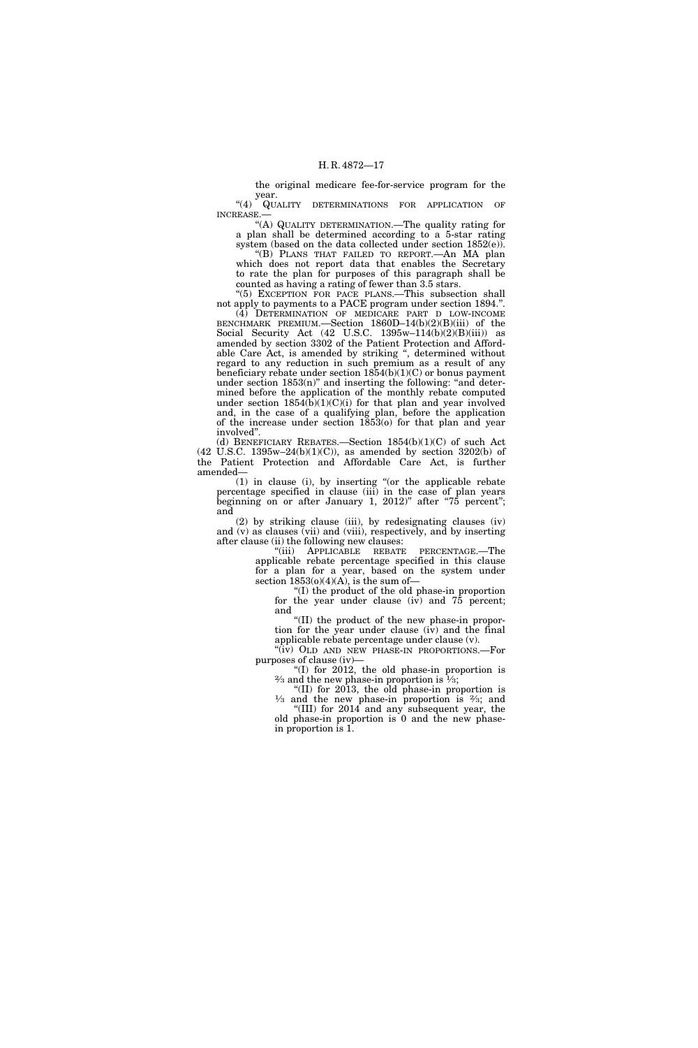the original medicare fee-for-service program for the year.

"(4) QUALITY DETERMINATIONS FOR APPLICATION OF INCREASE.—

"(A) QUALITY DETERMINATION.—The quality rating for a plan shall be determined according to a 5-star rating system (based on the data collected under section 1852(e)).

"(B) PLANS THAT FAILED TO REPORT.—An MA plan which does not report data that enables the Secretary to rate the plan for purposes of this paragraph shall be counted as having a rating of fewer than 3.5 stars.

"(5) EXCEPTION FOR PACE PLANS.—This subsection shall not apply to payments to a PACE program under section 1894.".

(4) DETERMINATION OF MEDICARE PART D LOW-INCOME BENCHMARK PREMIUM.—Section 1860D–14(b)(2)(B)(iii) of the Social Security Act (42 U.S.C. 1395w–114(b)(2)(B)(iii)) as amended by section 3302 of the Patient Protection and Affordable Care Act, is amended by striking ", determined without regard to any reduction in such premium as a result of any beneficiary rebate under section 1854(b)(1)(C) or bonus payment under section 1853(n)" and inserting the following: "and determined before the application of the monthly rebate computed under section 1854(b)(1)(C)(i) for that plan and year involved and, in the case of a qualifying plan, before the application of the increase under section 1853(o) for that plan and year involved".

(d) BENEFICIARY REBATES.—Section 1854(b)(1)(C) of such Act (42 U.S.C. 1395w–24(b)(1)(C)), as amended by section 3202(b) of the Patient Protection and Affordable Care Act, is further amended—

(1) in clause (i), by inserting "(or the applicable rebate percentage specified in clause (iii) in the case of plan years beginning on or after January 1, 2012)" after "75 percent"; and

(2) by striking clause (iii), by redesignating clauses (iv) and (v) as clauses (vii) and (viii), respectively, and by inserting after clause (ii) the following new clauses:

"(iii) APPLICABLE REBATE PERCENTAGE.—The applicable rebate percentage specified in this clause for a plan for a year, based on the system under section 1853(o)(4)(A), is the sum of—

"(I) the product of the old phase-in proportion for the year under clause (iv) and 75 percent; and

"(II) the product of the new phase-in proportion for the year under clause (iv) and the final applicable rebate percentage under clause (v).

"(iv) OLD AND NEW PHASE-IN PROPORTIONS.—For purposes of clause (iv)—

"(I) for 2012, the old phase-in proportion is ⅔ and the new phase-in proportion is ⅓;

"(II) for 2013, the old phase-in proportion is ⅓ and the new phase-in proportion is ⅔; and

"(III) for 2014 and any subsequent year, the old phase-in proportion is 0 and the new phase-in proportion is 1.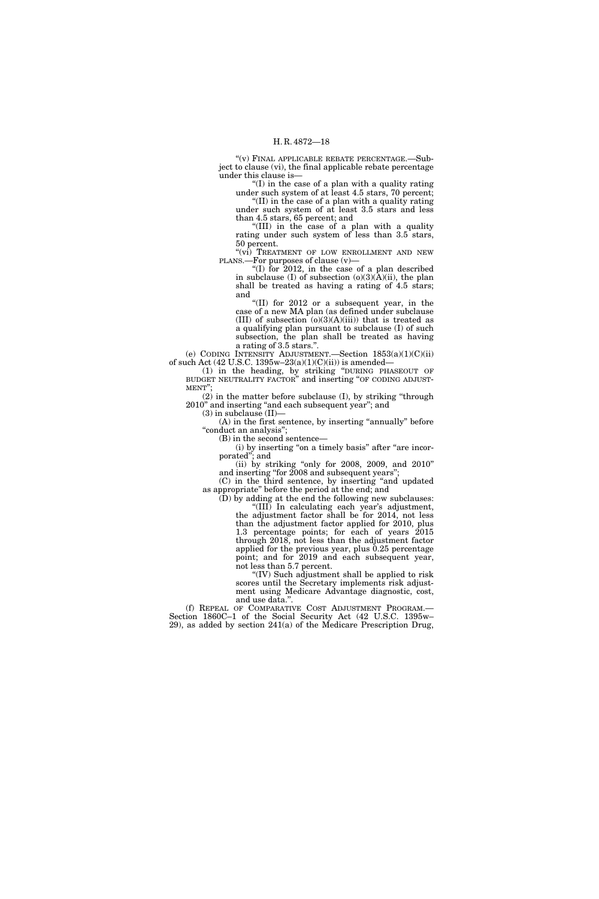"(v) FINAL APPLICABLE REBATE PERCENTAGE.—Subject to clause (vi), the final applicable rebate percentage under this clause is—

"(I) in the case of a plan with a quality rating under such system of at least 4.5 stars, 70 percent;

"(II) in the case of a plan with a quality rating under such system of at least 3.5 stars and less than 4.5 stars, 65 percent; and

"(III) in the case of a plan with a quality rating under such system of less than 3.5 stars, 50 percent.

"(vi) TREATMENT OF LOW ENROLLMENT AND NEW PLANS.—For purposes of clause (v)—

"(I) for 2012, in the case of a plan described in subclause (I) of subsection (o)(3)(A)(ii), the plan shall be treated as having a rating of 4.5 stars; and

"(II) for 2012 or a subsequent year, in the case of a new MA plan (as defined under subclause (III) of subsection (o)(3)(A)(iii)) that is treated as a qualifying plan pursuant to subclause (I) of such subsection, the plan shall be treated as having a rating of 3.5 stars.".

(e) CODING INTENSITY ADJUSTMENT.—Section 1853(a)(1)(C)(ii) of such Act (42 U.S.C. 1395w–23(a)(1)(C)(ii)) is amended—

(1) in the heading, by striking "DURING PHASEOUT OF BUDGET NEUTRALITY FACTOR" and inserting "OF CODING ADJUSTMENT";

(2) in the matter before subclause (I), by striking "through 2010" and inserting "and each subsequent year"; and

(3) in subclause (II)—

(A) in the first sentence, by inserting "annually" before "conduct an analysis";

(B) in the second sentence—

(i) by inserting "on a timely basis" after "are incorporated"; and

(ii) by striking "only for 2008, 2009, and 2010" and inserting "for 2008 and subsequent years";

(C) in the third sentence, by inserting "and updated as appropriate" before the period at the end; and

(D) by adding at the end the following new subclauses:

"(III) In calculating each year's adjustment, the adjustment factor shall be for 2014, not less than the adjustment factor applied for 2010, plus 1.3 percentage points; for each of years 2015 through 2018, not less than the adjustment factor applied for the previous year, plus 0.25 percentage point; and for 2019 and each subsequent year, not less than 5.7 percent.

"(IV) Such adjustment shall be applied to risk scores until the Secretary implements risk adjustment using Medicare Advantage diagnostic, cost, and use data.".

(f) REPEAL OF COMPARATIVE COST ADJUSTMENT PROGRAM.—Section 1860C–1 of the Social Security Act (42 U.S.C. 1395w–29), as added by section 241(a) of the Medicare Prescription Drug,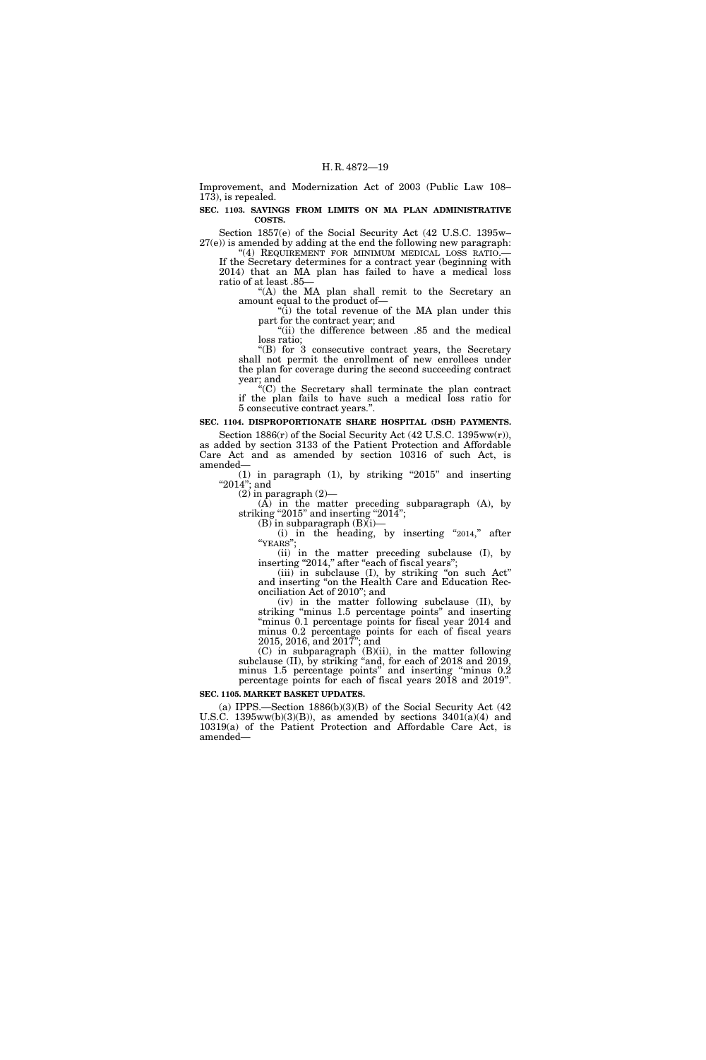Improvement, and Modernization Act of 2003 (Public Law 108–173), is repealed.

**SEC. 1103. SAVINGS FROM LIMITS ON MA PLAN ADMINISTRATIVE COSTS.**

Section 1857(e) of the Social Security Act (42 U.S.C. 1395w–27(e)) is amended by adding at the end the following new paragraph:

"(4) REQUIREMENT FOR MINIMUM MEDICAL LOSS RATIO.—If the Secretary determines for a contract year (beginning with 2014) that an MA plan has failed to have a medical loss ratio of at least .85—

"(A) the MA plan shall remit to the Secretary an amount equal to the product of—

"(i) the total revenue of the MA plan under this part for the contract year; and

"(ii) the difference between .85 and the medical loss ratio;

"(B) for 3 consecutive contract years, the Secretary shall not permit the enrollment of new enrollees under the plan for coverage during the second succeeding contract year; and

"(C) the Secretary shall terminate the plan contract if the plan fails to have such a medical loss ratio for 5 consecutive contract years.".

**SEC. 1104. DISPROPORTIONATE SHARE HOSPITAL (DSH) PAYMENTS.**

Section 1886(r) of the Social Security Act (42 U.S.C. 1395ww(r)), as added by section 3133 of the Patient Protection and Affordable Care Act and as amended by section 10316 of such Act, is amended—

(1) in paragraph (1), by striking "2015" and inserting "2014"; and

(2) in paragraph (2)—

(A) in the matter preceding subparagraph (A), by striking "2015" and inserting "2014";

(B) in subparagraph (B)(i)—

(i) in the heading, by inserting "2014," after "YEARS";

(ii) in the matter preceding subclause (I), by inserting "2014," after "each of fiscal years";

(iii) in subclause (I), by striking "on such Act" and inserting "on the Health Care and Education Reconciliation Act of 2010"; and

(iv) in the matter following subclause (II), by striking "minus 1.5 percentage points" and inserting "minus 0.1 percentage points for fiscal year 2014 and minus 0.2 percentage points for each of fiscal years 2015, 2016, and 2017"; and

(C) in subparagraph (B)(ii), in the matter following subclause (II), by striking "and, for each of 2018 and 2019, minus 1.5 percentage points" and inserting "minus 0.2 percentage points for each of fiscal years 2018 and 2019".

**SEC. 1105. MARKET BASKET UPDATES.**

(a) IPPS.—Section 1886(b)(3)(B) of the Social Security Act (42 U.S.C. 1395ww(b)(3)(B)), as amended by sections 3401(a)(4) and 10319(a) of the Patient Protection and Affordable Care Act, is amended—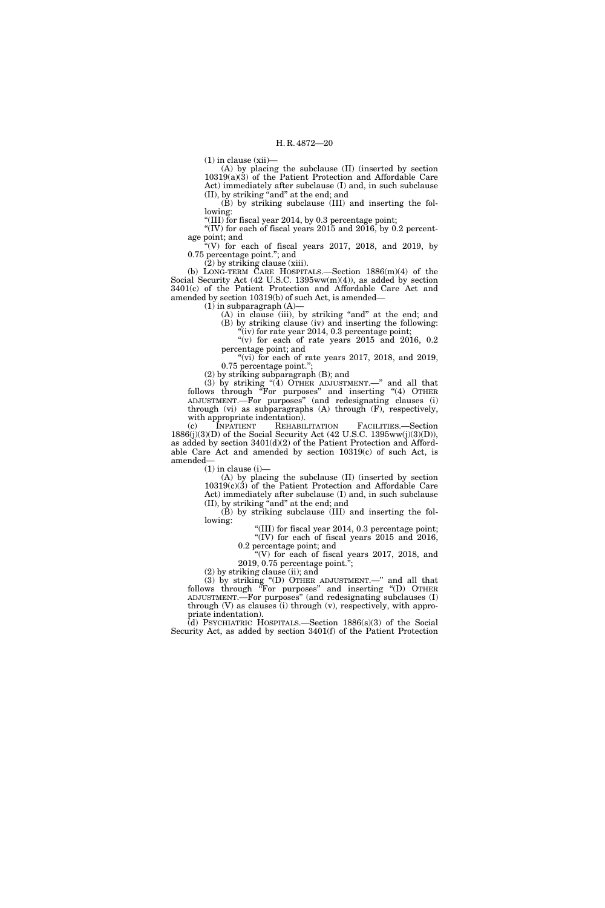(1) in clause (xii)—

(A) by placing the subclause (II) (inserted by section 10319(a)(3) of the Patient Protection and Affordable Care Act) immediately after subclause (I) and, in such subclause (II), by striking "and" at the end; and

(B) by striking subclause (III) and inserting the following:

"(III) for fiscal year 2014, by 0.3 percentage point;

"(IV) for each of fiscal years 2015 and 2016, by 0.2 percentage point; and

"(V) for each of fiscal years 2017, 2018, and 2019, by 0.75 percentage point."; and

(2) by striking clause (xiii).

(b) LONG-TERM CARE HOSPITALS.—Section 1886(m)(4) of the Social Security Act (42 U.S.C. 1395ww(m)(4)), as added by section 3401(c) of the Patient Protection and Affordable Care Act and amended by section 10319(b) of such Act, is amended—

(1) in subparagraph (A)—

(A) in clause (iii), by striking "and" at the end; and

(B) by striking clause (iv) and inserting the following:

"(iv) for rate year 2014, 0.3 percentage point;

"(v) for each of rate years 2015 and 2016, 0.2 percentage point; and

"(vi) for each of rate years 2017, 2018, and 2019, 0.75 percentage point.";

(2) by striking subparagraph (B); and

(3) by striking "(4) OTHER ADJUSTMENT.—" and all that follows through "For purposes" and inserting "(4) OTHER ADJUSTMENT.—For purposes" (and redesignating clauses (i) through (vi) as subparagraphs (A) through (F), respectively, with appropriate indentation).

(c) INPATIENT REHABILITATION FACILITIES.—Section 1886(j)(3)(D) of the Social Security Act (42 U.S.C. 1395ww(j)(3)(D)), as added by section 3401(d)(2) of the Patient Protection and Affordable Care Act and amended by section 10319(c) of such Act, is amended—

(1) in clause (i)—

(A) by placing the subclause (II) (inserted by section 10319(c)(3) of the Patient Protection and Affordable Care Act) immediately after subclause (I) and, in such subclause (II), by striking "and" at the end; and

(B) by striking subclause (III) and inserting the following:

"(III) for fiscal year 2014, 0.3 percentage point;

"(IV) for each of fiscal years 2015 and 2016, 0.2 percentage point; and

"(V) for each of fiscal years 2017, 2018, and 2019, 0.75 percentage point.";

(2) by striking clause (ii); and

(3) by striking "(D) OTHER ADJUSTMENT.—" and all that follows through "For purposes" and inserting "(D) OTHER ADJUSTMENT.—For purposes" (and redesignating subclauses (I) through (V) as clauses (i) through (v), respectively, with appropriate indentation).

(d) PSYCHIATRIC HOSPITALS.—Section 1886(s)(3) of the Social Security Act, as added by section 3401(f) of the Patient Protection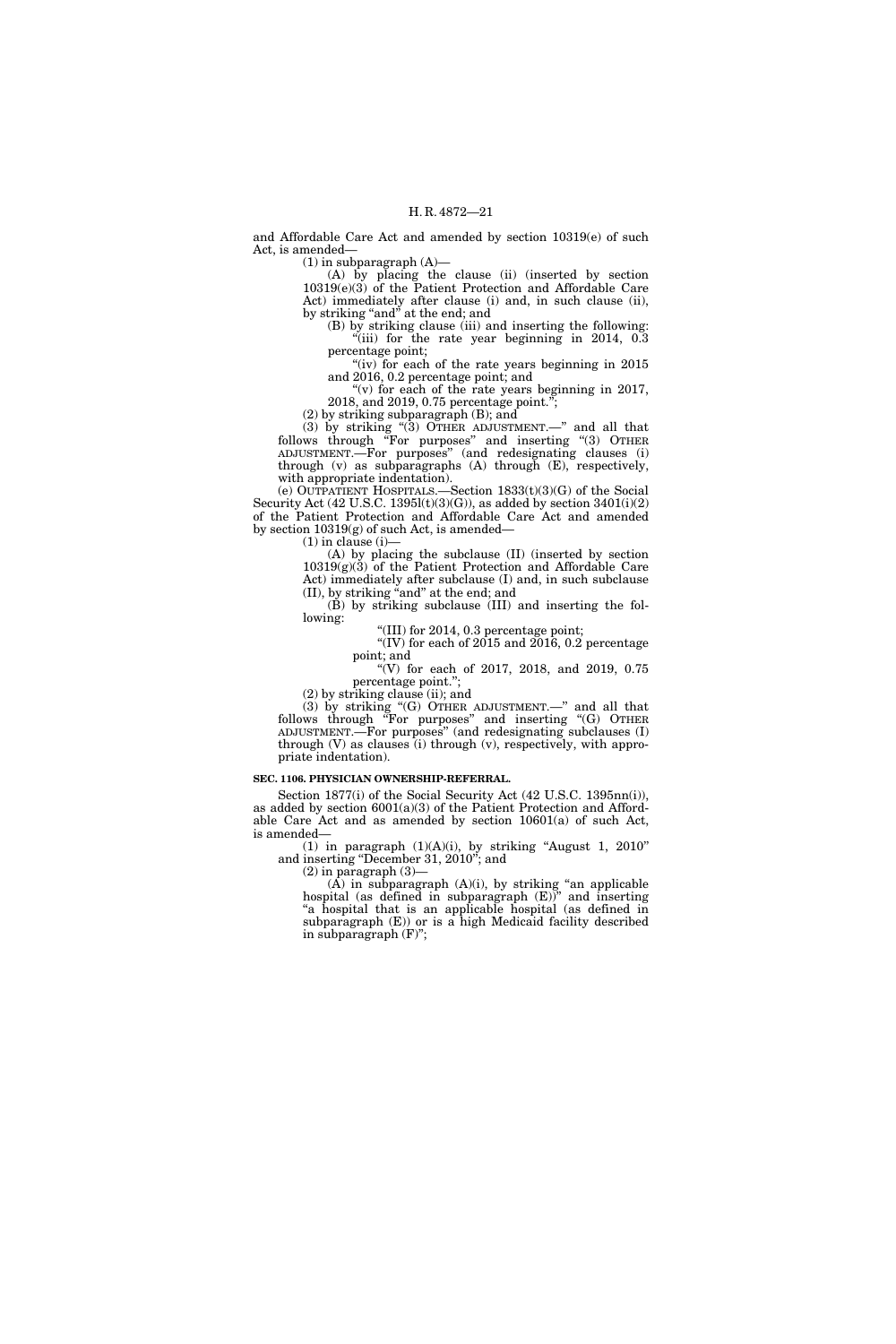and Affordable Care Act and amended by section 10319(e) of such Act, is amended—

(1) in subparagraph (A)—

(A) by placing the clause (ii) (inserted by section 10319(e)(3) of the Patient Protection and Affordable Care Act) immediately after clause (i) and, in such clause (ii), by striking "and" at the end; and

(B) by striking clause (iii) and inserting the following:

"(iii) for the rate year beginning in 2014, 0.3 percentage point;

"(iv) for each of the rate years beginning in 2015 and 2016, 0.2 percentage point; and

"(v) for each of the rate years beginning in 2017, 2018, and 2019, 0.75 percentage point.";

(2) by striking subparagraph (B); and

(3) by striking "(3) OTHER ADJUSTMENT.—" and all that follows through "For purposes" and inserting "(3) OTHER ADJUSTMENT.—For purposes" (and redesignating clauses (i) through (v) as subparagraphs (A) through (E), respectively, with appropriate indentation).

(e) OUTPATIENT HOSPITALS.—Section 1833(t)(3)(G) of the Social Security Act (42 U.S.C. 1395l(t)(3)(G)), as added by section 3401(i)(2) of the Patient Protection and Affordable Care Act and amended by section 10319(g) of such Act, is amended—

(1) in clause (i)—

(A) by placing the subclause (II) (inserted by section 10319(g)(3) of the Patient Protection and Affordable Care Act) immediately after subclause (I) and, in such subclause (II), by striking "and" at the end; and

(B) by striking subclause (III) and inserting the following:

"(III) for 2014, 0.3 percentage point;

"(IV) for each of 2015 and 2016, 0.2 percentage point; and

"(V) for each of 2017, 2018, and 2019, 0.75 percentage point.";

(2) by striking clause (ii); and

(3) by striking "(G) OTHER ADJUSTMENT.—" and all that follows through "For purposes" and inserting "(G) OTHER ADJUSTMENT.—For purposes" (and redesignating subclauses (I) through (V) as clauses (i) through (v), respectively, with appropriate indentation).

**SEC. 1106. PHYSICIAN OWNERSHIP-REFERRAL.**

Section 1877(i) of the Social Security Act (42 U.S.C. 1395nn(i)), as added by section 6001(a)(3) of the Patient Protection and Affordable Care Act and as amended by section 10601(a) of such Act, is amended—

(1) in paragraph (1)(A)(i), by striking "August 1, 2010" and inserting "December 31, 2010"; and

(2) in paragraph (3)—

(A) in subparagraph (A)(i), by striking "an applicable hospital (as defined in subparagraph (E))" and inserting "a hospital that is an applicable hospital (as defined in subparagraph (E)) or is a high Medicaid facility described in subparagraph (F)";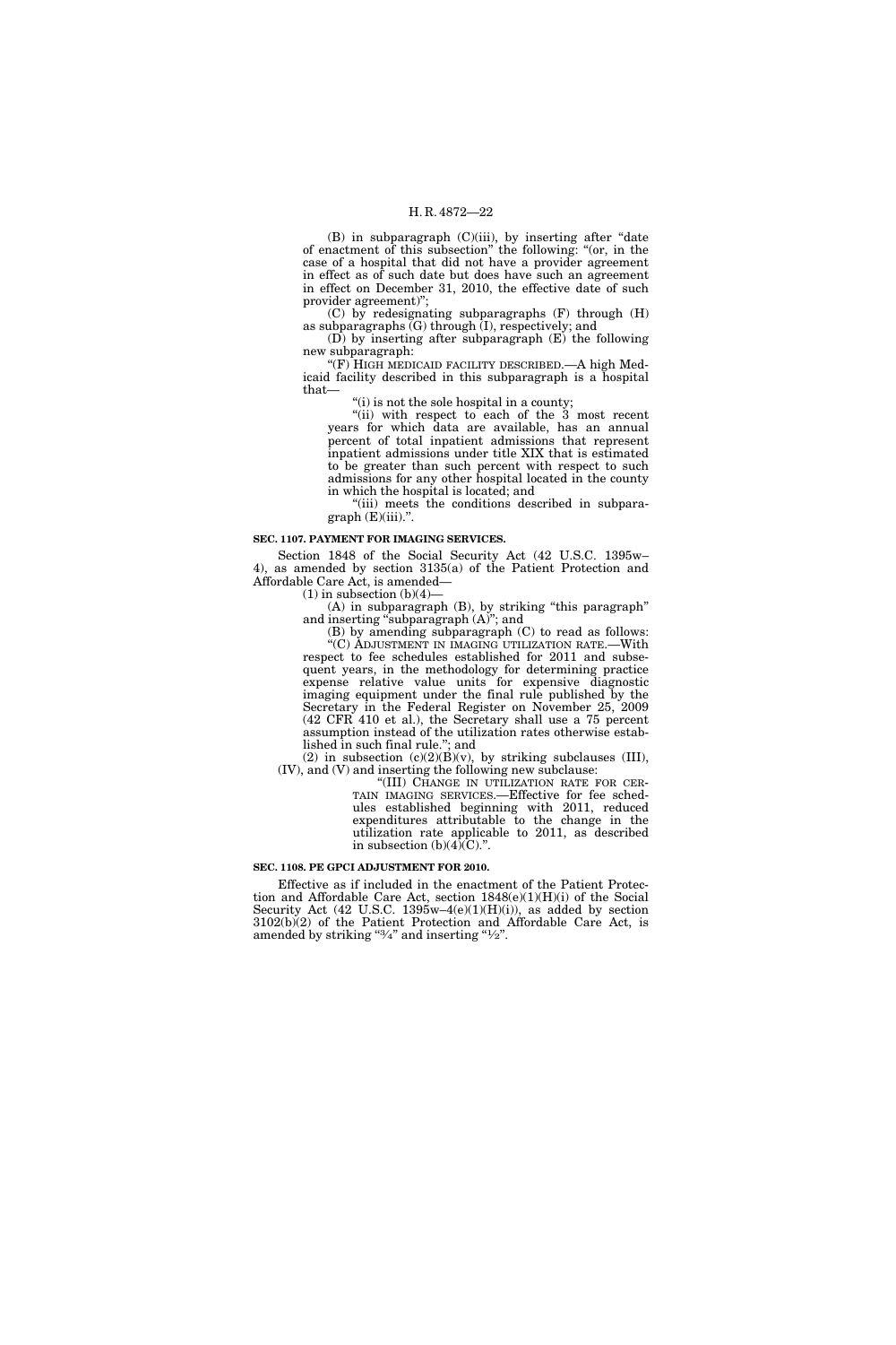(B) in subparagraph (C)(iii), by inserting after "date of enactment of this subsection" the following: "(or, in the case of a hospital that did not have a provider agreement in effect as of such date but does have such an agreement in effect on December 31, 2010, the effective date of such provider agreement)";

(C) by redesignating subparagraphs (F) through (H) as subparagraphs (G) through (I), respectively; and

(D) by inserting after subparagraph (E) the following new subparagraph:

"(F) HIGH MEDICAID FACILITY DESCRIBED.—A high Medicaid facility described in this subparagraph is a hospital that—

"(i) is not the sole hospital in a county;

"(ii) with respect to each of the 3 most recent years for which data are available, has an annual percent of total inpatient admissions that represent inpatient admissions under title XIX that is estimated to be greater than such percent with respect to such admissions for any other hospital located in the county in which the hospital is located; and

"(iii) meets the conditions described in subparagraph (E)(iii).".

**SEC. 1107. PAYMENT FOR IMAGING SERVICES.**

Section 1848 of the Social Security Act (42 U.S.C. 1395w–4), as amended by section 3135(a) of the Patient Protection and Affordable Care Act, is amended—

(1) in subsection (b)(4)—

(A) in subparagraph (B), by striking "this paragraph" and inserting "subparagraph (A)"; and

(B) by amending subparagraph (C) to read as follows:

"(C) ADJUSTMENT IN IMAGING UTILIZATION RATE.—With respect to fee schedules established for 2011 and subsequent years, in the methodology for determining practice expense relative value units for expensive diagnostic imaging equipment under the final rule published by the Secretary in the Federal Register on November 25, 2009 (42 CFR 410 et al.), the Secretary shall use a 75 percent assumption instead of the utilization rates otherwise established in such final rule."; and

(2) in subsection (c)(2)(B)(v), by striking subclauses (III), (IV), and (V) and inserting the following new subclause:

"(III) CHANGE IN UTILIZATION RATE FOR CERTAIN IMAGING SERVICES.—Effective for fee schedules established beginning with 2011, reduced expenditures attributable to the change in the utilization rate applicable to 2011, as described in subsection (b)(4)(C).".

**SEC. 1108. PE GPCI ADJUSTMENT FOR 2010.**

Effective as if included in the enactment of the Patient Protection and Affordable Care Act, section 1848(e)(1)(H)(i) of the Social Security Act (42 U.S.C. 1395w–4(e)(1)(H)(i)), as added by section 3102(b)(2) of the Patient Protection and Affordable Care Act, is amended by striking "¾" and inserting "½".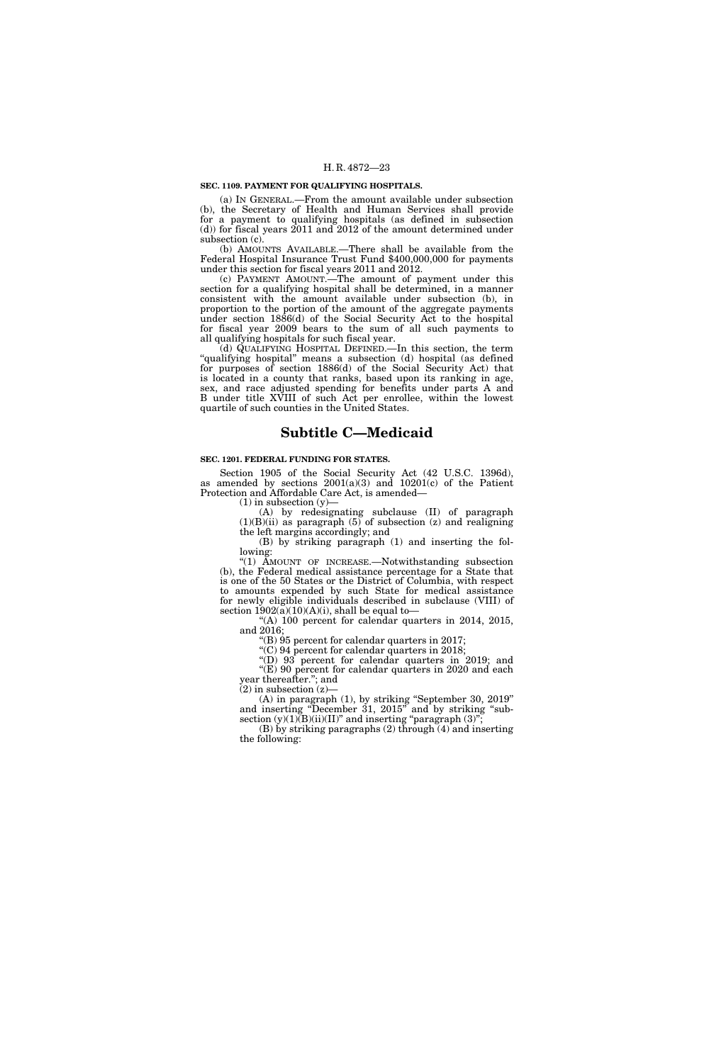**SEC. 1109. PAYMENT FOR QUALIFYING HOSPITALS.**

(a) IN GENERAL.—From the amount available under subsection (b), the Secretary of Health and Human Services shall provide for a payment to qualifying hospitals (as defined in subsection (d)) for fiscal years 2011 and 2012 of the amount determined under subsection (c).

(b) AMOUNTS AVAILABLE.—There shall be available from the Federal Hospital Insurance Trust Fund $400,000,000 for payments under this section for fiscal years 2011 and 2012.

(c) PAYMENT AMOUNT.—The amount of payment under this section for a qualifying hospital shall be determined, in a manner consistent with the amount available under subsection (b), in proportion to the portion of the amount of the aggregate payments under section 1886(d) of the Social Security Act to the hospital for fiscal year 2009 bears to the sum of all such payments to all qualifying hospitals for such fiscal year.

(d) QUALIFYING HOSPITAL DEFINED.—In this section, the term "qualifying hospital" means a subsection (d) hospital (as defined for purposes of section 1886(d) of the Social Security Act) that is located in a county that ranks, based upon its ranking in age, sex, and race adjusted spending for benefits under parts A and B under title XVIII of such Act per enrollee, within the lowest quartile of such counties in the United States.

# Subtitle C—Medicaid

**SEC. 1201. FEDERAL FUNDING FOR STATES.**

Section 1905 of the Social Security Act (42 U.S.C. 1396d), as amended by sections 2001(a)(3) and 10201(c) of the Patient Protection and Affordable Care Act, is amended—

(1) in subsection (y)—

(A) by redesignating subclause (II) of paragraph (1)(B)(ii) as paragraph (5) of subsection (z) and realigning the left margins accordingly; and

(B) by striking paragraph (1) and inserting the following:

"(1) AMOUNT OF INCREASE.—Notwithstanding subsection (b), the Federal medical assistance percentage for a State that is one of the 50 States or the District of Columbia, with respect to amounts expended by such State for medical assistance for newly eligible individuals described in subclause (VIII) of section 1902(a)(10)(A)(i), shall be equal to—

"(A) 100 percent for calendar quarters in 2014, 2015, and 2016;

"(B) 95 percent for calendar quarters in 2017;

"(C) 94 percent for calendar quarters in 2018;

"(D) 93 percent for calendar quarters in 2019; and

"(E) 90 percent for calendar quarters in 2020 and each year thereafter."; and

(2) in subsection (z)—

(A) in paragraph (1), by striking "September 30, 2019" and inserting "December 31, 2015" and by striking "subsection (y)(1)(B)(ii)(II)" and inserting "paragraph (3)";

(B) by striking paragraphs (2) through (4) and inserting the following: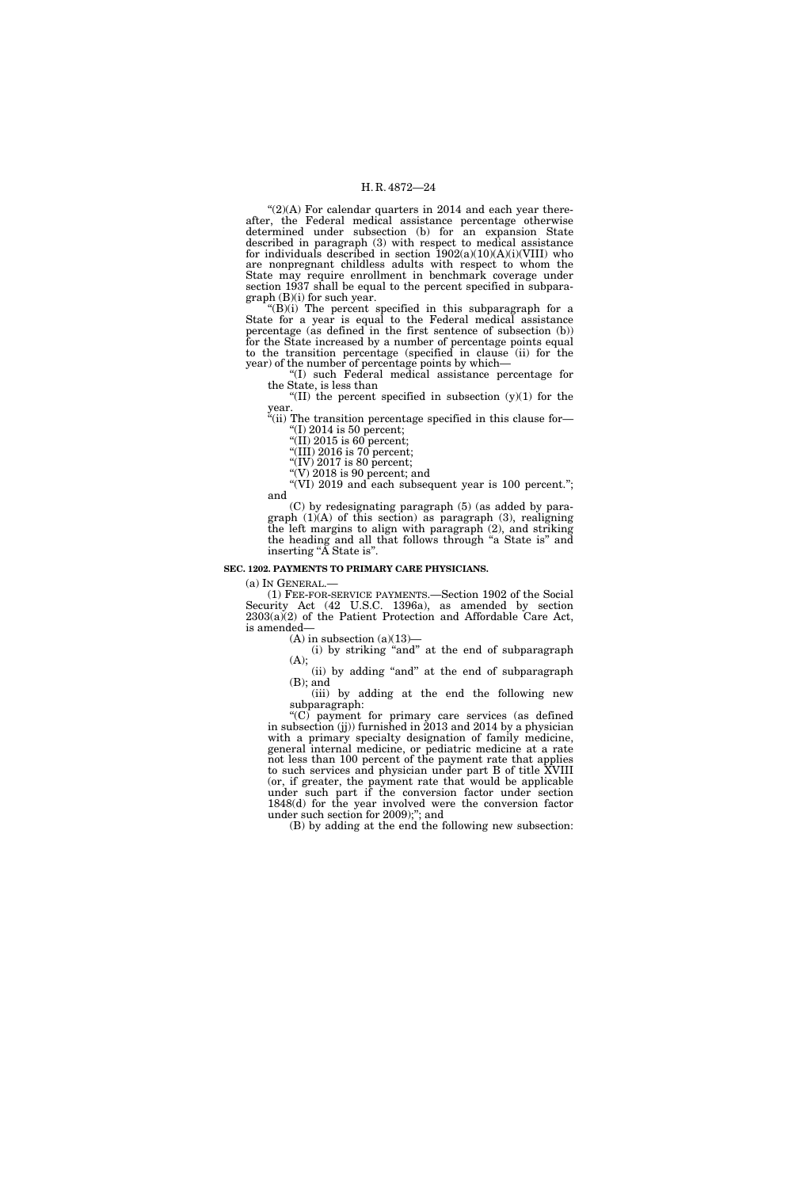"(2)(A) For calendar quarters in 2014 and each year thereafter, the Federal medical assistance percentage otherwise determined under subsection (b) for an expansion State described in paragraph (3) with respect to medical assistance for individuals described in section 1902(a)(10)(A)(i)(VIII) who are nonpregnant childless adults with respect to whom the State may require enrollment in benchmark coverage under section 1937 shall be equal to the percent specified in subparagraph (B)(i) for such year.

"(B)(i) The percent specified in this subparagraph for a State for a year is equal to the Federal medical assistance percentage (as defined in the first sentence of subsection (b)) for the State increased by a number of percentage points equal to the transition percentage (specified in clause (ii) for the year) of the number of percentage points by which—

"(I) such Federal medical assistance percentage for the State, is less than

"(II) the percent specified in subsection (y)(1) for the year.

"(ii) The transition percentage specified in this clause for—

"(I) 2014 is 50 percent;

"(II) 2015 is 60 percent;

"(III) 2016 is 70 percent;

"(IV) 2017 is 80 percent;

"(V) 2018 is 90 percent; and

"(VI) 2019 and each subsequent year is 100 percent."; and

(C) by redesignating paragraph (5) (as added by paragraph (1)(A) of this section) as paragraph (3), realigning the left margins to align with paragraph (2), and striking the heading and all that follows through "a State is" and inserting "A State is".

**SEC. 1202. PAYMENTS TO PRIMARY CARE PHYSICIANS.**

(a) IN GENERAL.—

(1) FEE-FOR-SERVICE PAYMENTS.—Section 1902 of the Social Security Act (42 U.S.C. 1396a), as amended by section 2303(a)(2) of the Patient Protection and Affordable Care Act, is amended—

(A) in subsection (a)(13)—

(i) by striking "and" at the end of subparagraph (A);

(ii) by adding "and" at the end of subparagraph (B); and

(iii) by adding at the end the following new subparagraph:

"(C) payment for primary care services (as defined in subsection (jj)) furnished in 2013 and 2014 by a physician with a primary specialty designation of family medicine, general internal medicine, or pediatric medicine at a rate not less than 100 percent of the payment rate that applies to such services and physician under part B of title XVIII (or, if greater, the payment rate that would be applicable under such part if the conversion factor under section 1848(d) for the year involved were the conversion factor under such section for 2009);"; and

(B) by adding at the end the following new subsection: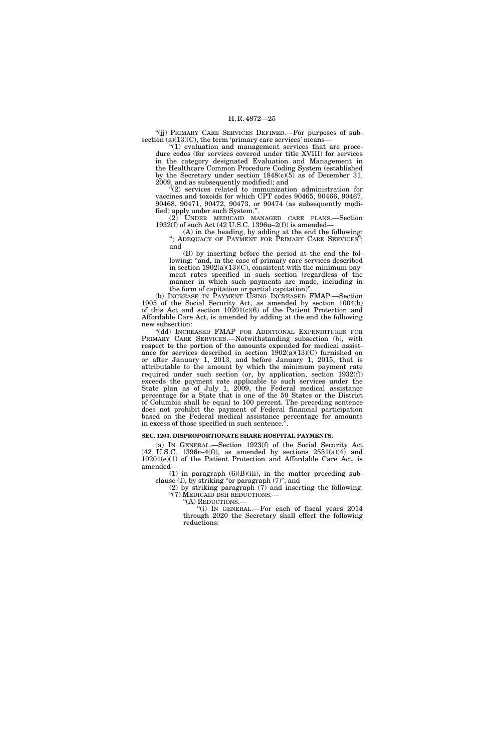"(jj) PRIMARY CARE SERVICES DEFINED.—For purposes of subsection (a)(13)(C), the term 'primary care services' means—

"(1) evaluation and management services that are procedure codes (for services covered under title XVIII) for services in the category designated Evaluation and Management in the Healthcare Common Procedure Coding System (established by the Secretary under section 1848(c)(5) as of December 31, 2009, and as subsequently modified); and

"(2) services related to immunization administration for vaccines and toxoids for which CPT codes 90465, 90466, 90467, 90468, 90471, 90472, 90473, or 90474 (as subsequently modified) apply under such System.".

(2) UNDER MEDICAID MANAGED CARE PLANS.—Section 1932(f) of such Act (42 U.S.C. 1396u–2(f)) is amended—

(A) in the heading, by adding at the end the following: "; ADEQUACY OF PAYMENT FOR PRIMARY CARE SERVICES"; and

(B) by inserting before the period at the end the following: "and, in the case of primary care services described in section 1902(a)(13)(C), consistent with the minimum payment rates specified in such section (regardless of the manner in which such payments are made, including in the form of capitation or partial capitation)".

(b) INCREASE IN PAYMENT USING INCREASED FMAP.—Section 1905 of the Social Security Act, as amended by section 1004(b) of this Act and section 10201(c)(6) of the Patient Protection and Affordable Care Act, is amended by adding at the end the following new subsection:

"(dd) INCREASED FMAP FOR ADDITIONAL EXPENDITURES FOR PRIMARY CARE SERVICES.—Notwithstanding subsection (b), with respect to the portion of the amounts expended for medical assistance for services described in section 1902(a)(13)(C) furnished on or after January 1, 2013, and before January 1, 2015, that is attributable to the amount by which the minimum payment rate required under such section (or, by application, section 1932(f)) exceeds the payment rate applicable to such services under the State plan as of July 1, 2009, the Federal medical assistance percentage for a State that is one of the 50 States or the District of Columbia shall be equal to 100 percent. The preceding sentence does not prohibit the payment of Federal financial participation based on the Federal medical assistance percentage for amounts in excess of those specified in such sentence.".

**SEC. 1203. DISPROPORTIONATE SHARE HOSPITAL PAYMENTS.**

(a) IN GENERAL.—Section 1923(f) of the Social Security Act (42 U.S.C. 1396r–4(f)), as amended by sections 2551(a)(4) and 10201(e)(1) of the Patient Protection and Affordable Care Act, is amended—

(1) in paragraph (6)(B)(iii), in the matter preceding subclause (I), by striking "or paragraph (7)"; and

(2) by striking paragraph (7) and inserting the following:

"(7) MEDICAID DSH REDUCTIONS.—

"(A) REDUCTIONS.—

"(i) IN GENERAL.—For each of fiscal years 2014 through 2020 the Secretary shall effect the following reductions: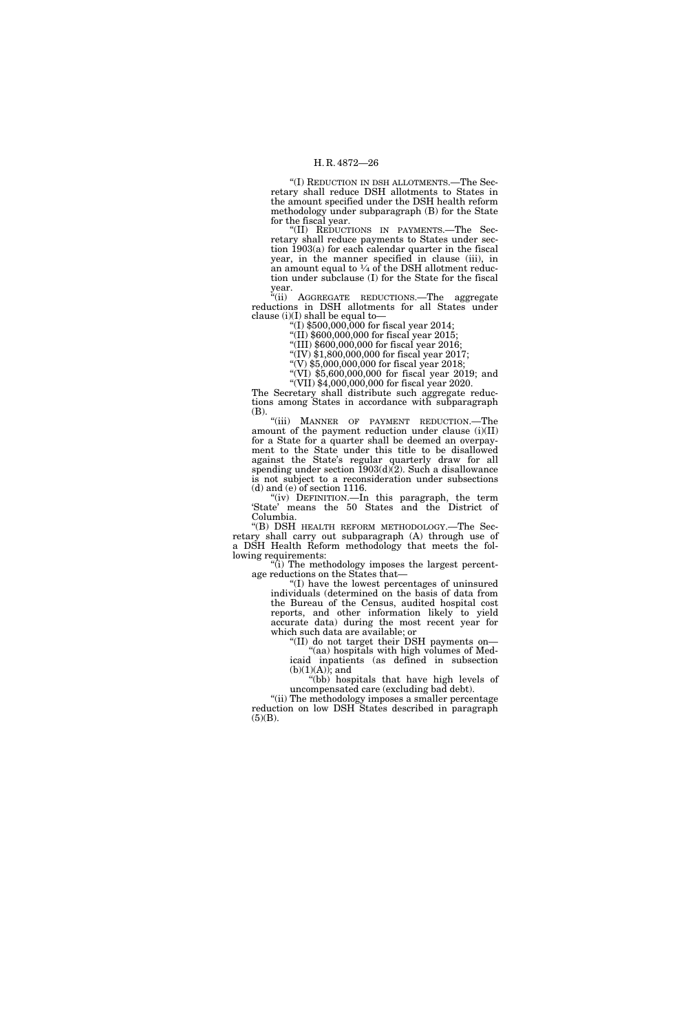"(I) REDUCTION IN DSH ALLOTMENTS.—The Secretary shall reduce DSH allotments to States in the amount specified under the DSH health reform methodology under subparagraph (B) for the State for the fiscal year.

"(II) REDUCTIONS IN PAYMENTS.—The Secretary shall reduce payments to States under section 1903(a) for each calendar quarter in the fiscal year, in the manner specified in clause (iii), in an amount equal to ¼ of the DSH allotment reduction under subclause (I) for the State for the fiscal year.

"(ii) AGGREGATE REDUCTIONS.—The aggregate reductions in DSH allotments for all States under clause (i)(I) shall be equal to—

"(I) $500,000,000 for fiscal year 2014;

"(II) $600,000,000 for fiscal year 2015;

"(III) $600,000,000 for fiscal year 2016;

"(IV) $1,800,000,000 for fiscal year 2017;

"(V) $5,000,000,000 for fiscal year 2018;

"(VI) $5,600,000,000 for fiscal year 2019; and

"(VII) $4,000,000,000 for fiscal year 2020.

The Secretary shall distribute such aggregate reductions among States in accordance with subparagraph (B).

"(iii) MANNER OF PAYMENT REDUCTION.—The amount of the payment reduction under clause (i)(II) for a State for a quarter shall be deemed an overpayment to the State under this title to be disallowed against the State's regular quarterly draw for all spending under section 1903(d)(2). Such a disallowance is not subject to a reconsideration under subsections (d) and (e) of section 1116.

"(iv) DEFINITION.—In this paragraph, the term 'State' means the 50 States and the District of Columbia.

"(B) DSH HEALTH REFORM METHODOLOGY.—The Secretary shall carry out subparagraph (A) through use of a DSH Health Reform methodology that meets the following requirements:

"(i) The methodology imposes the largest percentage reductions on the States that—

"(I) have the lowest percentages of uninsured individuals (determined on the basis of data from the Bureau of the Census, audited hospital cost reports, and other information likely to yield accurate data) during the most recent year for which such data are available; or

"(II) do not target their DSH payments on—

"(aa) hospitals with high volumes of Medicaid inpatients (as defined in subsection (b)(1)(A)); and

"(bb) hospitals that have high levels of uncompensated care (excluding bad debt).

"(ii) The methodology imposes a smaller percentage reduction on low DSH States described in paragraph (5)(B).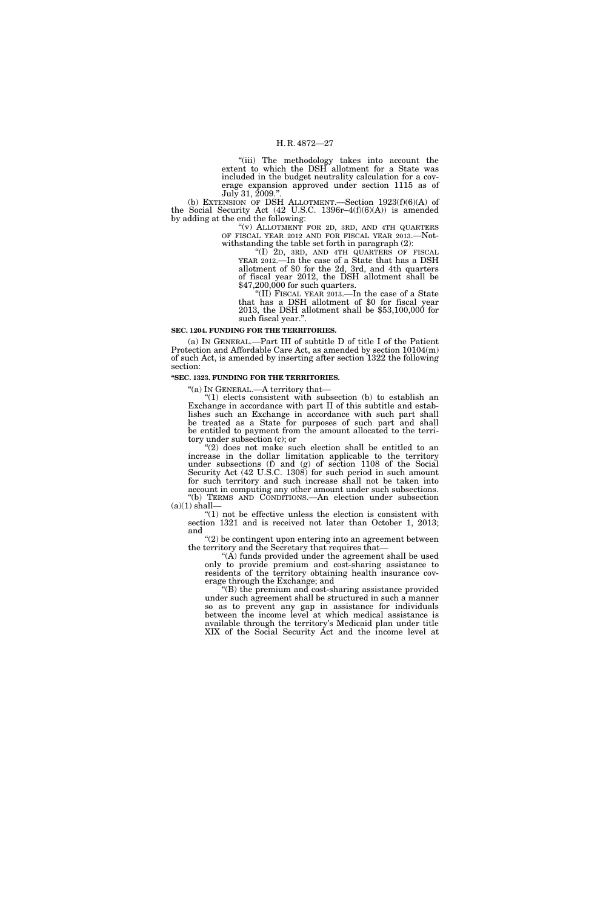"(iii) The methodology takes into account the extent to which the DSH allotment for a State was included in the budget neutrality calculation for a coverage expansion approved under section 1115 as of July 31, 2009.".

(b) EXTENSION OF DSH ALLOTMENT.—Section 1923(f)(6)(A) of the Social Security Act (42 U.S.C. 1396r–4(f)(6)(A)) is amended by adding at the end the following:

"(v) ALLOTMENT FOR 2D, 3RD, AND 4TH QUARTERS OF FISCAL YEAR 2012 AND FOR FISCAL YEAR 2013.—Notwithstanding the table set forth in paragraph (2):

"(I) 2D, 3RD, AND 4TH QUARTERS OF FISCAL YEAR 2012.—In the case of a State that has a DSH allotment of $0 for the 2d, 3rd, and 4th quarters of fiscal year 2012, the DSH allotment shall be $47,200,000 for such quarters.

"(II) FISCAL YEAR 2013.—In the case of a State that has a DSH allotment of $0 for fiscal year 2013, the DSH allotment shall be $53,100,000 for such fiscal year.".

**SEC. 1204. FUNDING FOR THE TERRITORIES.**

(a) IN GENERAL.—Part III of subtitle D of title I of the Patient Protection and Affordable Care Act, as amended by section 10104(m) of such Act, is amended by inserting after section 1322 the following section:

**"SEC. 1323. FUNDING FOR THE TERRITORIES.**

"(a) IN GENERAL.—A territory that—

"(1) elects consistent with subsection (b) to establish an Exchange in accordance with part II of this subtitle and establishes such an Exchange in accordance with such part shall be treated as a State for purposes of such part and shall be entitled to payment from the amount allocated to the territory under subsection (c); or

"(2) does not make such election shall be entitled to an increase in the dollar limitation applicable to the territory under subsections (f) and (g) of section 1108 of the Social Security Act (42 U.S.C. 1308) for such period in such amount for such territory and such increase shall not be taken into account in computing any other amount under such subsections.

"(b) TERMS AND CONDITIONS.—An election under subsection (a)(1) shall—

"(1) not be effective unless the election is consistent with section 1321 and is received not later than October 1, 2013; and

"(2) be contingent upon entering into an agreement between the territory and the Secretary that requires that—

"(A) funds provided under the agreement shall be used only to provide premium and cost-sharing assistance to residents of the territory obtaining health insurance coverage through the Exchange; and

"(B) the premium and cost-sharing assistance provided under such agreement shall be structured in such a manner so as to prevent any gap in assistance for individuals between the income level at which medical assistance is available through the territory's Medicaid plan under title XIX of the Social Security Act and the income level at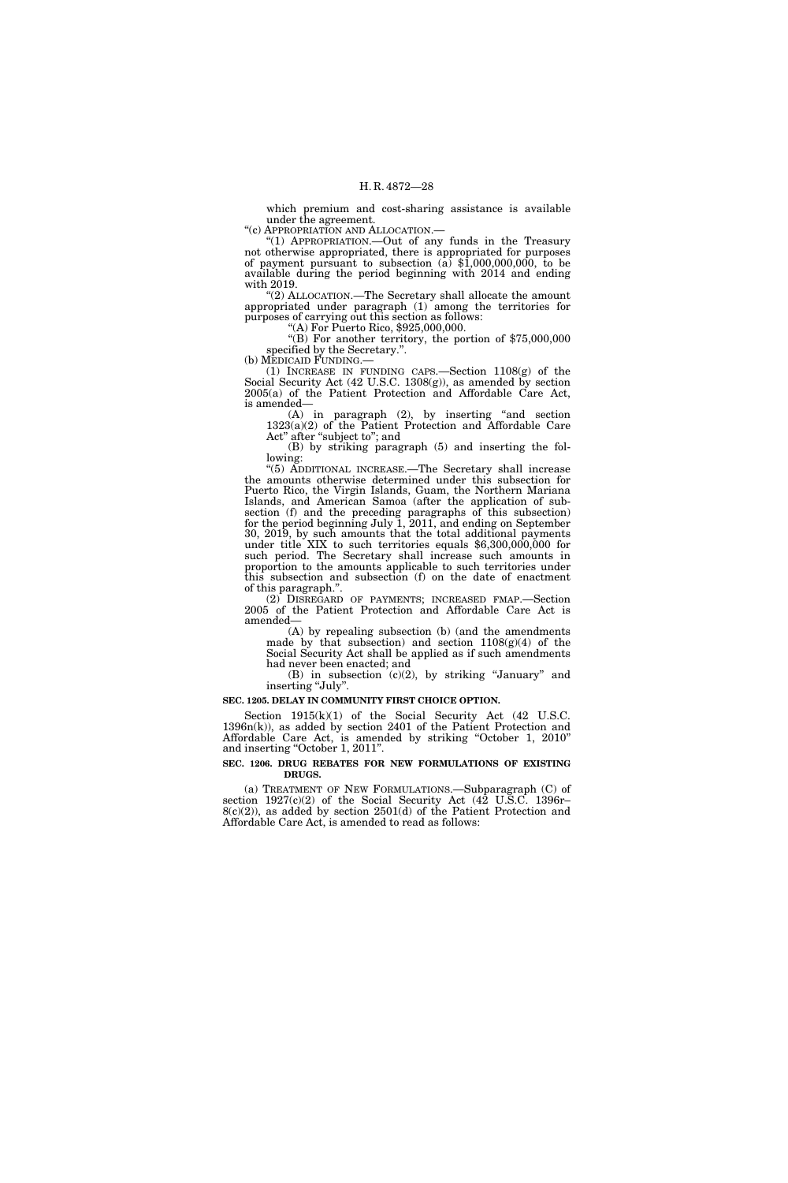which premium and cost-sharing assistance is available under the agreement.

"(c) APPROPRIATION AND ALLOCATION.—

"(1) APPROPRIATION.—Out of any funds in the Treasury not otherwise appropriated, there is appropriated for purposes of payment pursuant to subsection (a) $1,000,000,000, to be available during the period beginning with 2014 and ending with 2019.

"(2) ALLOCATION.—The Secretary shall allocate the amount appropriated under paragraph (1) among the territories for purposes of carrying out this section as follows:

"(A) For Puerto Rico, $925,000,000.

"(B) For another territory, the portion of $75,000,000 specified by the Secretary.".

(b) MEDICAID FUNDING.—

(1) INCREASE IN FUNDING CAPS.—Section 1108(g) of the Social Security Act (42 U.S.C. 1308(g)), as amended by section 2005(a) of the Patient Protection and Affordable Care Act, is amended—

(A) in paragraph (2), by inserting "and section 1323(a)(2) of the Patient Protection and Affordable Care Act" after "subject to"; and

(B) by striking paragraph (5) and inserting the following:

"(5) ADDITIONAL INCREASE.—The Secretary shall increase the amounts otherwise determined under this subsection for Puerto Rico, the Virgin Islands, Guam, the Northern Mariana Islands, and American Samoa (after the application of subsection (f) and the preceding paragraphs of this subsection) for the period beginning July 1, 2011, and ending on September 30, 2019, by such amounts that the total additional payments under title XIX to such territories equals $6,300,000,000 for such period. The Secretary shall increase such amounts in proportion to the amounts applicable to such territories under this subsection and subsection (f) on the date of enactment of this paragraph.".

(2) DISREGARD OF PAYMENTS; INCREASED FMAP.—Section 2005 of the Patient Protection and Affordable Care Act is amended—

(A) by repealing subsection (b) (and the amendments made by that subsection) and section 1108(g)(4) of the Social Security Act shall be applied as if such amendments had never been enacted; and

(B) in subsection (c)(2), by striking "January" and inserting "July".

**SEC. 1205. DELAY IN COMMUNITY FIRST CHOICE OPTION.**

Section 1915(k)(1) of the Social Security Act (42 U.S.C. 1396n(k)), as added by section 2401 of the Patient Protection and Affordable Care Act, is amended by striking "October 1, 2010" and inserting "October 1, 2011".

**SEC. 1206. DRUG REBATES FOR NEW FORMULATIONS OF EXISTING DRUGS.**

(a) TREATMENT OF NEW FORMULATIONS.—Subparagraph (C) of section 1927(c)(2) of the Social Security Act (42 U.S.C. 1396r–8(c)(2)), as added by section 2501(d) of the Patient Protection and Affordable Care Act, is amended to read as follows: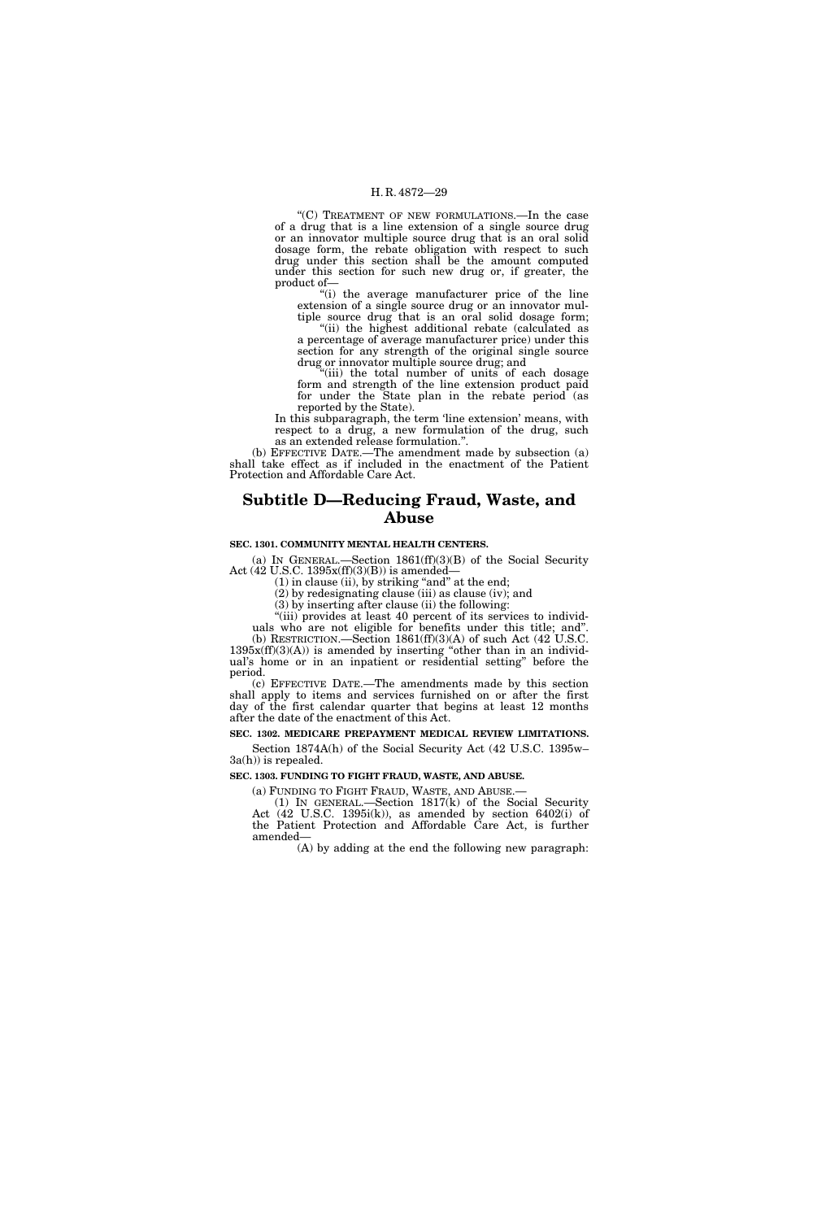"(C) TREATMENT OF NEW FORMULATIONS.—In the case of a drug that is a line extension of a single source drug or an innovator multiple source drug that is an oral solid dosage form, the rebate obligation with respect to such drug under this section shall be the amount computed under this section for such new drug or, if greater, the product of—

"(i) the average manufacturer price of the line extension of a single source drug or an innovator multiple source drug that is an oral solid dosage form;

"(ii) the highest additional rebate (calculated as a percentage of average manufacturer price) under this section for any strength of the original single source drug or innovator multiple source drug; and

"(iii) the total number of units of each dosage form and strength of the line extension product paid for under the State plan in the rebate period (as reported by the State).

In this subparagraph, the term 'line extension' means, with respect to a drug, a new formulation of the drug, such as an extended release formulation.".

(b) EFFECTIVE DATE.—The amendment made by subsection (a) shall take effect as if included in the enactment of the Patient Protection and Affordable Care Act.

## Subtitle D—Reducing Fraud, Waste, and Abuse

**SEC. 1301. COMMUNITY MENTAL HEALTH CENTERS.**

(a) IN GENERAL.—Section 1861(ff)(3)(B) of the Social Security Act (42 U.S.C. 1395x(ff)(3)(B)) is amended—

(1) in clause (ii), by striking "and" at the end;

(2) by redesignating clause (iii) as clause (iv); and

(3) by inserting after clause (ii) the following:

"(iii) provides at least 40 percent of its services to individuals who are not eligible for benefits under this title; and".

(b) RESTRICTION.—Section 1861(ff)(3)(A) of such Act (42 U.S.C. 1395x(ff)(3)(A)) is amended by inserting "other than in an individual's home or in an inpatient or residential setting" before the period.

(c) EFFECTIVE DATE.—The amendments made by this section shall apply to items and services furnished on or after the first day of the first calendar quarter that begins at least 12 months after the date of the enactment of this Act.

**SEC. 1302. MEDICARE PREPAYMENT MEDICAL REVIEW LIMITATIONS.**

Section 1874A(h) of the Social Security Act (42 U.S.C. 1395w–3a(h)) is repealed.

**SEC. 1303. FUNDING TO FIGHT FRAUD, WASTE, AND ABUSE.**

(a) FUNDING TO FIGHT FRAUD, WASTE, AND ABUSE.—

(1) IN GENERAL.—Section 1817(k) of the Social Security Act (42 U.S.C. 1395i(k)), as amended by section 6402(i) of the Patient Protection and Affordable Care Act, is further amended—

(A) by adding at the end the following new paragraph: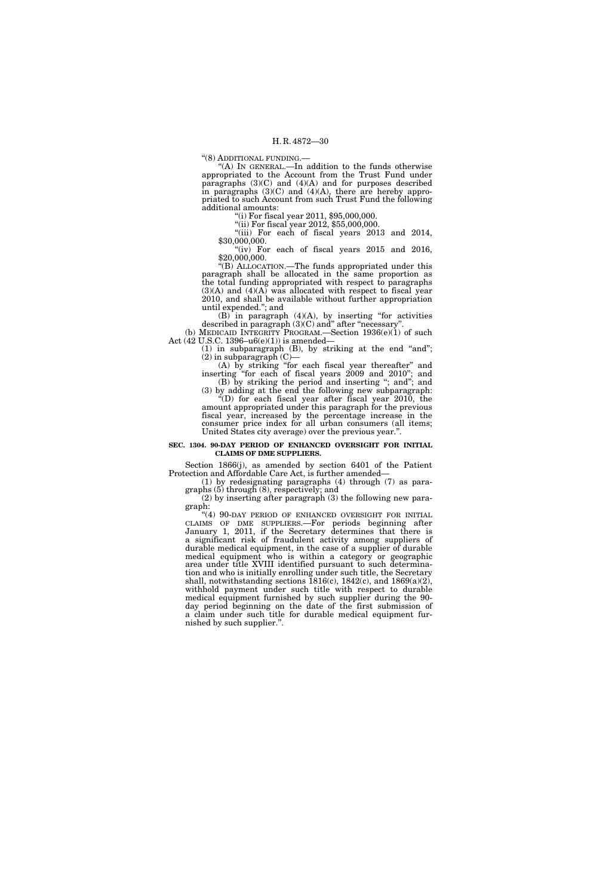"(8) ADDITIONAL FUNDING.—

"(A) IN GENERAL.—In addition to the funds otherwise appropriated to the Account from the Trust Fund under paragraphs (3)(C) and (4)(A) and for purposes described in paragraphs (3)(C) and (4)(A), there are hereby appropriated to such Account from such Trust Fund the following additional amounts:

"(i) For fiscal year 2011, $95,000,000.

"(ii) For fiscal year 2012, $55,000,000.

"(iii) For each of fiscal years 2013 and 2014, $30,000,000.

"(iv) For each of fiscal years 2015 and 2016, $20,000,000.

"(B) ALLOCATION.—The funds appropriated under this paragraph shall be allocated in the same proportion as the total funding appropriated with respect to paragraphs (3)(A) and (4)(A) was allocated with respect to fiscal year 2010, and shall be available without further appropriation until expended."; and

(B) in paragraph (4)(A), by inserting "for activities described in paragraph (3)(C) and" after "necessary".

(b) MEDICAID INTEGRITY PROGRAM.—Section 1936(e)(1) of such Act (42 U.S.C. 1396–u6(e)(1)) is amended—

(1) in subparagraph (B), by striking at the end "and";

(2) in subparagraph (C)—

(A) by striking "for each fiscal year thereafter" and inserting "for each of fiscal years 2009 and 2010"; and

(B) by striking the period and inserting "; and"; and

(3) by adding at the end the following new subparagraph:

"(D) for each fiscal year after fiscal year 2010, the amount appropriated under this paragraph for the previous fiscal year, increased by the percentage increase in the consumer price index for all urban consumers (all items; United States city average) over the previous year.".

**SEC. 1304. 90-DAY PERIOD OF ENHANCED OVERSIGHT FOR INITIAL CLAIMS OF DME SUPPLIERS.**

Section 1866(j), as amended by section 6401 of the Patient Protection and Affordable Care Act, is further amended—

(1) by redesignating paragraphs (4) through (7) as paragraphs (5) through (8), respectively; and

(2) by inserting after paragraph (3) the following new paragraph:

"(4) 90-DAY PERIOD OF ENHANCED OVERSIGHT FOR INITIAL CLAIMS OF DME SUPPLIERS.—For periods beginning after January 1, 2011, if the Secretary determines that there is a significant risk of fraudulent activity among suppliers of durable medical equipment, in the case of a supplier of durable medical equipment who is within a category or geographic area under title XVIII identified pursuant to such determination and who is initially enrolling under such title, the Secretary shall, notwithstanding sections 1816(c), 1842(c), and 1869(a)(2), withhold payment under such title with respect to durable medical equipment furnished by such supplier during the 90-day period beginning on the date of the first submission of a claim under such title for durable medical equipment furnished by such supplier.".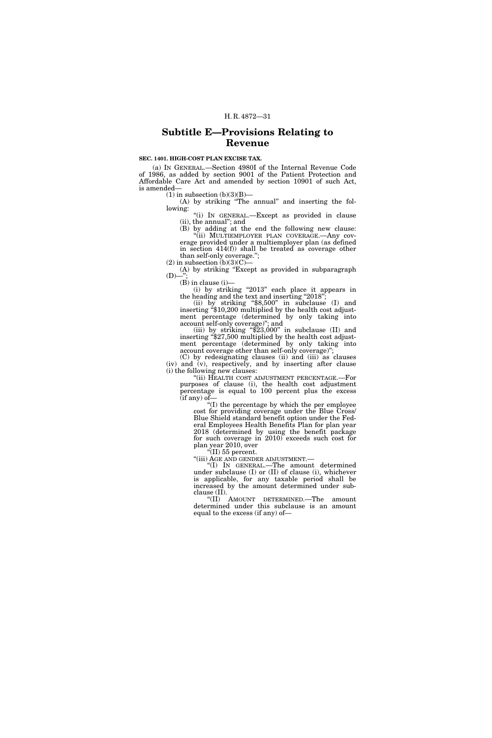## Subtitle E—Provisions Relating to Revenue

**SEC. 1401. HIGH-COST PLAN EXCISE TAX.**

(a) IN GENERAL.—Section 4980I of the Internal Revenue Code of 1986, as added by section 9001 of the Patient Protection and Affordable Care Act and amended by section 10901 of such Act, is amended—

(1) in subsection (b)(3)(B)—

(A) by striking "The annual" and inserting the following:

"(i) IN GENERAL.—Except as provided in clause (ii), the annual"; and

(B) by adding at the end the following new clause:

"(ii) MULTIEMPLOYER PLAN COVERAGE.—Any coverage provided under a multiemployer plan (as defined in section 414(f)) shall be treated as coverage other than self-only coverage.";

(2) in subsection (b)(3)(C)—

(A) by striking "Except as provided in subparagraph (D)—";

(B) in clause (i)—

(i) by striking "2013" each place it appears in the heading and the text and inserting "2018";

(ii) by striking "$8,500" in subclause (I) and inserting "$10,200 multiplied by the health cost adjustment percentage (determined by only taking into account self-only coverage)"; and

(iii) by striking "$23,000" in subclause (II) and inserting "$27,500 multiplied by the health cost adjustment percentage (determined by only taking into account coverage other than self-only coverage)";

(C) by redesignating clauses (ii) and (iii) as clauses (iv) and (v), respectively, and by inserting after clause (i) the following new clauses:

"(ii) HEALTH COST ADJUSTMENT PERCENTAGE.—For purposes of clause (i), the health cost adjustment percentage is equal to 100 percent plus the excess (if any) of—

"(I) the percentage by which the per employee cost for providing coverage under the Blue Cross/Blue Shield standard benefit option under the Federal Employees Health Benefits Plan for plan year 2018 (determined by using the benefit package for such coverage in 2010) exceeds such cost for plan year 2010, over

"(II) 55 percent.

"(iii) AGE AND GENDER ADJUSTMENT.—

"(I) IN GENERAL.—The amount determined under subclause (I) or (II) of clause (i), whichever is applicable, for any taxable period shall be increased by the amount determined under subclause (II).

"(II) AMOUNT DETERMINED.—The amount determined under this subclause is an amount equal to the excess (if any) of—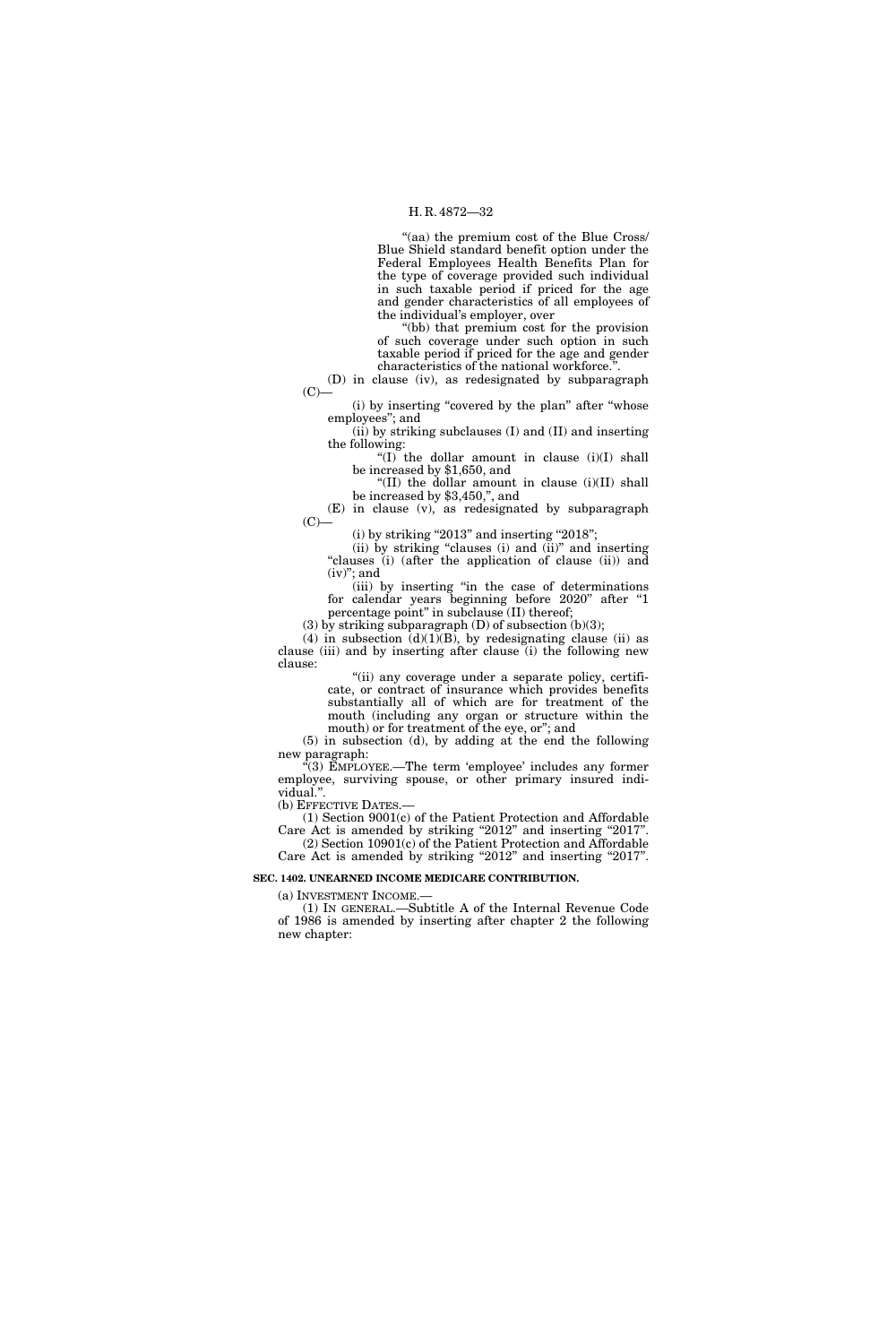"(aa) the premium cost of the Blue Cross/Blue Shield standard benefit option under the Federal Employees Health Benefits Plan for the type of coverage provided such individual in such taxable period if priced for the age and gender characteristics of all employees of the individual's employer, over

"(bb) that premium cost for the provision of such coverage under such option in such taxable period if priced for the age and gender characteristics of the national workforce.".

(D) in clause (iv), as redesignated by subparagraph (C)—

(i) by inserting "covered by the plan" after "whose employees"; and

(ii) by striking subclauses (I) and (II) and inserting the following:

"(I) the dollar amount in clause (i)(I) shall be increased by $1,650, and

"(II) the dollar amount in clause (i)(II) shall be increased by $3,450,", and

(E) in clause (v), as redesignated by subparagraph (C)—

(i) by striking "2013" and inserting "2018";

(ii) by striking "clauses (i) and (ii)" and inserting "clauses (i) (after the application of clause (ii)) and (iv)"; and

(iii) by inserting "in the case of determinations for calendar years beginning before 2020" after "1 percentage point" in subclause (II) thereof;

(3) by striking subparagraph (D) of subsection (b)(3);

(4) in subsection (d)(1)(B), by redesignating clause (ii) as clause (iii) and by inserting after clause (i) the following new clause:

"(ii) any coverage under a separate policy, certificate, or contract of insurance which provides benefits substantially all of which are for treatment of the mouth (including any organ or structure within the mouth) or for treatment of the eye, or"; and

(5) in subsection (d), by adding at the end the following new paragraph:

"(3) EMPLOYEE.—The term 'employee' includes any former employee, surviving spouse, or other primary insured individual.".

(b) EFFECTIVE DATES.—

(1) Section 9001(c) of the Patient Protection and Affordable Care Act is amended by striking "2012" and inserting "2017".

(2) Section 10901(c) of the Patient Protection and Affordable Care Act is amended by striking "2012" and inserting "2017".

**SEC. 1402. UNEARNED INCOME MEDICARE CONTRIBUTION.**

(a) INVESTMENT INCOME.—

(1) IN GENERAL.—Subtitle A of the Internal Revenue Code of 1986 is amended by inserting after chapter 2 the following new chapter: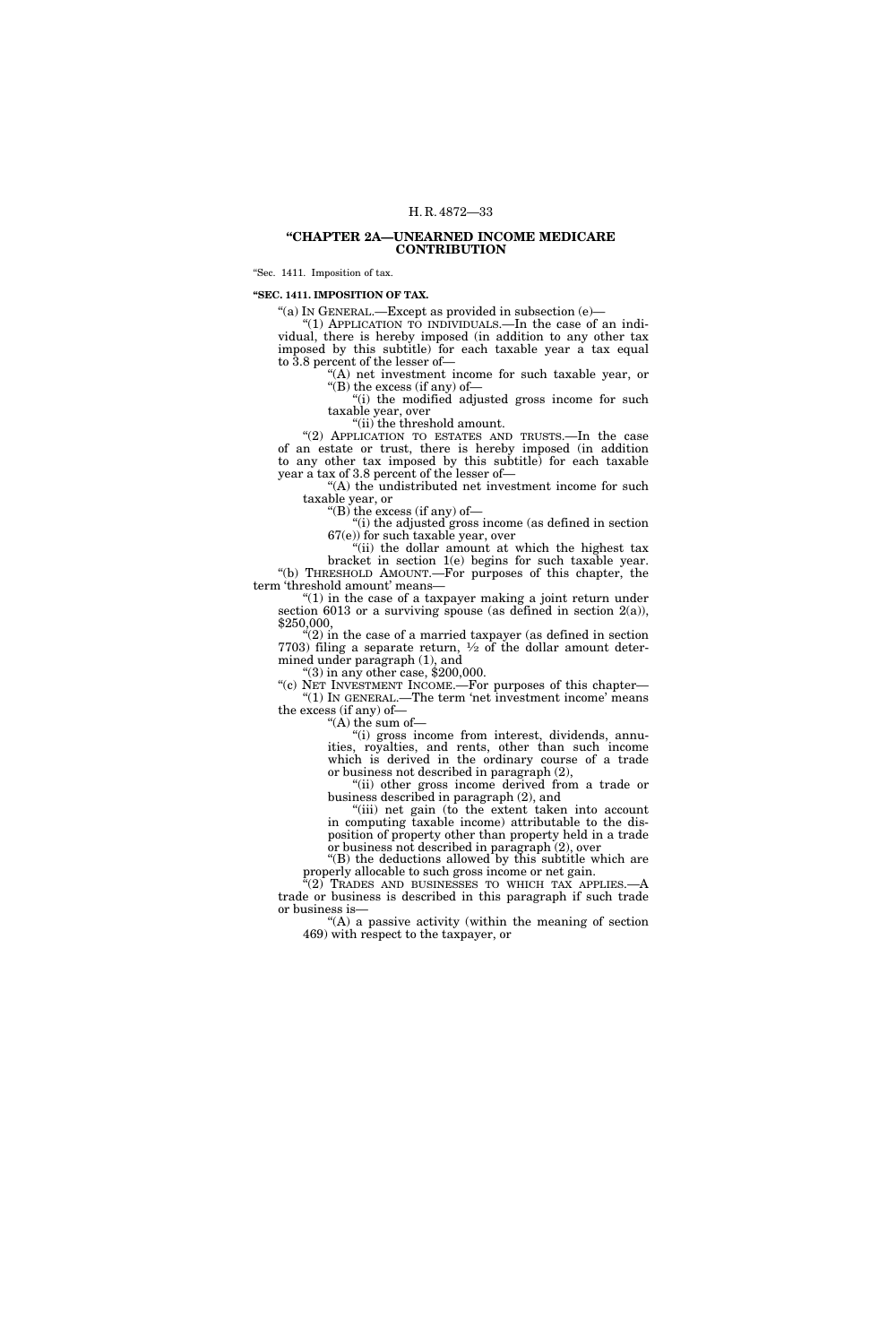## "CHAPTER 2A—UNEARNED INCOME MEDICARE CONTRIBUTION

"Sec. 1411. Imposition of tax.

**"SEC. 1411. IMPOSITION OF TAX.**

"(a) IN GENERAL.—Except as provided in subsection (e)—

"(1) APPLICATION TO INDIVIDUALS.—In the case of an individual, there is hereby imposed (in addition to any other tax imposed by this subtitle) for each taxable year a tax equal to 3.8 percent of the lesser of—

"(A) net investment income for such taxable year, or

"(B) the excess (if any) of—

"(i) the modified adjusted gross income for such taxable year, over

"(ii) the threshold amount.

"(2) APPLICATION TO ESTATES AND TRUSTS.—In the case of an estate or trust, there is hereby imposed (in addition to any other tax imposed by this subtitle) for each taxable year a tax of 3.8 percent of the lesser of—

"(A) the undistributed net investment income for such taxable year, or

"(B) the excess (if any) of—

"(i) the adjusted gross income (as defined in section 67(e)) for such taxable year, over

"(ii) the dollar amount at which the highest tax bracket in section 1(e) begins for such taxable year.

"(b) THRESHOLD AMOUNT.—For purposes of this chapter, the term 'threshold amount' means—

"(1) in the case of a taxpayer making a joint return under section 6013 or a surviving spouse (as defined in section 2(a)), $250,000,

"(2) in the case of a married taxpayer (as defined in section 7703) filing a separate return, ½ of the dollar amount determined under paragraph (1), and

"(3) in any other case, $200,000.

"(c) NET INVESTMENT INCOME.—For purposes of this chapter—

"(1) IN GENERAL.—The term 'net investment income' means the excess (if any) of—

"(A) the sum of—

"(i) gross income from interest, dividends, annuities, royalties, and rents, other than such income which is derived in the ordinary course of a trade or business not described in paragraph (2),

"(ii) other gross income derived from a trade or business described in paragraph (2), and

"(iii) net gain (to the extent taken into account in computing taxable income) attributable to the disposition of property other than property held in a trade or business not described in paragraph (2), over

"(B) the deductions allowed by this subtitle which are properly allocable to such gross income or net gain.

"(2) TRADES AND BUSINESSES TO WHICH TAX APPLIES.—A trade or business is described in this paragraph if such trade or business is—

"(A) a passive activity (within the meaning of section 469) with respect to the taxpayer, or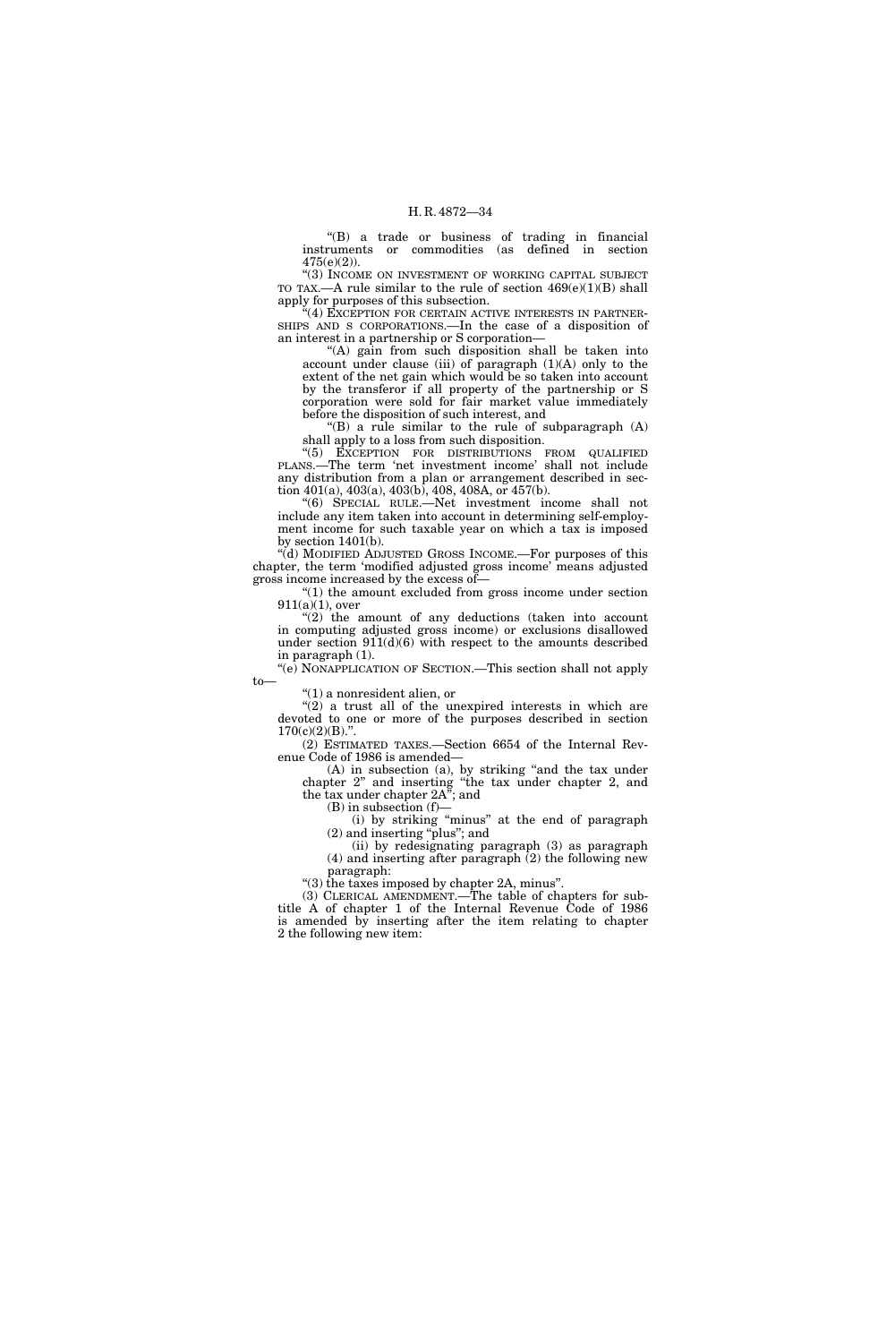"(B) a trade or business of trading in financial instruments or commodities (as defined in section 475(e)(2)).

"(3) INCOME ON INVESTMENT OF WORKING CAPITAL SUBJECT TO TAX.—A rule similar to the rule of section 469(e)(1)(B) shall apply for purposes of this subsection.

"(4) EXCEPTION FOR CERTAIN ACTIVE INTERESTS IN PARTNERSHIPS AND S CORPORATIONS.—In the case of a disposition of an interest in a partnership or S corporation—

"(A) gain from such disposition shall be taken into account under clause (iii) of paragraph (1)(A) only to the extent of the net gain which would be so taken into account by the transferor if all property of the partnership or S corporation were sold for fair market value immediately before the disposition of such interest, and

"(B) a rule similar to the rule of subparagraph (A) shall apply to a loss from such disposition.

"(5) EXCEPTION FOR DISTRIBUTIONS FROM QUALIFIED PLANS.—The term 'net investment income' shall not include any distribution from a plan or arrangement described in section 401(a), 403(a), 403(b), 408, 408A, or 457(b).

"(6) SPECIAL RULE.—Net investment income shall not include any item taken into account in determining self-employment income for such taxable year on which a tax is imposed by section 1401(b).

"(d) MODIFIED ADJUSTED GROSS INCOME.—For purposes of this chapter, the term 'modified adjusted gross income' means adjusted gross income increased by the excess of—

"(1) the amount excluded from gross income under section 911(a)(1), over

"(2) the amount of any deductions (taken into account in computing adjusted gross income) or exclusions disallowed under section 911(d)(6) with respect to the amounts described in paragraph (1).

"(e) NONAPPLICATION OF SECTION.—This section shall not apply to—

"(1) a nonresident alien, or

"(2) a trust all of the unexpired interests in which are devoted to one or more of the purposes described in section 170(c)(2)(B).".

(2) ESTIMATED TAXES.—Section 6654 of the Internal Revenue Code of 1986 is amended—

(A) in subsection (a), by striking "and the tax under chapter 2" and inserting "the tax under chapter 2, and the tax under chapter 2A"; and

(B) in subsection (f)—

(i) by striking "minus" at the end of paragraph (2) and inserting "plus"; and

(ii) by redesignating paragraph (3) as paragraph (4) and inserting after paragraph (2) the following new paragraph:

"(3) the taxes imposed by chapter 2A, minus".

(3) CLERICAL AMENDMENT.—The table of chapters for subtitle A of chapter 1 of the Internal Revenue Code of 1986 is amended by inserting after the item relating to chapter 2 the following new item: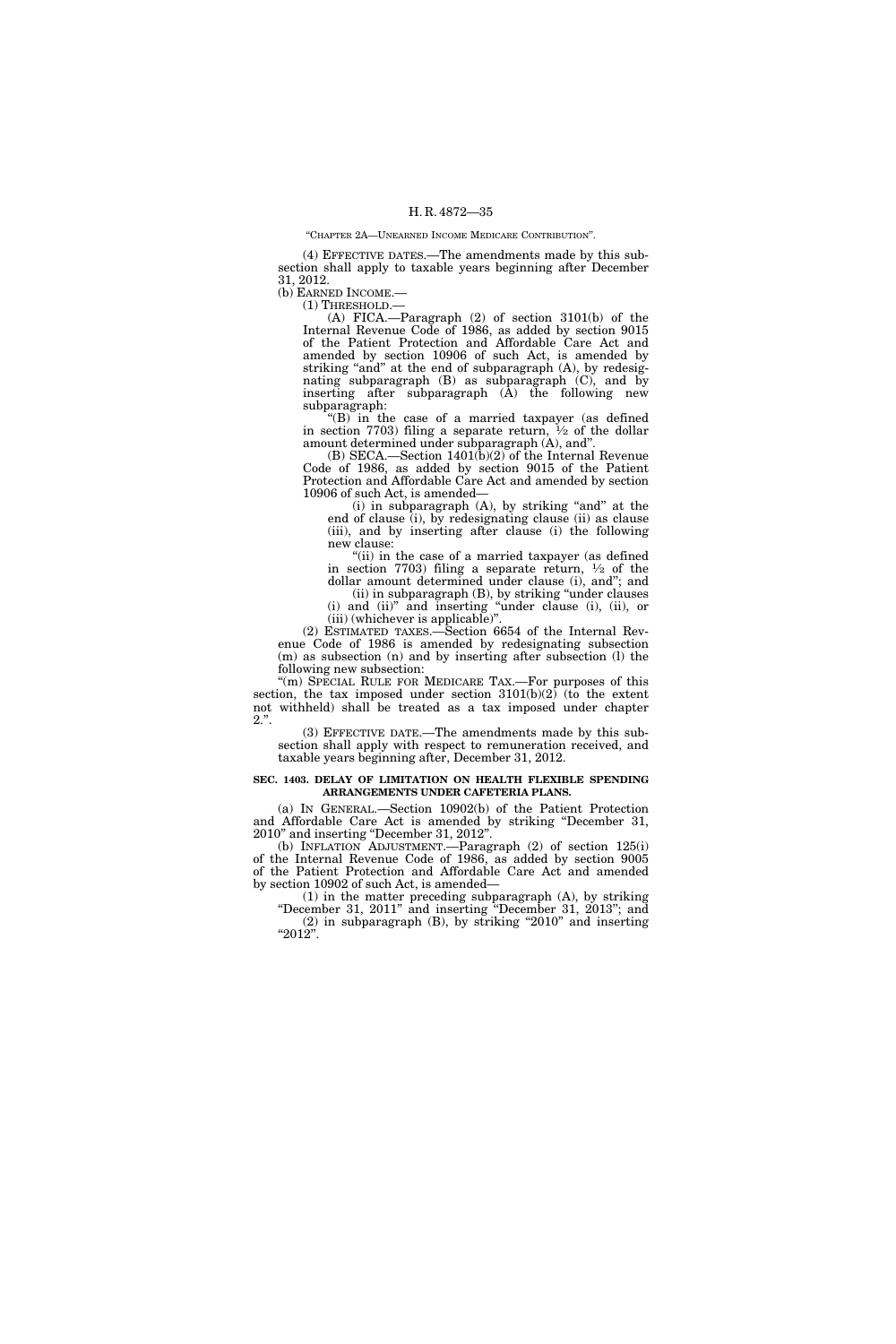"CHAPTER 2A—UNEARNED INCOME MEDICARE CONTRIBUTION".

(4) EFFECTIVE DATES.—The amendments made by this subsection shall apply to taxable years beginning after December 31, 2012.

(b) EARNED INCOME.—

(1) THRESHOLD.—

(A) FICA.—Paragraph (2) of section 3101(b) of the Internal Revenue Code of 1986, as added by section 9015 of the Patient Protection and Affordable Care Act and amended by section 10906 of such Act, is amended by striking "and" at the end of subparagraph (A), by redesignating subparagraph (B) as subparagraph (C), and by inserting after subparagraph (A) the following new subparagraph:

"(B) in the case of a married taxpayer (as defined in section 7703) filing a separate return, ½ of the dollar amount determined under subparagraph (A), and".

(B) SECA.—Section 1401(b)(2) of the Internal Revenue Code of 1986, as added by section 9015 of the Patient Protection and Affordable Care Act and amended by section 10906 of such Act, is amended—

(i) in subparagraph (A), by striking "and" at the end of clause (i), by redesignating clause (ii) as clause (iii), and by inserting after clause (i) the following new clause:

"(ii) in the case of a married taxpayer (as defined in section 7703) filing a separate return, ½ of the dollar amount determined under clause (i), and"; and

(ii) in subparagraph (B), by striking "under clauses (i) and (ii)" and inserting "under clause (i), (ii), or (iii) (whichever is applicable)".

(2) ESTIMATED TAXES.—Section 6654 of the Internal Revenue Code of 1986 is amended by redesignating subsection (m) as subsection (n) and by inserting after subsection (l) the following new subsection:

"(m) SPECIAL RULE FOR MEDICARE TAX.—For purposes of this section, the tax imposed under section 3101(b)(2) (to the extent not withheld) shall be treated as a tax imposed under chapter 2.".

(3) EFFECTIVE DATE.—The amendments made by this subsection shall apply with respect to remuneration received, and taxable years beginning after, December 31, 2012.

**SEC. 1403. DELAY OF LIMITATION ON HEALTH FLEXIBLE SPENDING ARRANGEMENTS UNDER CAFETERIA PLANS.**

(a) IN GENERAL.—Section 10902(b) of the Patient Protection and Affordable Care Act is amended by striking "December 31, 2010" and inserting "December 31, 2012".

(b) INFLATION ADJUSTMENT.—Paragraph (2) of section 125(i) of the Internal Revenue Code of 1986, as added by section 9005 of the Patient Protection and Affordable Care Act and amended by section 10902 of such Act, is amended—

(1) in the matter preceding subparagraph (A), by striking "December 31, 2011" and inserting "December 31, 2013"; and

(2) in subparagraph (B), by striking "2010" and inserting "2012".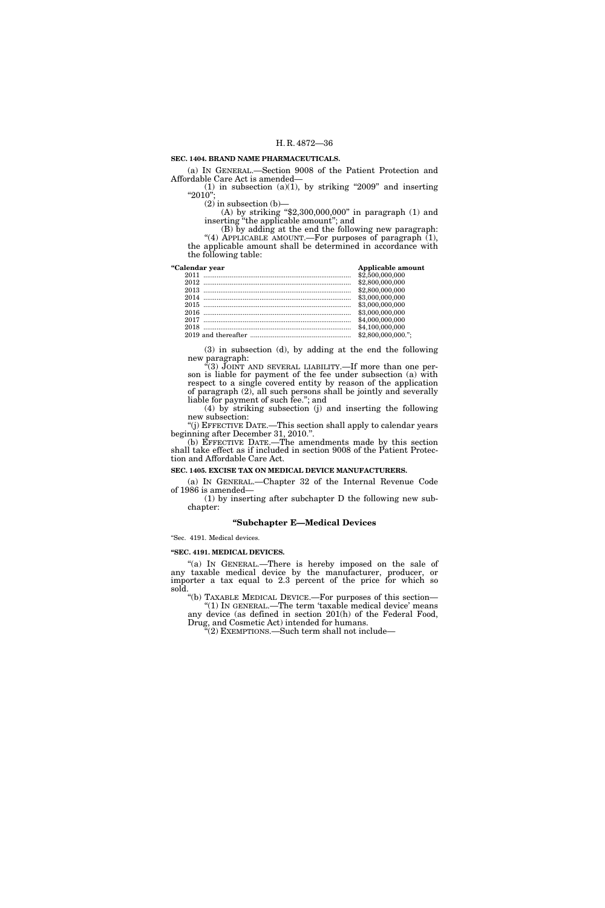**SEC. 1404. BRAND NAME PHARMACEUTICALS.**

(a) IN GENERAL.—Section 9008 of the Patient Protection and Affordable Care Act is amended—

(1) in subsection (a)(1), by striking "2009" and inserting "2010";

(2) in subsection (b)—

(A) by striking "$2,300,000,000" in paragraph (1) and inserting "the applicable amount"; and

(B) by adding at the end the following new paragraph:

"(4) APPLICABLE AMOUNT.—For purposes of paragraph (1), the applicable amount shall be determined in accordance with the following table:

| "Calendar year | Applicable amount |
|---|---|
| 2011 | $2,500,000,000 |
| 2012 | $2,800,000,000 |
| 2013 | $2,800,000,000 |
| 2014 | $3,000,000,000 |
| 2015 | $3,000,000,000 |
| 2016 | $3,000,000,000 |
| 2017 | $4,000,000,000 |
| 2018 | $4,100,000,000 |
| 2019 and thereafter | $2,800,000,000."; |

(3) in subsection (d), by adding at the end the following new paragraph:

"(3) JOINT AND SEVERAL LIABILITY.—If more than one person is liable for payment of the fee under subsection (a) with respect to a single covered entity by reason of the application of paragraph (2), all such persons shall be jointly and severally liable for payment of such fee."; and

(4) by striking subsection (j) and inserting the following new subsection:

"(j) EFFECTIVE DATE.—This section shall apply to calendar years beginning after December 31, 2010.".

(b) EFFECTIVE DATE.—The amendments made by this section shall take effect as if included in section 9008 of the Patient Protection and Affordable Care Act.

**SEC. 1405. EXCISE TAX ON MEDICAL DEVICE MANUFACTURERS.**

(a) IN GENERAL.—Chapter 32 of the Internal Revenue Code of 1986 is amended—

(1) by inserting after subchapter D the following new subchapter:

## "Subchapter E—Medical Devices

"Sec. 4191. Medical devices.

**"SEC. 4191. MEDICAL DEVICES.**

"(a) IN GENERAL.—There is hereby imposed on the sale of any taxable medical device by the manufacturer, producer, or importer a tax equal to 2.3 percent of the price for which so sold.

"(b) TAXABLE MEDICAL DEVICE.—For purposes of this section—

"(1) IN GENERAL.—The term 'taxable medical device' means any device (as defined in section 201(h) of the Federal Food, Drug, and Cosmetic Act) intended for humans.

"(2) EXEMPTIONS.—Such term shall not include—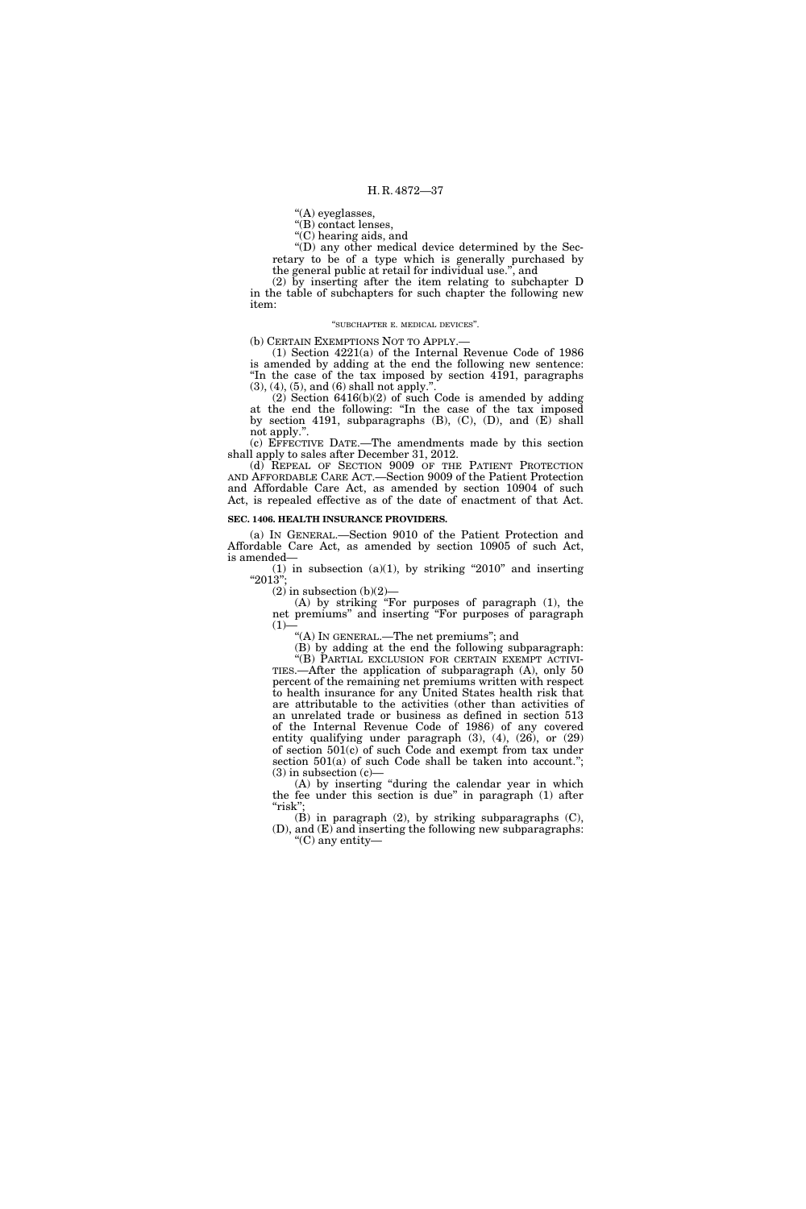"(A) eyeglasses,

"(B) contact lenses,

"(C) hearing aids, and

"(D) any other medical device determined by the Secretary to be of a type which is generally purchased by the general public at retail for individual use.", and

(2) by inserting after the item relating to subchapter D in the table of subchapters for such chapter the following new item:

"SUBCHAPTER E. MEDICAL DEVICES".

(b) CERTAIN EXEMPTIONS NOT TO APPLY.—

(1) Section 4221(a) of the Internal Revenue Code of 1986 is amended by adding at the end the following new sentence: "In the case of the tax imposed by section 4191, paragraphs (3), (4), (5), and (6) shall not apply.".

(2) Section 6416(b)(2) of such Code is amended by adding at the end the following: "In the case of the tax imposed by section 4191, subparagraphs (B), (C), (D), and (E) shall not apply.".

(c) EFFECTIVE DATE.—The amendments made by this section shall apply to sales after December 31, 2012.

(d) REPEAL OF SECTION 9009 OF THE PATIENT PROTECTION AND AFFORDABLE CARE ACT.—Section 9009 of the Patient Protection and Affordable Care Act, as amended by section 10904 of such Act, is repealed effective as of the date of enactment of that Act.

**SEC. 1406. HEALTH INSURANCE PROVIDERS.**

(a) IN GENERAL.—Section 9010 of the Patient Protection and Affordable Care Act, as amended by section 10905 of such Act, is amended—

(1) in subsection (a)(1), by striking "2010" and inserting "2013";

(2) in subsection (b)(2)—

(A) by striking "For purposes of paragraph (1), the net premiums" and inserting "For purposes of paragraph (1)—

"(A) IN GENERAL.—The net premiums"; and

(B) by adding at the end the following subparagraph:

"(B) PARTIAL EXCLUSION FOR CERTAIN EXEMPT ACTIVITIES.—After the application of subparagraph (A), only 50 percent of the remaining net premiums written with respect to health insurance for any United States health risk that are attributable to the activities (other than activities of an unrelated trade or business as defined in section 513 of the Internal Revenue Code of 1986) of any covered entity qualifying under paragraph (3), (4), (26), or (29) of section 501(c) of such Code and exempt from tax under section 501(a) of such Code shall be taken into account.";

(3) in subsection (c)—

(A) by inserting "during the calendar year in which the fee under this section is due" in paragraph (1) after "risk";

(B) in paragraph (2), by striking subparagraphs (C), (D), and (E) and inserting the following new subparagraphs:

"(C) any entity—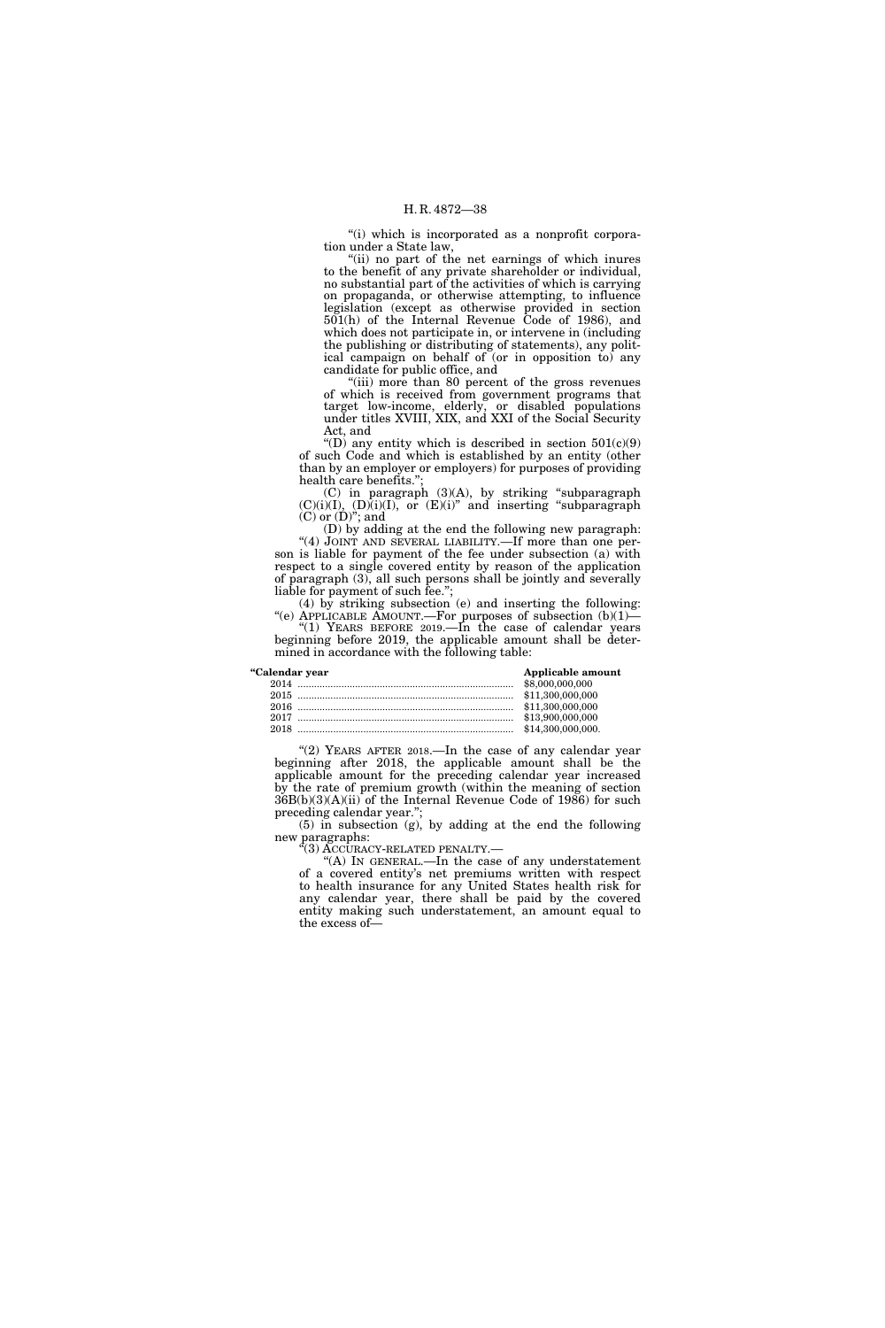"(i) which is incorporated as a nonprofit corporation under a State law,

"(ii) no part of the net earnings of which inures to the benefit of any private shareholder or individual, no substantial part of the activities of which is carrying on propaganda, or otherwise attempting, to influence legislation (except as otherwise provided in section 501(h) of the Internal Revenue Code of 1986), and which does not participate in, or intervene in (including the publishing or distributing of statements), any political campaign on behalf of (or in opposition to) any candidate for public office, and

"(iii) more than 80 percent of the gross revenues of which is received from government programs that target low-income, elderly, or disabled populations under titles XVIII, XIX, and XXI of the Social Security Act, and

"(D) any entity which is described in section 501(c)(9) of such Code and which is established by an entity (other than by an employer or employers) for purposes of providing health care benefits.";

(C) in paragraph (3)(A), by striking "subparagraph (C)(i)(I), (D)(i)(I), or (E)(i)" and inserting "subparagraph (C) or (D)"; and

(D) by adding at the end the following new paragraph:

"(4) JOINT AND SEVERAL LIABILITY.—If more than one person is liable for payment of the fee under subsection (a) with respect to a single covered entity by reason of the application of paragraph (3), all such persons shall be jointly and severally liable for payment of such fee.";

(4) by striking subsection (e) and inserting the following:

"(e) APPLICABLE AMOUNT.—For purposes of subsection (b)(1)—

"(1) YEARS BEFORE 2019.—In the case of calendar years beginning before 2019, the applicable amount shall be determined in accordance with the following table:

| "Calendar year | Applicable amount |
|---|---|
| 2014 | $8,000,000,000 |
| 2015 | $11,300,000,000 |
| 2016 | $11,300,000,000 |
| 2017 | $13,900,000,000 |
| 2018 | $14,300,000,000. |

"(2) YEARS AFTER 2018.—In the case of any calendar year beginning after 2018, the applicable amount shall be the applicable amount for the preceding calendar year increased by the rate of premium growth (within the meaning of section 36B(b)(3)(A)(ii) of the Internal Revenue Code of 1986) for such preceding calendar year.";

(5) in subsection (g), by adding at the end the following new paragraphs:

"(3) ACCURACY-RELATED PENALTY.—

"(A) IN GENERAL.—In the case of any understatement of a covered entity's net premiums written with respect to health insurance for any United States health risk for any calendar year, there shall be paid by the covered entity making such understatement, an amount equal to the excess of—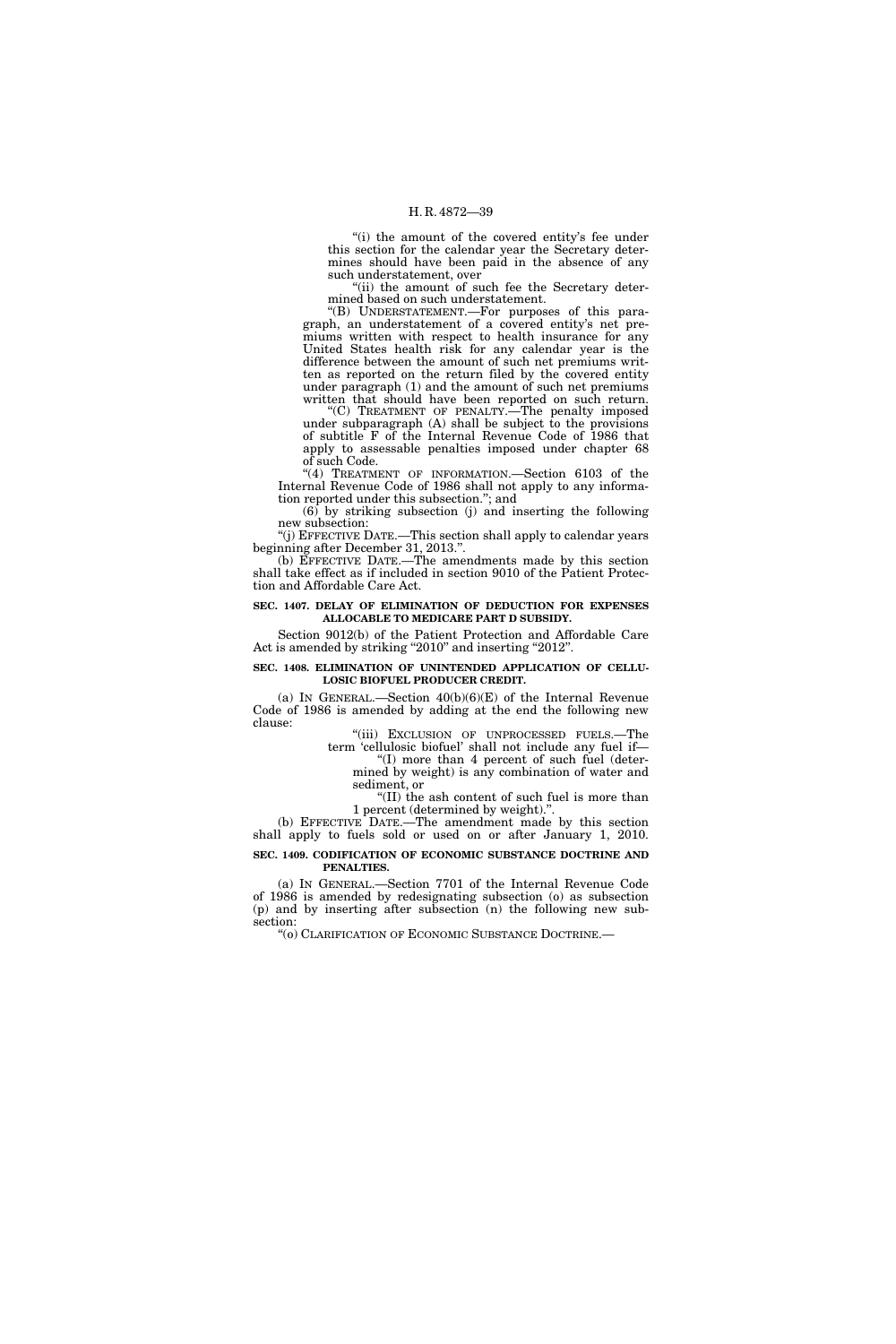"(i) the amount of the covered entity's fee under this section for the calendar year the Secretary determines should have been paid in the absence of any such understatement, over

"(ii) the amount of such fee the Secretary determined based on such understatement.

"(B) UNDERSTATEMENT.—For purposes of this paragraph, an understatement of a covered entity's net premiums written with respect to health insurance for any United States health risk for any calendar year is the difference between the amount of such net premiums written as reported on the return filed by the covered entity under paragraph (1) and the amount of such net premiums written that should have been reported on such return.

"(C) TREATMENT OF PENALTY.—The penalty imposed under subparagraph (A) shall be subject to the provisions of subtitle F of the Internal Revenue Code of 1986 that apply to assessable penalties imposed under chapter 68 of such Code.

"(4) TREATMENT OF INFORMATION.—Section 6103 of the Internal Revenue Code of 1986 shall not apply to any information reported under this subsection."; and

(6) by striking subsection (j) and inserting the following new subsection:

"(j) EFFECTIVE DATE.—This section shall apply to calendar years beginning after December 31, 2013.".

(b) EFFECTIVE DATE.—The amendments made by this section shall take effect as if included in section 9010 of the Patient Protection and Affordable Care Act.

**SEC. 1407. DELAY OF ELIMINATION OF DEDUCTION FOR EXPENSES ALLOCABLE TO MEDICARE PART D SUBSIDY.**

Section 9012(b) of the Patient Protection and Affordable Care Act is amended by striking "2010" and inserting "2012".

**SEC. 1408. ELIMINATION OF UNINTENDED APPLICATION OF CELLULOSIC BIOFUEL PRODUCER CREDIT.**

(a) IN GENERAL.—Section 40(b)(6)(E) of the Internal Revenue Code of 1986 is amended by adding at the end the following new clause:

"(iii) EXCLUSION OF UNPROCESSED FUELS.—The term 'cellulosic biofuel' shall not include any fuel if—

"(I) more than 4 percent of such fuel (determined by weight) is any combination of water and sediment, or

"(II) the ash content of such fuel is more than 1 percent (determined by weight).".

(b) EFFECTIVE DATE.—The amendment made by this section shall apply to fuels sold or used on or after January 1, 2010.

**SEC. 1409. CODIFICATION OF ECONOMIC SUBSTANCE DOCTRINE AND PENALTIES.**

(a) IN GENERAL.—Section 7701 of the Internal Revenue Code of 1986 is amended by redesignating subsection (o) as subsection (p) and by inserting after subsection (n) the following new subsection:

"(o) CLARIFICATION OF ECONOMIC SUBSTANCE DOCTRINE.—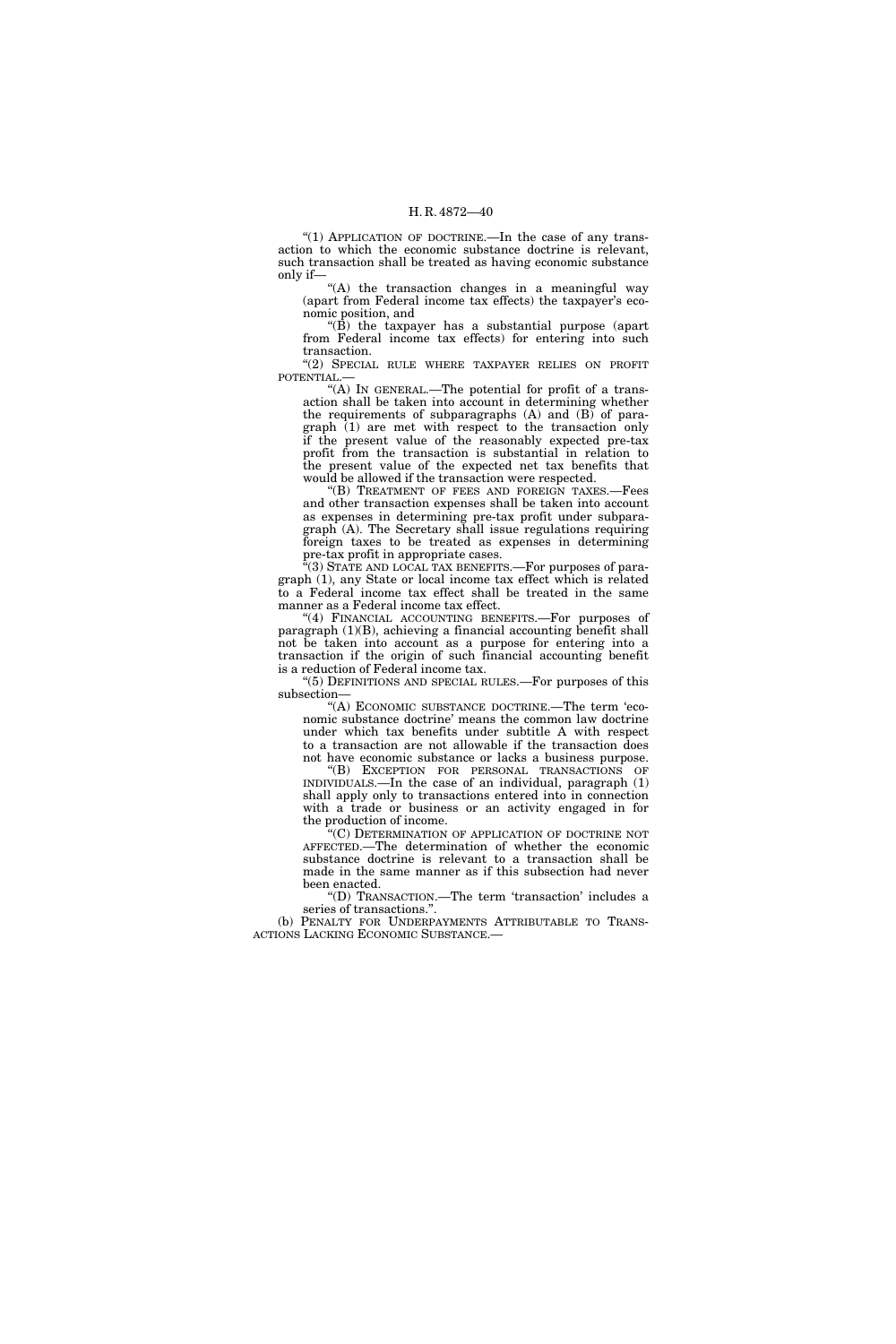"(1) APPLICATION OF DOCTRINE.—In the case of any transaction to which the economic substance doctrine is relevant, such transaction shall be treated as having economic substance only if—

"(A) the transaction changes in a meaningful way (apart from Federal income tax effects) the taxpayer's economic position, and

"(B) the taxpayer has a substantial purpose (apart from Federal income tax effects) for entering into such transaction.

"(2) SPECIAL RULE WHERE TAXPAYER RELIES ON PROFIT POTENTIAL.—

"(A) IN GENERAL.—The potential for profit of a transaction shall be taken into account in determining whether the requirements of subparagraphs (A) and (B) of paragraph (1) are met with respect to the transaction only if the present value of the reasonably expected pre-tax profit from the transaction is substantial in relation to the present value of the expected net tax benefits that would be allowed if the transaction were respected.

"(B) TREATMENT OF FEES AND FOREIGN TAXES.—Fees and other transaction expenses shall be taken into account as expenses in determining pre-tax profit under subparagraph (A). The Secretary shall issue regulations requiring foreign taxes to be treated as expenses in determining pre-tax profit in appropriate cases.

"(3) STATE AND LOCAL TAX BENEFITS.—For purposes of paragraph (1), any State or local income tax effect which is related to a Federal income tax effect shall be treated in the same manner as a Federal income tax effect.

"(4) FINANCIAL ACCOUNTING BENEFITS.—For purposes of paragraph (1)(B), achieving a financial accounting benefit shall not be taken into account as a purpose for entering into a transaction if the origin of such financial accounting benefit is a reduction of Federal income tax.

"(5) DEFINITIONS AND SPECIAL RULES.—For purposes of this subsection—

"(A) ECONOMIC SUBSTANCE DOCTRINE.—The term 'economic substance doctrine' means the common law doctrine under which tax benefits under subtitle A with respect to a transaction are not allowable if the transaction does not have economic substance or lacks a business purpose.

"(B) EXCEPTION FOR PERSONAL TRANSACTIONS OF INDIVIDUALS.—In the case of an individual, paragraph (1) shall apply only to transactions entered into in connection with a trade or business or an activity engaged in for the production of income.

"(C) DETERMINATION OF APPLICATION OF DOCTRINE NOT AFFECTED.—The determination of whether the economic substance doctrine is relevant to a transaction shall be made in the same manner as if this subsection had never been enacted.

"(D) TRANSACTION.—The term 'transaction' includes a series of transactions.".

(b) PENALTY FOR UNDERPAYMENTS ATTRIBUTABLE TO TRANSACTIONS LACKING ECONOMIC SUBSTANCE.—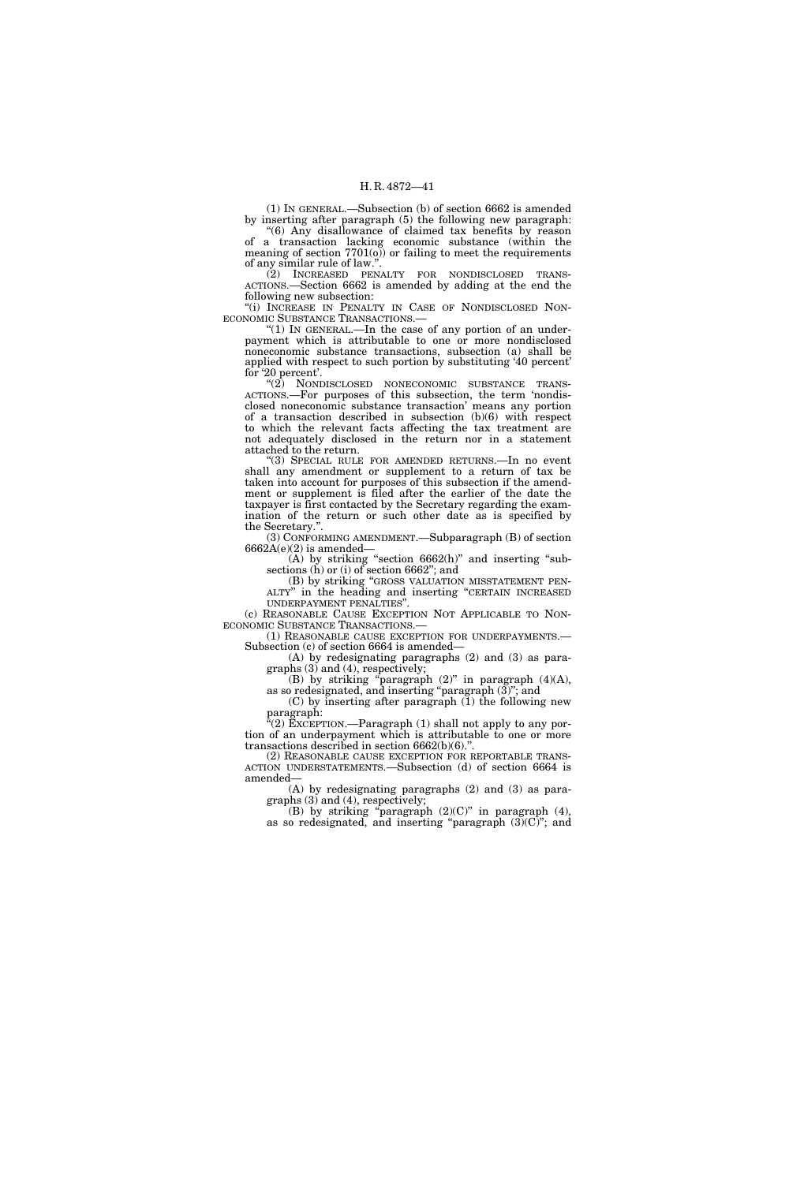(1) IN GENERAL.—Subsection (b) of section 6662 is amended by inserting after paragraph (5) the following new paragraph:

"(6) Any disallowance of claimed tax benefits by reason of a transaction lacking economic substance (within the meaning of section 7701(o)) or failing to meet the requirements of any similar rule of law.".

(2) INCREASED PENALTY FOR NONDISCLOSED TRANSACTIONS.—Section 6662 is amended by adding at the end the following new subsection:

"(i) INCREASE IN PENALTY IN CASE OF NONDISCLOSED NONECONOMIC SUBSTANCE TRANSACTIONS.—

"(1) IN GENERAL.—In the case of any portion of an underpayment which is attributable to one or more nondisclosed noneconomic substance transactions, subsection (a) shall be applied with respect to such portion by substituting '40 percent' for '20 percent'.

"(2) NONDISCLOSED NONECONOMIC SUBSTANCE TRANSACTIONS.—For purposes of this subsection, the term 'nondisclosed noneconomic substance transaction' means any portion of a transaction described in subsection (b)(6) with respect to which the relevant facts affecting the tax treatment are not adequately disclosed in the return nor in a statement attached to the return.

"(3) SPECIAL RULE FOR AMENDED RETURNS.—In no event shall any amendment or supplement to a return of tax be taken into account for purposes of this subsection if the amendment or supplement is filed after the earlier of the date the taxpayer is first contacted by the Secretary regarding the examination of the return or such other date as is specified by the Secretary.".

(3) CONFORMING AMENDMENT.—Subparagraph (B) of section 6662A(e)(2) is amended—

(A) by striking "section 6662(h)" and inserting "subsections (h) or (i) of section 6662"; and

(B) by striking "GROSS VALUATION MISSTATEMENT PENALTY" in the heading and inserting "CERTAIN INCREASED UNDERPAYMENT PENALTIES".

(c) REASONABLE CAUSE EXCEPTION NOT APPLICABLE TO NONECONOMIC SUBSTANCE TRANSACTIONS.—

(1) REASONABLE CAUSE EXCEPTION FOR UNDERPAYMENTS.—Subsection (c) of section 6664 is amended—

(A) by redesignating paragraphs (2) and (3) as paragraphs (3) and (4), respectively;

(B) by striking "paragraph (2)" in paragraph (4)(A), as so redesignated, and inserting "paragraph (3)"; and

(C) by inserting after paragraph (1) the following new paragraph:

"(2) EXCEPTION.—Paragraph (1) shall not apply to any portion of an underpayment which is attributable to one or more transactions described in section 6662(b)(6).".

(2) REASONABLE CAUSE EXCEPTION FOR REPORTABLE TRANSACTION UNDERSTATEMENTS.—Subsection (d) of section 6664 is amended—

(A) by redesignating paragraphs (2) and (3) as paragraphs (3) and (4), respectively;

(B) by striking "paragraph (2)(C)" in paragraph (4), as so redesignated, and inserting "paragraph (3)(C)"; and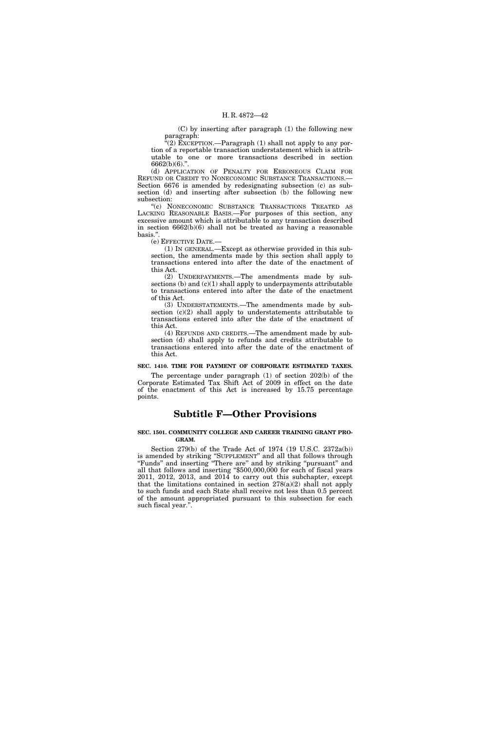(C) by inserting after paragraph (1) the following new paragraph:

"(2) EXCEPTION.—Paragraph (1) shall not apply to any portion of a reportable transaction understatement which is attributable to one or more transactions described in section 6662(b)(6).".

(d) APPLICATION OF PENALTY FOR ERRONEOUS CLAIM FOR REFUND OR CREDIT TO NONECONOMIC SUBSTANCE TRANSACTIONS.—Section 6676 is amended by redesignating subsection (c) as subsection (d) and inserting after subsection (b) the following new subsection:

"(c) NONECONOMIC SUBSTANCE TRANSACTIONS TREATED AS LACKING REASONABLE BASIS.—For purposes of this section, any excessive amount which is attributable to any transaction described in section 6662(b)(6) shall not be treated as having a reasonable basis.".

(e) EFFECTIVE DATE.—

(1) IN GENERAL.—Except as otherwise provided in this subsection, the amendments made by this section shall apply to transactions entered into after the date of the enactment of this Act.

(2) UNDERPAYMENTS.—The amendments made by subsections (b) and (c)(1) shall apply to underpayments attributable to transactions entered into after the date of the enactment of this Act.

(3) UNDERSTATEMENTS.—The amendments made by subsection (c)(2) shall apply to understatements attributable to transactions entered into after the date of the enactment of this Act.

(4) REFUNDS AND CREDITS.—The amendment made by subsection (d) shall apply to refunds and credits attributable to transactions entered into after the date of the enactment of this Act.

**SEC. 1410. TIME FOR PAYMENT OF CORPORATE ESTIMATED TAXES.**

The percentage under paragraph (1) of section 202(b) of the Corporate Estimated Tax Shift Act of 2009 in effect on the date of the enactment of this Act is increased by 15.75 percentage points.

## Subtitle F—Other Provisions

**SEC. 1501. COMMUNITY COLLEGE AND CAREER TRAINING GRANT PROGRAM.**

Section 279(b) of the Trade Act of 1974 (19 U.S.C. 2372a(b)) is amended by striking "SUPPLEMENT" and all that follows through "Funds" and inserting "There are" and by striking "pursuant" and all that follows and inserting "$500,000,000 for each of fiscal years 2011, 2012, 2013, and 2014 to carry out this subchapter, except that the limitations contained in section 278(a)(2) shall not apply to such funds and each State shall receive not less than 0.5 percent of the amount appropriated pursuant to this subsection for each such fiscal year.".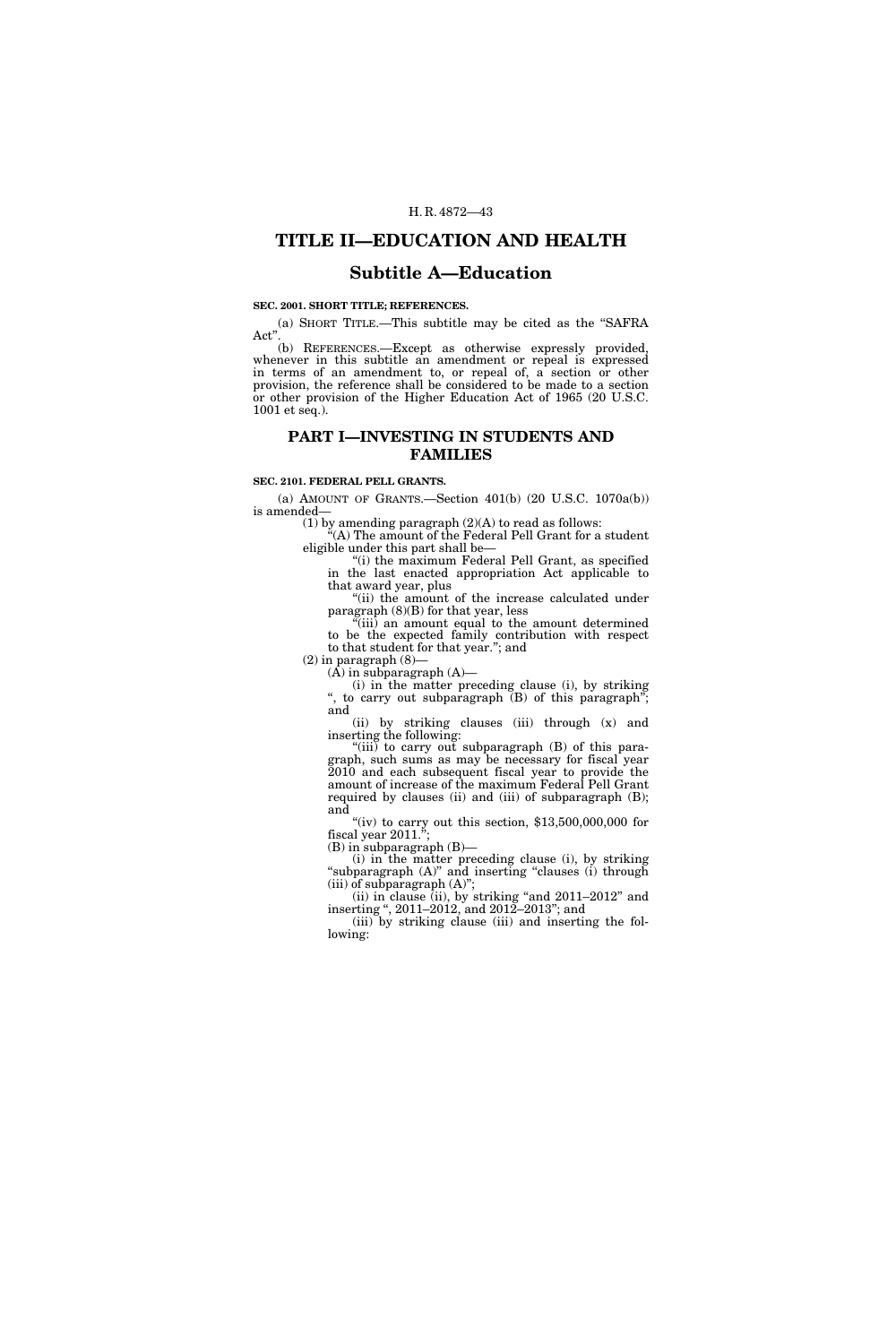# TITLE II—EDUCATION AND HEALTH

## Subtitle A—Education

**SEC. 2001. SHORT TITLE; REFERENCES.**

(a) SHORT TITLE.—This subtitle may be cited as the "SAFRA Act".

(b) REFERENCES.—Except as otherwise expressly provided, whenever in this subtitle an amendment or repeal is expressed in terms of an amendment to, or repeal of, a section or other provision, the reference shall be considered to be made to a section or other provision of the Higher Education Act of 1965 (20 U.S.C. 1001 et seq.).

## PART I—INVESTING IN STUDENTS AND FAMILIES

**SEC. 2101. FEDERAL PELL GRANTS.**

(a) AMOUNT OF GRANTS.—Section 401(b) (20 U.S.C. 1070a(b)) is amended—

(1) by amending paragraph (2)(A) to read as follows:

"(A) The amount of the Federal Pell Grant for a student eligible under this part shall be—

"(i) the maximum Federal Pell Grant, as specified in the last enacted appropriation Act applicable to that award year, plus

"(ii) the amount of the increase calculated under paragraph (8)(B) for that year, less

"(iii) an amount equal to the amount determined to be the expected family contribution with respect to that student for that year."; and

(2) in paragraph (8)—

(A) in subparagraph (A)—

(i) in the matter preceding clause (i), by striking ", to carry out subparagraph (B) of this paragraph"; and

(ii) by striking clauses (iii) through (x) and inserting the following:

"(iii) to carry out subparagraph (B) of this paragraph, such sums as may be necessary for fiscal year 2010 and each subsequent fiscal year to provide the amount of increase of the maximum Federal Pell Grant required by clauses (ii) and (iii) of subparagraph (B); and

"(iv) to carry out this section, $13,500,000,000 for fiscal year 2011.";

(B) in subparagraph (B)—

(i) in the matter preceding clause (i), by striking "subparagraph (A)" and inserting "clauses (i) through (iii) of subparagraph (A)";

(ii) in clause (ii), by striking "and 2011–2012" and inserting ", 2011–2012, and 2012–2013"; and

(iii) by striking clause (iii) and inserting the following: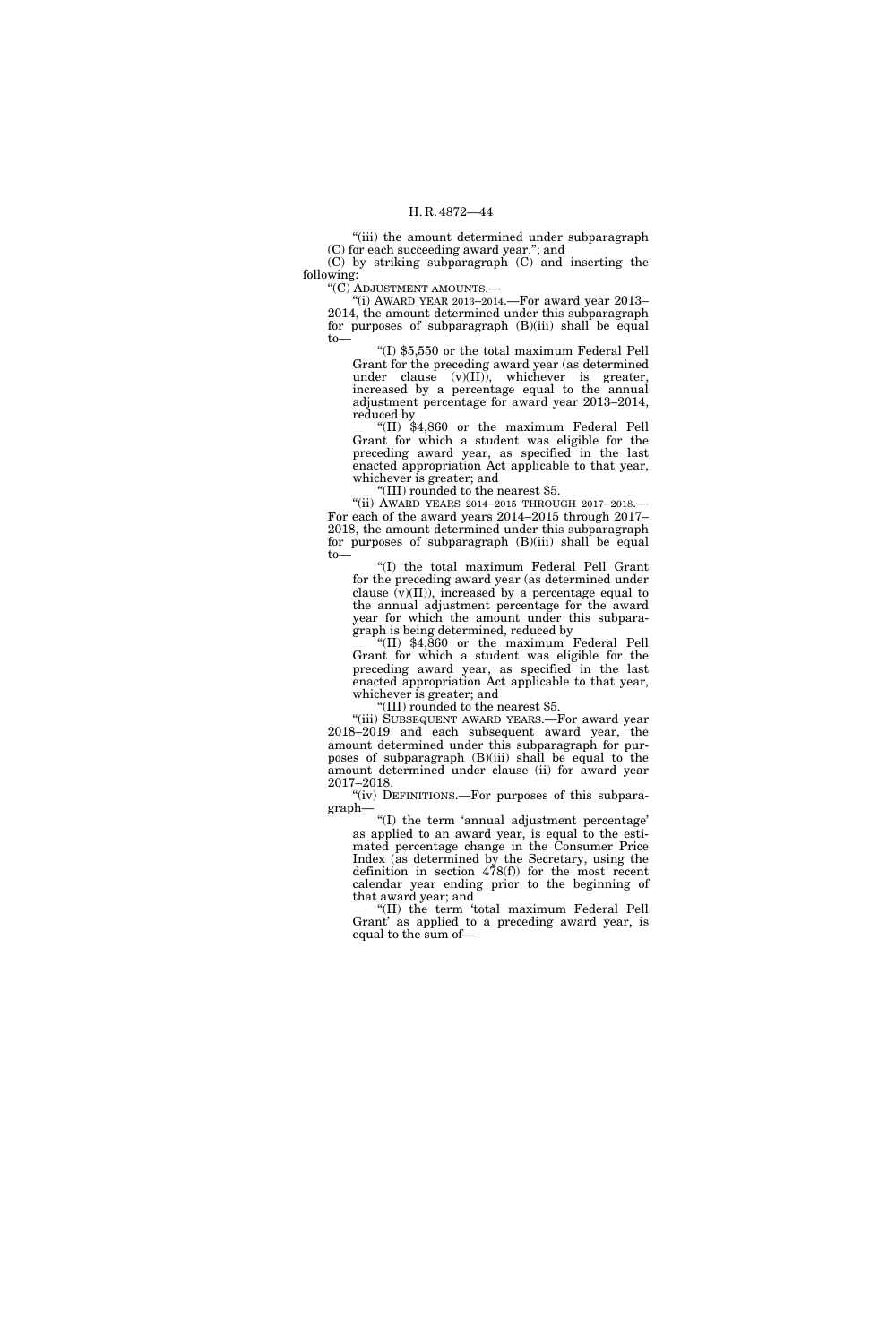"(iii) the amount determined under subparagraph (C) for each succeeding award year."; and

(C) by striking subparagraph (C) and inserting the following:

"(C) ADJUSTMENT AMOUNTS.—

"(i) AWARD YEAR 2013–2014.—For award year 2013–2014, the amount determined under this subparagraph for purposes of subparagraph (B)(iii) shall be equal to—

"(I) $5,550 or the total maximum Federal Pell Grant for the preceding award year (as determined under clause (v)(II)), whichever is greater, increased by a percentage equal to the annual adjustment percentage for award year 2013–2014, reduced by

"(II) $4,860 or the maximum Federal Pell Grant for which a student was eligible for the preceding award year, as specified in the last enacted appropriation Act applicable to that year, whichever is greater; and

"(III) rounded to the nearest $5.

"(ii) AWARD YEARS 2014–2015 THROUGH 2017–2018.—For each of the award years 2014–2015 through 2017–2018, the amount determined under this subparagraph for purposes of subparagraph (B)(iii) shall be equal to—

"(I) the total maximum Federal Pell Grant for the preceding award year (as determined under clause (v)(II)), increased by a percentage equal to the annual adjustment percentage for the award year for which the amount under this subparagraph is being determined, reduced by

"(II) $4,860 or the maximum Federal Pell Grant for which a student was eligible for the preceding award year, as specified in the last enacted appropriation Act applicable to that year, whichever is greater; and

"(III) rounded to the nearest $5.

"(iii) SUBSEQUENT AWARD YEARS.—For award year 2018–2019 and each subsequent award year, the amount determined under this subparagraph for purposes of subparagraph (B)(iii) shall be equal to the amount determined under clause (ii) for award year 2017–2018.

"(iv) DEFINITIONS.—For purposes of this subparagraph—

"(I) the term 'annual adjustment percentage' as applied to an award year, is equal to the estimated percentage change in the Consumer Price Index (as determined by the Secretary, using the definition in section 478(f)) for the most recent calendar year ending prior to the beginning of that award year; and

"(II) the term 'total maximum Federal Pell Grant' as applied to a preceding award year, is equal to the sum of—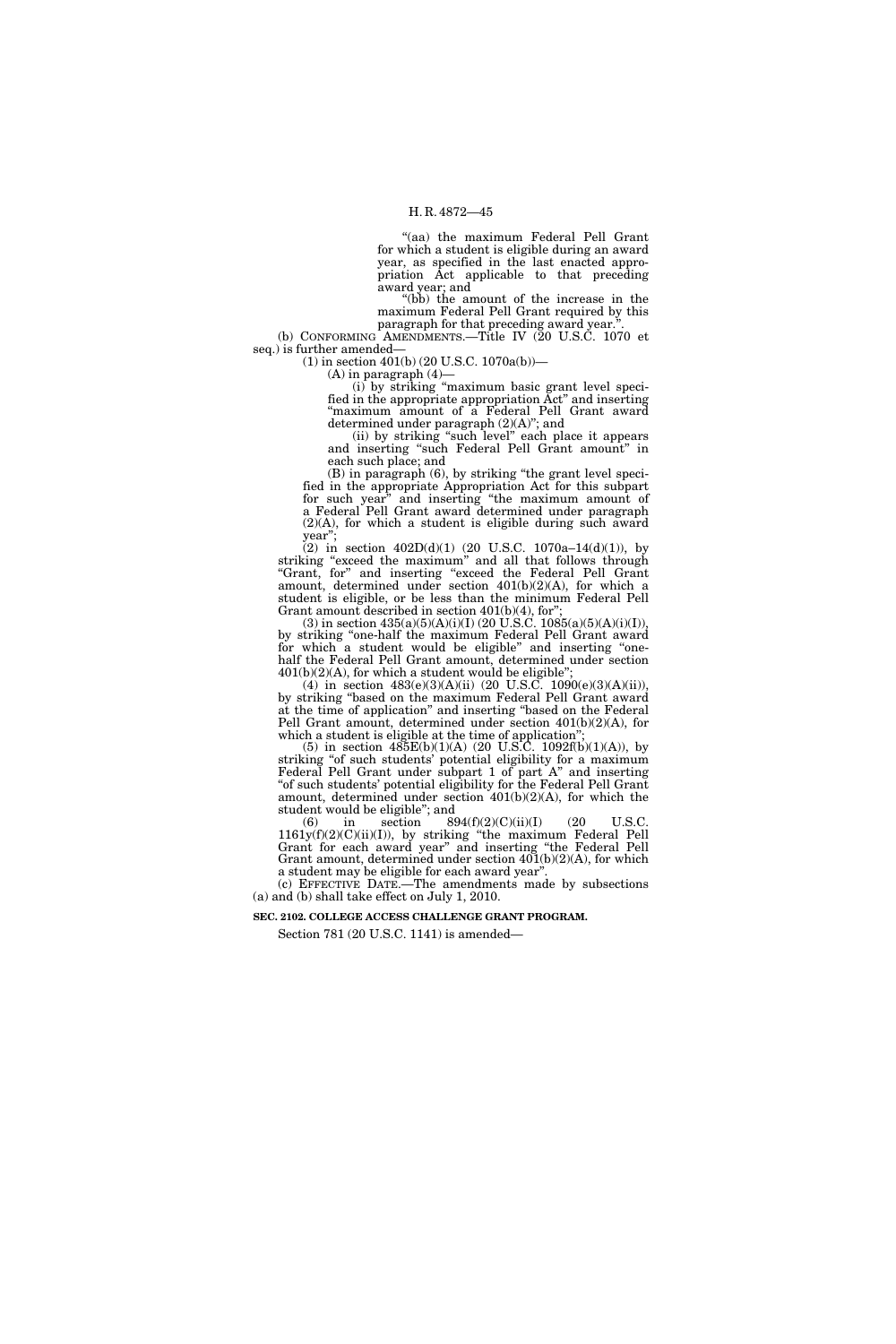"(aa) the maximum Federal Pell Grant for which a student is eligible during an award year, as specified in the last enacted appropriation Act applicable to that preceding award year; and

"(bb) the amount of the increase in the maximum Federal Pell Grant required by this paragraph for that preceding award year.".

(b) CONFORMING AMENDMENTS.—Title IV (20 U.S.C. 1070 et seq.) is further amended—

(1) in section 401(b) (20 U.S.C. 1070a(b))—

(A) in paragraph (4)—

(i) by striking "maximum basic grant level specified in the appropriate appropriation Act" and inserting "maximum amount of a Federal Pell Grant award determined under paragraph (2)(A)"; and

(ii) by striking "such level" each place it appears and inserting "such Federal Pell Grant amount" in each such place; and

(B) in paragraph (6), by striking "the grant level specified in the appropriate Appropriation Act for this subpart for such year" and inserting "the maximum amount of a Federal Pell Grant award determined under paragraph (2)(A), for which a student is eligible during such award year";

(2) in section 402D(d)(1) (20 U.S.C. 1070a–14(d)(1)), by striking "exceed the maximum" and all that follows through "Grant, for" and inserting "exceed the Federal Pell Grant amount, determined under section 401(b)(2)(A), for which a student is eligible, or be less than the minimum Federal Pell Grant amount described in section 401(b)(4), for";

(3) in section 435(a)(5)(A)(i)(I) (20 U.S.C. 1085(a)(5)(A)(i)(I)), by striking "one-half the maximum Federal Pell Grant award for which a student would be eligible" and inserting "one-half the Federal Pell Grant amount, determined under section 401(b)(2)(A), for which a student would be eligible";

(4) in section 483(e)(3)(A)(ii) (20 U.S.C. 1090(e)(3)(A)(ii)), by striking "based on the maximum Federal Pell Grant award at the time of application" and inserting "based on the Federal Pell Grant amount, determined under section 401(b)(2)(A), for which a student is eligible at the time of application";

(5) in section 485E(b)(1)(A) (20 U.S.C. 1092f(b)(1)(A)), by striking "of such students' potential eligibility for a maximum Federal Pell Grant under subpart 1 of part A" and inserting "of such students' potential eligibility for the Federal Pell Grant amount, determined under section 401(b)(2)(A), for which the student would be eligible"; and

(6) in section 894(f)(2)(C)(ii)(I) (20 U.S.C. 1161y(f)(2)(C)(ii)(I)), by striking "the maximum Federal Pell Grant for each award year" and inserting "the Federal Pell Grant amount, determined under section 401(b)(2)(A), for which a student may be eligible for each award year".

(c) EFFECTIVE DATE.—The amendments made by subsections (a) and (b) shall take effect on July 1, 2010.

**SEC. 2102. COLLEGE ACCESS CHALLENGE GRANT PROGRAM.**

Section 781 (20 U.S.C. 1141) is amended—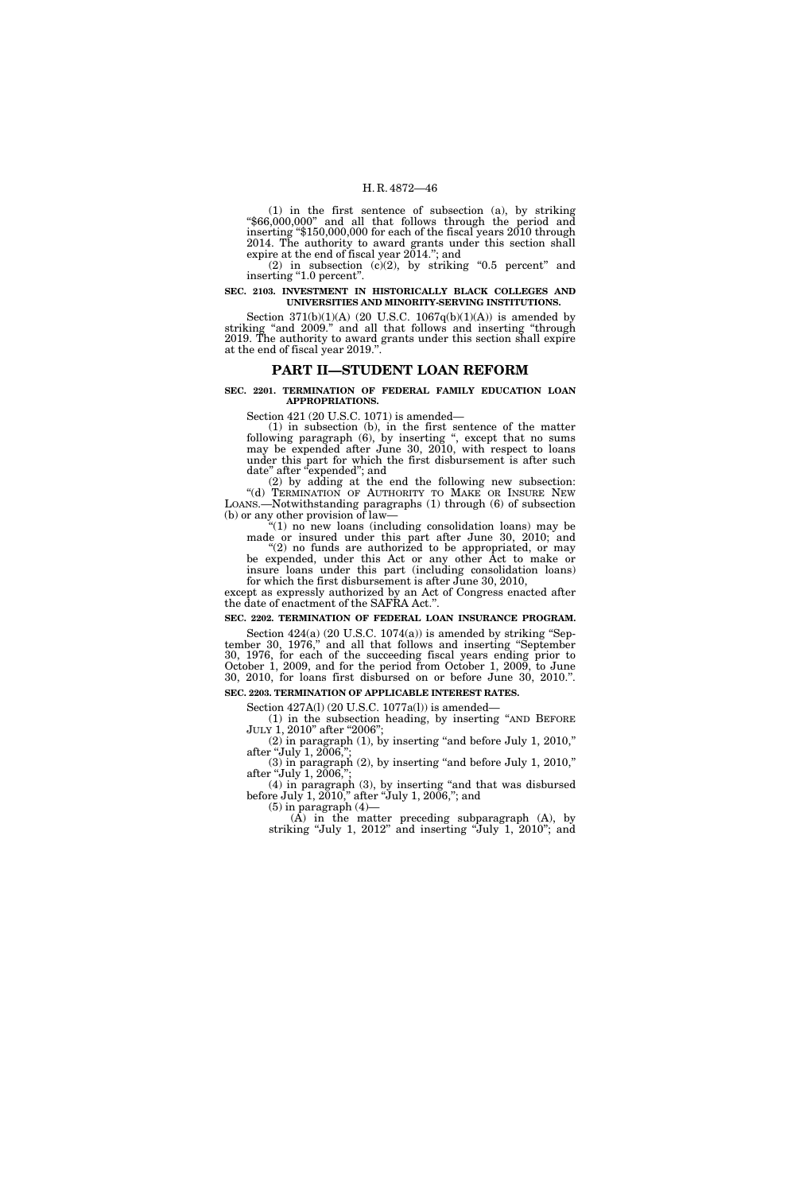(1) in the first sentence of subsection (a), by striking "$66,000,000" and all that follows through the period and inserting "$150,000,000 for each of the fiscal years 2010 through 2014. The authority to award grants under this section shall expire at the end of fiscal year 2014."; and

(2) in subsection (c)(2), by striking "0.5 percent" and inserting "1.0 percent".

**SEC. 2103. INVESTMENT IN HISTORICALLY BLACK COLLEGES AND UNIVERSITIES AND MINORITY-SERVING INSTITUTIONS.**

Section 371(b)(1)(A) (20 U.S.C. 1067q(b)(1)(A)) is amended by striking "and 2009." and all that follows and inserting "through 2019. The authority to award grants under this section shall expire at the end of fiscal year 2019.".

## PART II—STUDENT LOAN REFORM

**SEC. 2201. TERMINATION OF FEDERAL FAMILY EDUCATION LOAN APPROPRIATIONS.**

Section 421 (20 U.S.C. 1071) is amended—

(1) in subsection (b), in the first sentence of the matter following paragraph (6), by inserting ", except that no sums may be expended after June 30, 2010, with respect to loans under this part for which the first disbursement is after such date" after "expended"; and

(2) by adding at the end the following new subsection:

"(d) TERMINATION OF AUTHORITY TO MAKE OR INSURE NEW LOANS.—Notwithstanding paragraphs (1) through (6) of subsection (b) or any other provision of law—

"(1) no new loans (including consolidation loans) may be made or insured under this part after June 30, 2010; and

"(2) no funds are authorized to be appropriated, or may be expended, under this Act or any other Act to make or insure loans under this part (including consolidation loans) for which the first disbursement is after June 30, 2010,

except as expressly authorized by an Act of Congress enacted after the date of enactment of the SAFRA Act.".

**SEC. 2202. TERMINATION OF FEDERAL LOAN INSURANCE PROGRAM.**

Section 424(a) (20 U.S.C. 1074(a)) is amended by striking "September 30, 1976," and all that follows and inserting "September 30, 1976, for each of the succeeding fiscal years ending prior to October 1, 2009, and for the period from October 1, 2009, to June 30, 2010, for loans first disbursed on or before June 30, 2010.".

**SEC. 2203. TERMINATION OF APPLICABLE INTEREST RATES.**

Section 427A(l) (20 U.S.C. 1077a(l)) is amended—

(1) in the subsection heading, by inserting "AND BEFORE JULY 1, 2010" after "2006";

(2) in paragraph (1), by inserting "and before July 1, 2010," after "July 1, 2006,";

(3) in paragraph (2), by inserting "and before July 1, 2010," after "July 1, 2006,";

(4) in paragraph (3), by inserting "and that was disbursed before July 1, 2010," after "July 1, 2006,"; and

(5) in paragraph (4)—

(A) in the matter preceding subparagraph (A), by striking "July 1, 2012" and inserting "July 1, 2010"; and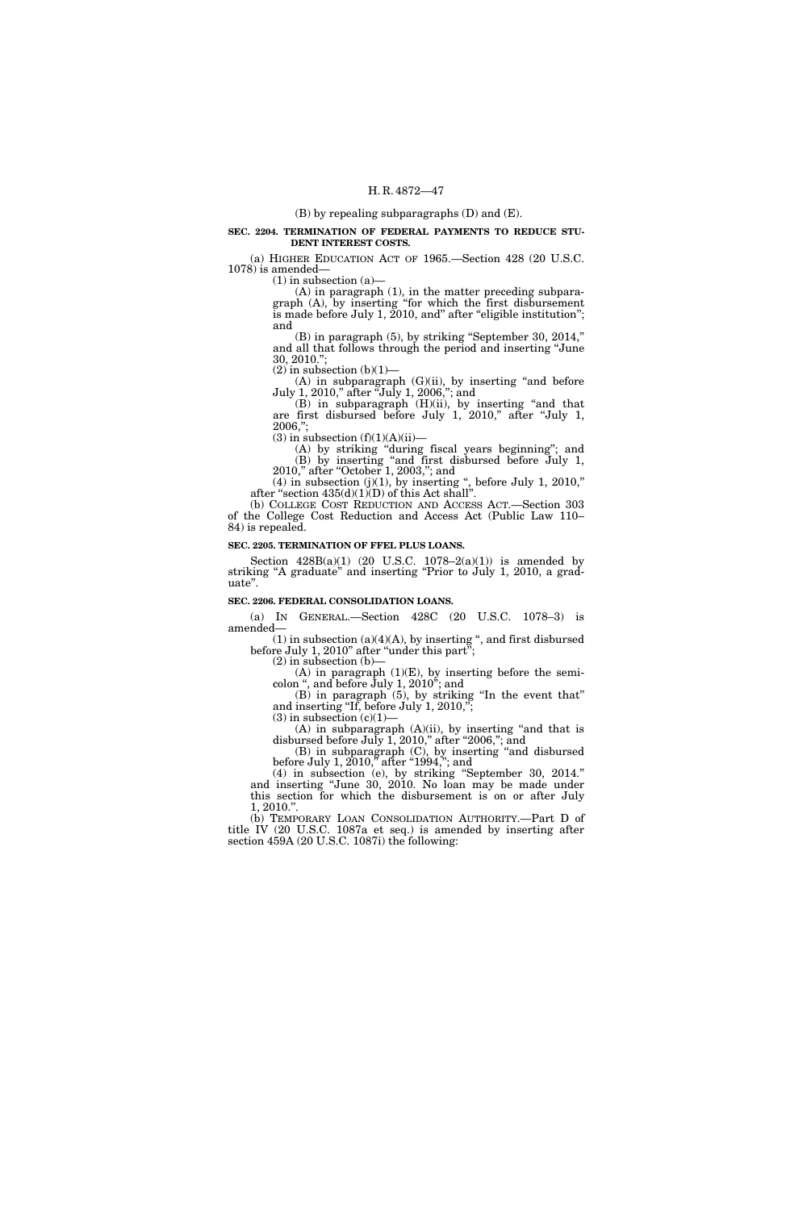(B) by repealing subparagraphs (D) and (E).

**SEC. 2204. TERMINATION OF FEDERAL PAYMENTS TO REDUCE STUDENT INTEREST COSTS.**

(a) HIGHER EDUCATION ACT OF 1965.—Section 428 (20 U.S.C. 1078) is amended—

(1) in subsection (a)—

(A) in paragraph (1), in the matter preceding subparagraph (A), by inserting "for which the first disbursement is made before July 1, 2010, and" after "eligible institution"; and

(B) in paragraph (5), by striking "September 30, 2014," and all that follows through the period and inserting "June 30, 2010.";

(2) in subsection (b)(1)—

(A) in subparagraph (G)(ii), by inserting "and before July 1, 2010," after "July 1, 2006,"; and

(B) in subparagraph (H)(ii), by inserting "and that are first disbursed before July 1, 2010," after "July 1, 2006,";

(3) in subsection (f)(1)(A)(ii)—

(A) by striking "during fiscal years beginning"; and

(B) by inserting "and first disbursed before July 1, 2010," after "October 1, 2003,"; and

(4) in subsection (j)(1), by inserting ", before July 1, 2010," after "section 435(d)(1)(D) of this Act shall".

(b) COLLEGE COST REDUCTION AND ACCESS ACT.—Section 303 of the College Cost Reduction and Access Act (Public Law 110–84) is repealed.

**SEC. 2205. TERMINATION OF FFEL PLUS LOANS.**

Section 428B(a)(1) (20 U.S.C. 1078–2(a)(1)) is amended by striking "A graduate" and inserting "Prior to July 1, 2010, a graduate".

**SEC. 2206. FEDERAL CONSOLIDATION LOANS.**

(a) IN GENERAL.—Section 428C (20 U.S.C. 1078–3) is amended—

(1) in subsection (a)(4)(A), by inserting ", and first disbursed before July 1, 2010" after "under this part";

(2) in subsection (b)—

(A) in paragraph (1)(E), by inserting before the semicolon ", and before July 1, 2010"; and

(B) in paragraph (5), by striking "In the event that" and inserting "If, before July 1, 2010,";

(3) in subsection (c)(1)—

(A) in subparagraph (A)(ii), by inserting "and that is disbursed before July 1, 2010," after "2006,"; and

(B) in subparagraph (C), by inserting "and disbursed before July 1, 2010," after "1994,"; and

(4) in subsection (e), by striking "September 30, 2014." and inserting "June 30, 2010. No loan may be made under this section for which the disbursement is on or after July 1, 2010.".

(b) TEMPORARY LOAN CONSOLIDATION AUTHORITY.—Part D of title IV (20 U.S.C. 1087a et seq.) is amended by inserting after section 459A (20 U.S.C. 1087i) the following: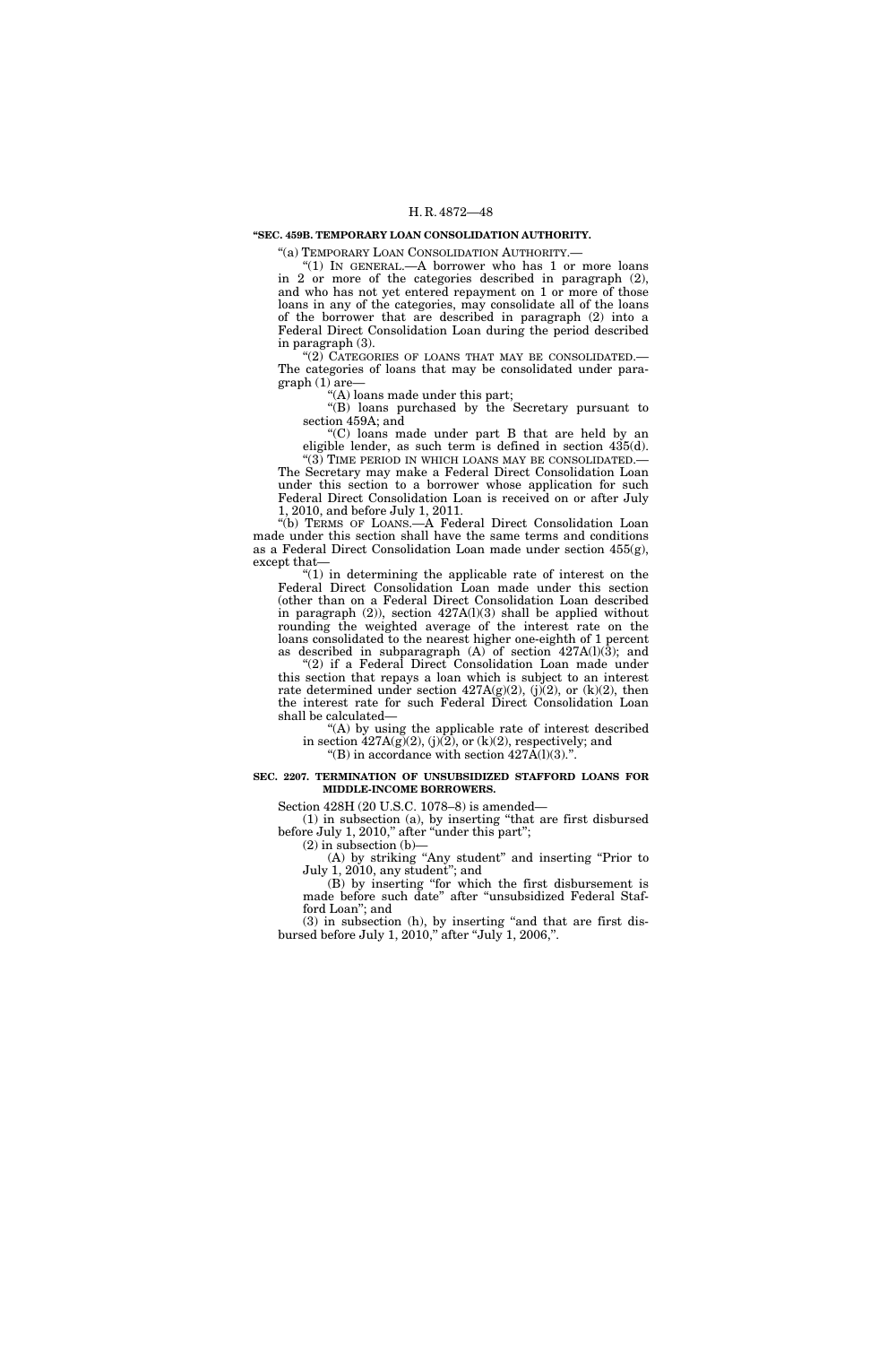**"SEC. 459B. TEMPORARY LOAN CONSOLIDATION AUTHORITY.**

"(a) TEMPORARY LOAN CONSOLIDATION AUTHORITY.—

"(1) IN GENERAL.—A borrower who has 1 or more loans in 2 or more of the categories described in paragraph (2), and who has not yet entered repayment on 1 or more of those loans in any of the categories, may consolidate all of the loans of the borrower that are described in paragraph (2) into a Federal Direct Consolidation Loan during the period described in paragraph (3).

"(2) CATEGORIES OF LOANS THAT MAY BE CONSOLIDATED.—The categories of loans that may be consolidated under paragraph (1) are—

"(A) loans made under this part;

"(B) loans purchased by the Secretary pursuant to section 459A; and

"(C) loans made under part B that are held by an eligible lender, as such term is defined in section 435(d).

"(3) TIME PERIOD IN WHICH LOANS MAY BE CONSOLIDATED.—The Secretary may make a Federal Direct Consolidation Loan under this section to a borrower whose application for such Federal Direct Consolidation Loan is received on or after July 1, 2010, and before July 1, 2011.

"(b) TERMS OF LOANS.—A Federal Direct Consolidation Loan made under this section shall have the same terms and conditions as a Federal Direct Consolidation Loan made under section 455(g), except that—

"(1) in determining the applicable rate of interest on the Federal Direct Consolidation Loan made under this section (other than on a Federal Direct Consolidation Loan described in paragraph (2)), section 427A(l)(3) shall be applied without rounding the weighted average of the interest rate on the loans consolidated to the nearest higher one-eighth of 1 percent as described in subparagraph (A) of section 427A(l)(3); and

"(2) if a Federal Direct Consolidation Loan made under this section that repays a loan which is subject to an interest rate determined under section 427A(g)(2), (j)(2), or (k)(2), then the interest rate for such Federal Direct Consolidation Loan shall be calculated—

"(A) by using the applicable rate of interest described in section 427A(g)(2), (j)(2), or (k)(2), respectively; and

"(B) in accordance with section 427A(l)(3).".

**SEC. 2207. TERMINATION OF UNSUBSIDIZED STAFFORD LOANS FOR MIDDLE-INCOME BORROWERS.**

Section 428H (20 U.S.C. 1078–8) is amended—

(1) in subsection (a), by inserting "that are first disbursed before July 1, 2010," after "under this part";

(2) in subsection (b)—

(A) by striking "Any student" and inserting "Prior to July 1, 2010, any student"; and

(B) by inserting "for which the first disbursement is made before such date" after "unsubsidized Federal Stafford Loan"; and

(3) in subsection (h), by inserting "and that are first disbursed before July 1, 2010," after "July 1, 2006,".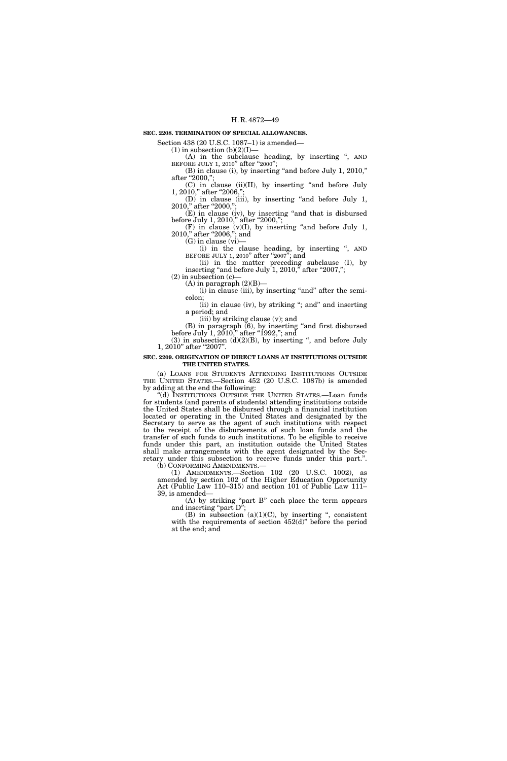**SEC. 2208. TERMINATION OF SPECIAL ALLOWANCES.**

Section 438 (20 U.S.C. 1087–1) is amended—

(1) in subsection (b)(2)(I)—

(A) in the subclause heading, by inserting ", AND BEFORE JULY 1, 2010" after "2000";

(B) in clause (i), by inserting "and before July 1, 2010," after "2000,";

(C) in clause (ii)(II), by inserting "and before July 1, 2010," after "2006,";

(D) in clause (iii), by inserting "and before July 1, 2010," after "2000,";

(E) in clause (iv), by inserting "and that is disbursed before July 1, 2010," after "2000,";

(F) in clause (v)(I), by inserting "and before July 1, 2010," after "2006,"; and

(G) in clause (vi)—

(i) in the clause heading, by inserting ", AND BEFORE JULY 1, 2010" after "2007"; and

(ii) in the matter preceding subclause (I), by inserting "and before July 1, 2010," after "2007,";

(2) in subsection (c)—

(A) in paragraph (2)(B)—

(i) in clause (iii), by inserting "and" after the semicolon;

(ii) in clause (iv), by striking "; and" and inserting a period; and

(iii) by striking clause (v); and

(B) in paragraph (6), by inserting "and first disbursed before July 1, 2010," after "1992,"; and

(3) in subsection (d)(2)(B), by inserting ", and before July 1, 2010" after "2007".

**SEC. 2209. ORIGINATION OF DIRECT LOANS AT INSTITUTIONS OUTSIDE THE UNITED STATES.**

(a) LOANS FOR STUDENTS ATTENDING INSTITUTIONS OUTSIDE THE UNITED STATES.—Section 452 (20 U.S.C. 1087b) is amended by adding at the end the following:

"(d) INSTITUTIONS OUTSIDE THE UNITED STATES.—Loan funds for students (and parents of students) attending institutions outside the United States shall be disbursed through a financial institution located or operating in the United States and designated by the Secretary to serve as the agent of such institutions with respect to the receipt of the disbursements of such loan funds and the transfer of such funds to such institutions. To be eligible to receive funds under this part, an institution outside the United States shall make arrangements with the agent designated by the Secretary under this subsection to receive funds under this part.".

(b) CONFORMING AMENDMENTS.—

(1) AMENDMENTS.—Section 102 (20 U.S.C. 1002), as amended by section 102 of the Higher Education Opportunity Act (Public Law 110–315) and section 101 of Public Law 111–39, is amended—

(A) by striking "part B" each place the term appears and inserting "part D";

(B) in subsection (a)(1)(C), by inserting ", consistent with the requirements of section 452(d)" before the period at the end; and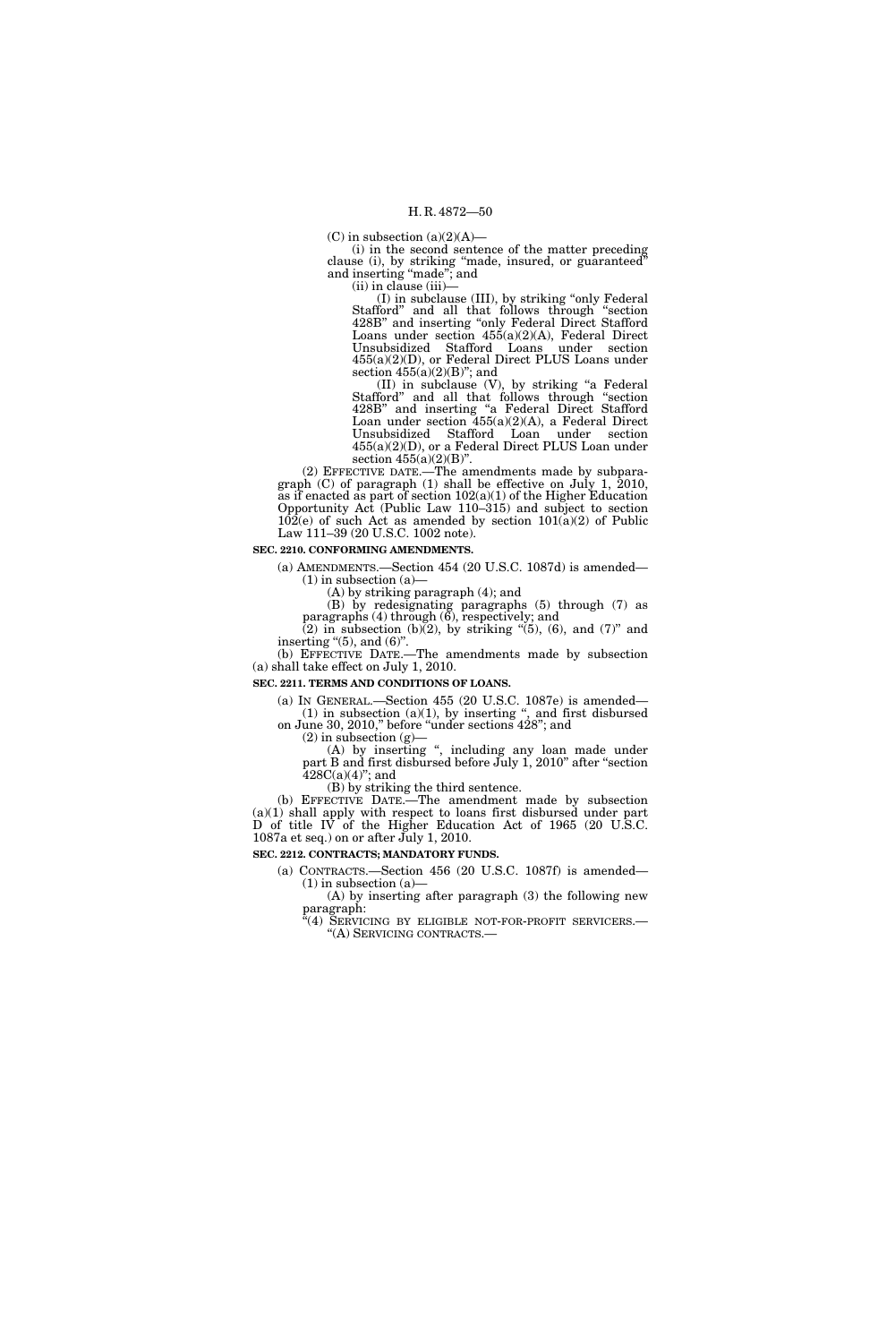(C) in subsection (a)(2)(A)—

(i) in the second sentence of the matter preceding clause (i), by striking "made, insured, or guaranteed" and inserting "made"; and

(ii) in clause (iii)—

(I) in subclause (III), by striking "only Federal Stafford" and all that follows through "section 428B" and inserting "only Federal Direct Stafford Loans under section 455(a)(2)(A), Federal Direct Unsubsidized Stafford Loans under section 455(a)(2)(D), or Federal Direct PLUS Loans under section 455(a)(2)(B)"; and

(II) in subclause (V), by striking "a Federal Stafford" and all that follows through "section 428B" and inserting "a Federal Direct Stafford Loan under section 455(a)(2)(A), a Federal Direct Unsubsidized Stafford Loan under section 455(a)(2)(D), or a Federal Direct PLUS Loan under section 455(a)(2)(B)".

(2) EFFECTIVE DATE.—The amendments made by subparagraph (C) of paragraph (1) shall be effective on July 1, 2010, as if enacted as part of section 102(a)(1) of the Higher Education Opportunity Act (Public Law 110–315) and subject to section 102(e) of such Act as amended by section 101(a)(2) of Public Law 111–39 (20 U.S.C. 1002 note).

**SEC. 2210. CONFORMING AMENDMENTS.**

(a) AMENDMENTS.—Section 454 (20 U.S.C. 1087d) is amended—

(1) in subsection (a)—

(A) by striking paragraph (4); and

(B) by redesignating paragraphs (5) through (7) as paragraphs (4) through (6), respectively; and

(2) in subsection (b)(2), by striking "(5), (6), and (7)" and inserting "(5), and (6)".

(b) EFFECTIVE DATE.—The amendments made by subsection (a) shall take effect on July 1, 2010.

**SEC. 2211. TERMS AND CONDITIONS OF LOANS.**

(a) IN GENERAL.—Section 455 (20 U.S.C. 1087e) is amended—

(1) in subsection (a)(1), by inserting ", and first disbursed on June 30, 2010," before "under sections 428"; and

(2) in subsection (g)—

(A) by inserting ", including any loan made under part B and first disbursed before July 1, 2010" after "section 428C(a)(4)"; and

(B) by striking the third sentence.

(b) EFFECTIVE DATE.—The amendment made by subsection (a)(1) shall apply with respect to loans first disbursed under part D of title IV of the Higher Education Act of 1965 (20 U.S.C. 1087a et seq.) on or after July 1, 2010.

**SEC. 2212. CONTRACTS; MANDATORY FUNDS.**

(a) CONTRACTS.—Section 456 (20 U.S.C. 1087f) is amended—

(1) in subsection (a)—

(A) by inserting after paragraph (3) the following new paragraph:

"(4) SERVICING BY ELIGIBLE NOT-FOR-PROFIT SERVICERS.—

"(A) SERVICING CONTRACTS.—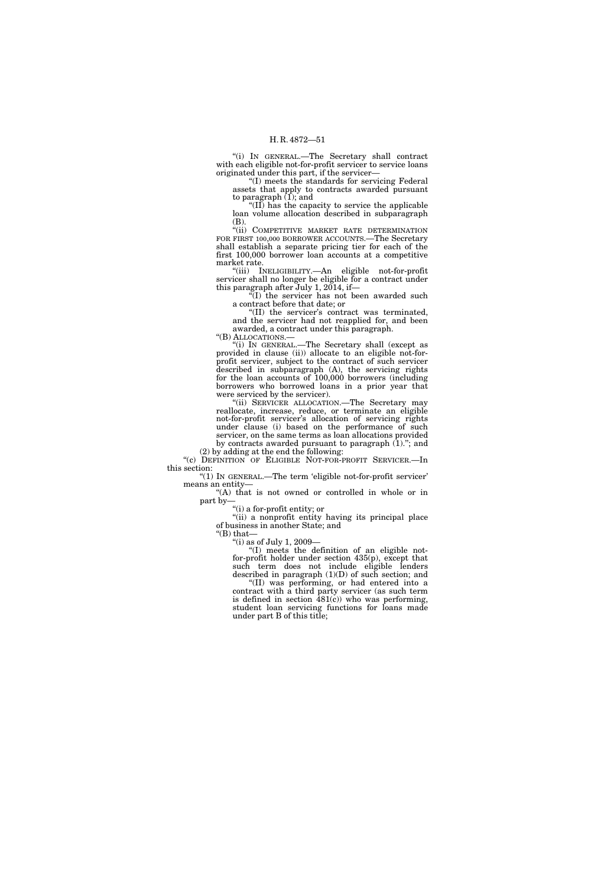"(i) IN GENERAL.—The Secretary shall contract with each eligible not-for-profit servicer to service loans originated under this part, if the servicer—

"(I) meets the standards for servicing Federal assets that apply to contracts awarded pursuant to paragraph (1); and

"(II) has the capacity to service the applicable loan volume allocation described in subparagraph (B).

"(ii) COMPETITIVE MARKET RATE DETERMINATION FOR FIRST 100,000 BORROWER ACCOUNTS.—The Secretary shall establish a separate pricing tier for each of the first 100,000 borrower loan accounts at a competitive market rate.

"(iii) INELIGIBILITY.—An eligible not-for-profit servicer shall no longer be eligible for a contract under this paragraph after July 1, 2014, if—

"(I) the servicer has not been awarded such a contract before that date; or

"(II) the servicer's contract was terminated, and the servicer had not reapplied for, and been awarded, a contract under this paragraph.

"(B) ALLOCATIONS.—

"(i) IN GENERAL.—The Secretary shall (except as provided in clause (ii)) allocate to an eligible not-for-profit servicer, subject to the contract of such servicer described in subparagraph (A), the servicing rights for the loan accounts of 100,000 borrowers (including borrowers who borrowed loans in a prior year that were serviced by the servicer).

"(ii) SERVICER ALLOCATION.—The Secretary may reallocate, increase, reduce, or terminate an eligible not-for-profit servicer's allocation of servicing rights under clause (i) based on the performance of such servicer, on the same terms as loan allocations provided by contracts awarded pursuant to paragraph (1)."; and

(2) by adding at the end the following:

"(c) DEFINITION OF ELIGIBLE NOT-FOR-PROFIT SERVICER.—In this section:

"(1) IN GENERAL.—The term 'eligible not-for-profit servicer' means an entity—

"(A) that is not owned or controlled in whole or in part by—

"(i) a for-profit entity; or

"(ii) a nonprofit entity having its principal place of business in another State; and

"(B) that—

"(i) as of July 1, 2009—

"(I) meets the definition of an eligible not-for-profit holder under section 435(p), except that such term does not include eligible lenders described in paragraph (1)(D) of such section; and

"(II) was performing, or had entered into a contract with a third party servicer (as such term is defined in section 481(c)) who was performing, student loan servicing functions for loans made under part B of this title;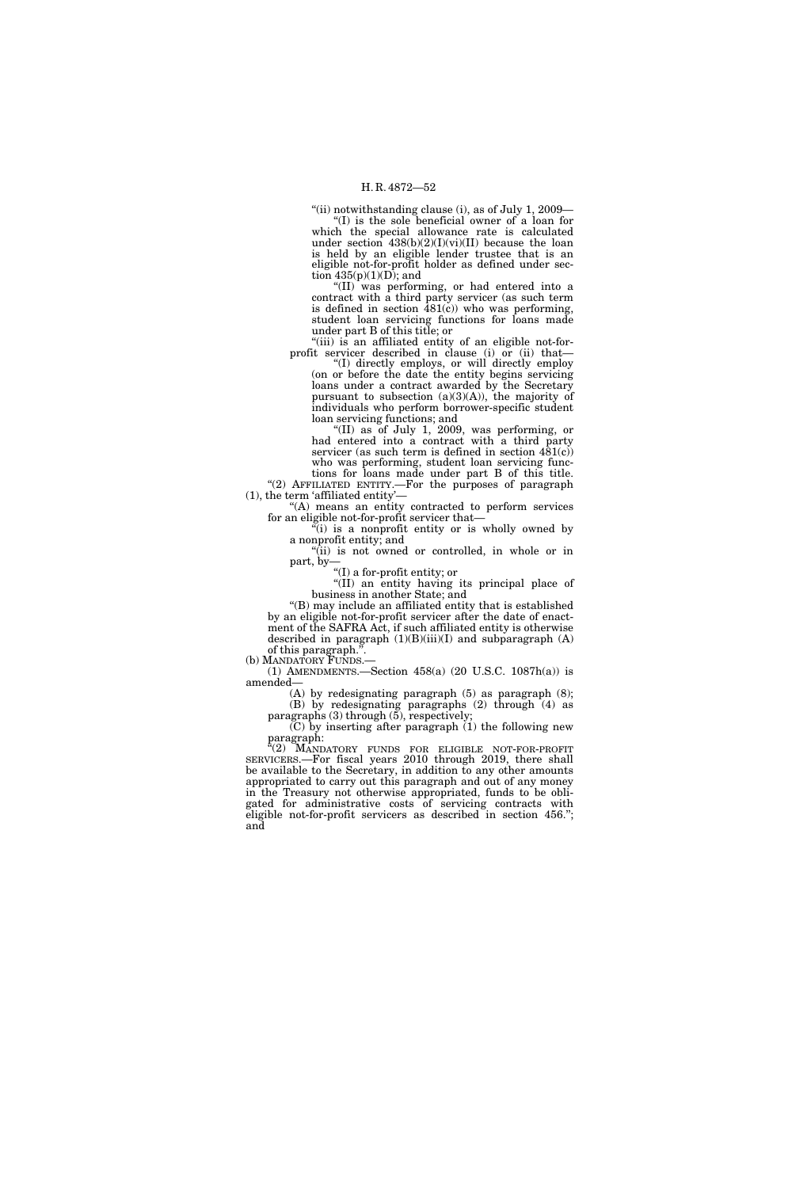"(ii) notwithstanding clause (i), as of July 1, 2009—

"(I) is the sole beneficial owner of a loan for which the special allowance rate is calculated under section 438(b)(2)(I)(vi)(II) because the loan is held by an eligible lender trustee that is an eligible not-for-profit holder as defined under section 435(p)(1)(D); and

"(II) was performing, or had entered into a contract with a third party servicer (as such term is defined in section 481(c)) who was performing, student loan servicing functions for loans made under part B of this title; or

"(iii) is an affiliated entity of an eligible not-for-profit servicer described in clause (i) or (ii) that—

"(I) directly employs, or will directly employ (on or before the date the entity begins servicing loans under a contract awarded by the Secretary pursuant to subsection (a)(3)(A)), the majority of individuals who perform borrower-specific student loan servicing functions; and

"(II) as of July 1, 2009, was performing, or had entered into a contract with a third party servicer (as such term is defined in section 481(c)) who was performing, student loan servicing functions for loans made under part B of this title.

"(2) AFFILIATED ENTITY.—For the purposes of paragraph (1), the term 'affiliated entity'—

"(A) means an entity contracted to perform services for an eligible not-for-profit servicer that—

"(i) is a nonprofit entity or is wholly owned by a nonprofit entity; and

"(ii) is not owned or controlled, in whole or in part, by—

"(I) a for-profit entity; or

"(II) an entity having its principal place of business in another State; and

"(B) may include an affiliated entity that is established by an eligible not-for-profit servicer after the date of enactment of the SAFRA Act, if such affiliated entity is otherwise described in paragraph (1)(B)(iii)(I) and subparagraph (A) of this paragraph.".

(b) MANDATORY FUNDS.—

(1) AMENDMENTS.—Section 458(a) (20 U.S.C. 1087h(a)) is amended—

(A) by redesignating paragraph (5) as paragraph (8);

(B) by redesignating paragraphs (2) through (4) as paragraphs (3) through (5), respectively;

(C) by inserting after paragraph (1) the following new paragraph:

"(2) MANDATORY FUNDS FOR ELIGIBLE NOT-FOR-PROFIT SERVICERS.—For fiscal years 2010 through 2019, there shall be available to the Secretary, in addition to any other amounts appropriated to carry out this paragraph and out of any money in the Treasury not otherwise appropriated, funds to be obligated for administrative costs of servicing contracts with eligible not-for-profit servicers as described in section 456."; and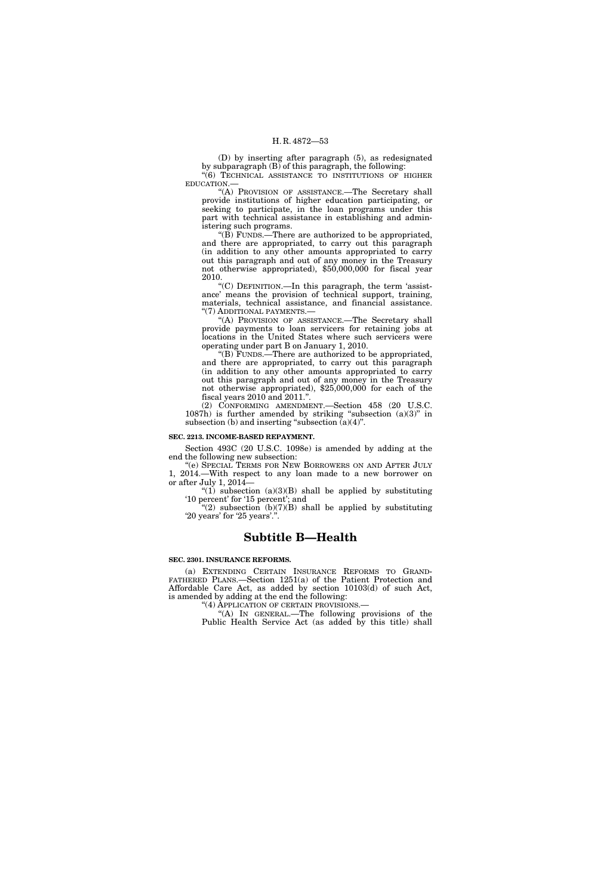(D) by inserting after paragraph (5), as redesignated by subparagraph (B) of this paragraph, the following:

"(6) TECHNICAL ASSISTANCE TO INSTITUTIONS OF HIGHER EDUCATION.—

"(A) PROVISION OF ASSISTANCE.—The Secretary shall provide institutions of higher education participating, or seeking to participate, in the loan programs under this part with technical assistance in establishing and administering such programs.

"(B) FUNDS.—There are authorized to be appropriated, and there are appropriated, to carry out this paragraph (in addition to any other amounts appropriated to carry out this paragraph and out of any money in the Treasury not otherwise appropriated), $50,000,000 for fiscal year 2010.

"(C) DEFINITION.—In this paragraph, the term 'assistance' means the provision of technical support, training, materials, technical assistance, and financial assistance.

"(7) ADDITIONAL PAYMENTS.—

"(A) PROVISION OF ASSISTANCE.—The Secretary shall provide payments to loan servicers for retaining jobs at locations in the United States where such servicers were operating under part B on January 1, 2010.

"(B) FUNDS.—There are authorized to be appropriated, and there are appropriated, to carry out this paragraph (in addition to any other amounts appropriated to carry out this paragraph and out of any money in the Treasury not otherwise appropriated), $25,000,000 for each of the fiscal years 2010 and 2011.".

(2) CONFORMING AMENDMENT.—Section 458 (20 U.S.C. 1087h) is further amended by striking "subsection (a)(3)" in subsection (b) and inserting "subsection (a)(4)".

**SEC. 2213. INCOME-BASED REPAYMENT.**

Section 493C (20 U.S.C. 1098e) is amended by adding at the end the following new subsection:

"(e) SPECIAL TERMS FOR NEW BORROWERS ON AND AFTER JULY 1, 2014.—With respect to any loan made to a new borrower on or after July 1, 2014—

"(1) subsection (a)(3)(B) shall be applied by substituting '10 percent' for '15 percent'; and

"(2) subsection (b)(7)(B) shall be applied by substituting '20 years' for '25 years'.".

# Subtitle B—Health

**SEC. 2301. INSURANCE REFORMS.**

(a) EXTENDING CERTAIN INSURANCE REFORMS TO GRANDFATHERED PLANS.—Section 1251(a) of the Patient Protection and Affordable Care Act, as added by section 10103(d) of such Act, is amended by adding at the end the following:

"(4) APPLICATION OF CERTAIN PROVISIONS.—

"(A) IN GENERAL.—The following provisions of the Public Health Service Act (as added by this title) shall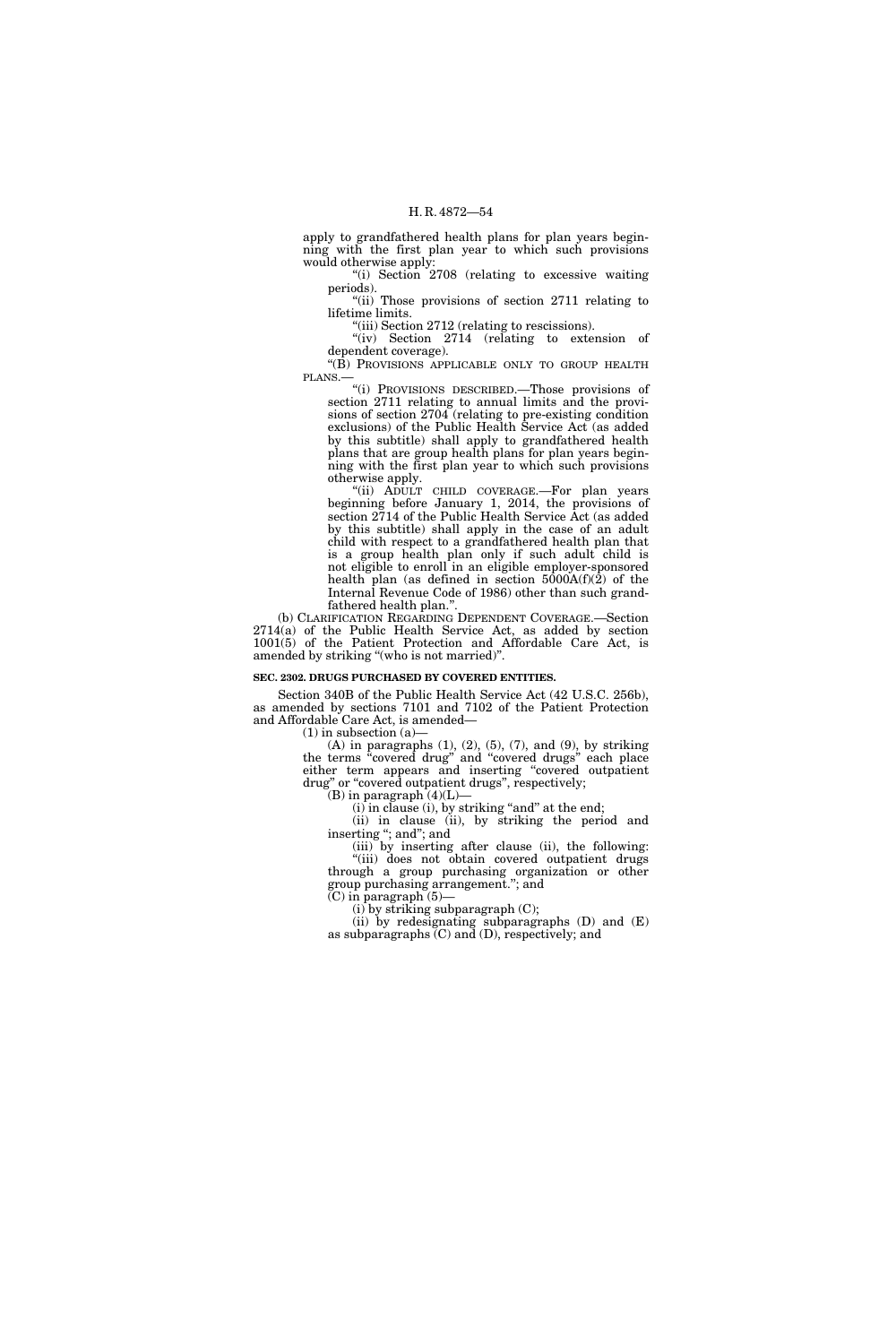apply to grandfathered health plans for plan years beginning with the first plan year to which such provisions would otherwise apply:

"(i) Section 2708 (relating to excessive waiting periods).

"(ii) Those provisions of section 2711 relating to lifetime limits.

"(iii) Section 2712 (relating to rescissions).

"(iv) Section 2714 (relating to extension of dependent coverage).

"(B) PROVISIONS APPLICABLE ONLY TO GROUP HEALTH PLANS.—

"(i) PROVISIONS DESCRIBED.—Those provisions of section 2711 relating to annual limits and the provisions of section 2704 (relating to pre-existing condition exclusions) of the Public Health Service Act (as added by this subtitle) shall apply to grandfathered health plans that are group health plans for plan years beginning with the first plan year to which such provisions otherwise apply.

"(ii) ADULT CHILD COVERAGE.—For plan years beginning before January 1, 2014, the provisions of section 2714 of the Public Health Service Act (as added by this subtitle) shall apply in the case of an adult child with respect to a grandfathered health plan that is a group health plan only if such adult child is not eligible to enroll in an eligible employer-sponsored health plan (as defined in section 5000A(f)(2) of the Internal Revenue Code of 1986) other than such grandfathered health plan.".

(b) CLARIFICATION REGARDING DEPENDENT COVERAGE.—Section 2714(a) of the Public Health Service Act, as added by section 1001(5) of the Patient Protection and Affordable Care Act, is amended by striking "(who is not married)".

**SEC. 2302. DRUGS PURCHASED BY COVERED ENTITIES.**

Section 340B of the Public Health Service Act (42 U.S.C. 256b), as amended by sections 7101 and 7102 of the Patient Protection and Affordable Care Act, is amended—

(1) in subsection (a)—

(A) in paragraphs (1), (2), (5), (7), and (9), by striking the terms "covered drug" and "covered drugs" each place either term appears and inserting "covered outpatient drug" or "covered outpatient drugs", respectively;

(B) in paragraph (4)(L)—

(i) in clause (i), by striking "and" at the end;

(ii) in clause (ii), by striking the period and inserting "; and"; and

(iii) by inserting after clause (ii), the following: "(iii) does not obtain covered outpatient drugs through a group purchasing organization or other group purchasing arrangement."; and

(C) in paragraph (5)—

(i) by striking subparagraph (C);

(ii) by redesignating subparagraphs (D) and (E) as subparagraphs (C) and (D), respectively; and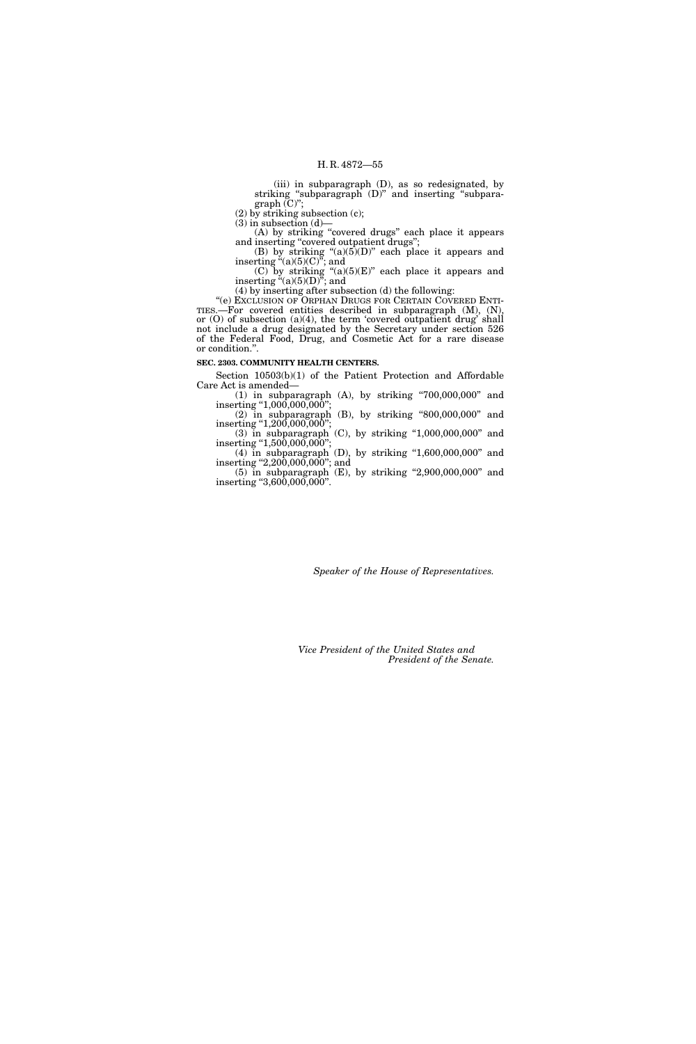(iii) in subparagraph (D), as so redesignated, by striking "subparagraph (D)" and inserting "subparagraph (C)";

(2) by striking subsection (c);

(3) in subsection (d)—

(A) by striking "covered drugs" each place it appears and inserting "covered outpatient drugs";

(B) by striking "(a)(5)(D)" each place it appears and inserting "(a)(5)(C)"; and

(C) by striking "(a)(5)(E)" each place it appears and inserting "(a)(5)(D)"; and

(4) by inserting after subsection (d) the following:

"(e) EXCLUSION OF ORPHAN DRUGS FOR CERTAIN COVERED ENTITIES.—For covered entities described in subparagraph (M), (N), or (O) of subsection (a)(4), the term 'covered outpatient drug' shall not include a drug designated by the Secretary under section 526 of the Federal Food, Drug, and Cosmetic Act for a rare disease or condition.".

**SEC. 2303. COMMUNITY HEALTH CENTERS.**

Section 10503(b)(1) of the Patient Protection and Affordable Care Act is amended—

(1) in subparagraph (A), by striking "700,000,000" and inserting "1,000,000,000";

(2) in subparagraph (B), by striking "800,000,000" and inserting "1,200,000,000";

(3) in subparagraph (C), by striking "1,000,000,000" and inserting "1,500,000,000";

(4) in subparagraph (D), by striking "1,600,000,000" and inserting "2,200,000,000"; and

(5) in subparagraph (E), by striking "2,900,000,000" and inserting "3,600,000,000".

*Speaker of the House of Representatives.*

*Vice President of the United States and President of the Senate.*